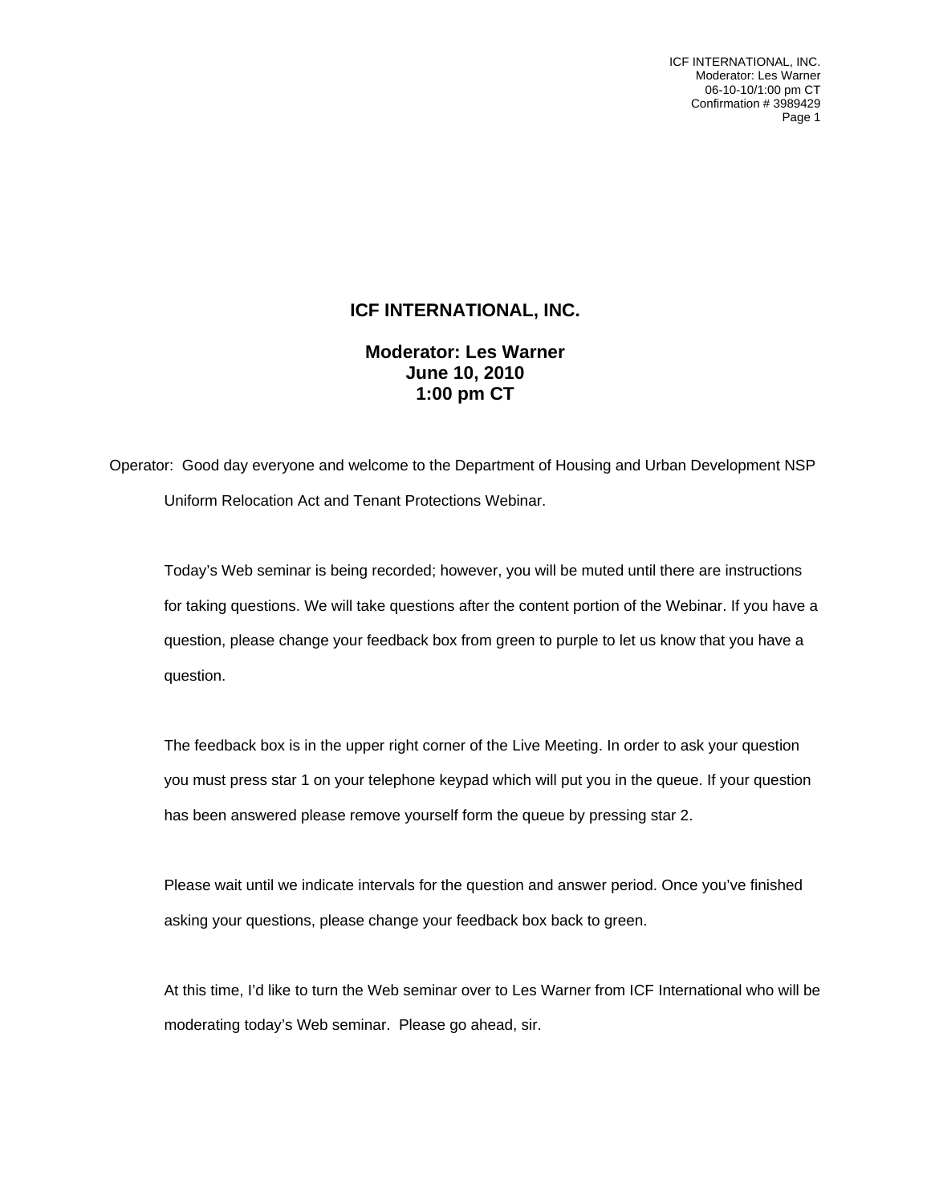# ICF INTERNATIONAL, INC.

**Moderator: Les Warner**
**June 10, 2010**
**1:00 pm CT**

Operator: Good day everyone and welcome to the Department of Housing and Urban Development NSP Uniform Relocation Act and Tenant Protections Webinar.

Today's Web seminar is being recorded; however, you will be muted until there are instructions for taking questions. We will take questions after the content portion of the Webinar. If you have a question, please change your feedback box from green to purple to let us know that you have a question.

The feedback box is in the upper right corner of the Live Meeting. In order to ask your question you must press star 1 on your telephone keypad which will put you in the queue. If your question has been answered please remove yourself form the queue by pressing star 2.

Please wait until we indicate intervals for the question and answer period. Once you've finished asking your questions, please change your feedback box back to green.

At this time, I'd like to turn the Web seminar over to Les Warner from ICF International who will be moderating today's Web seminar. Please go ahead, sir.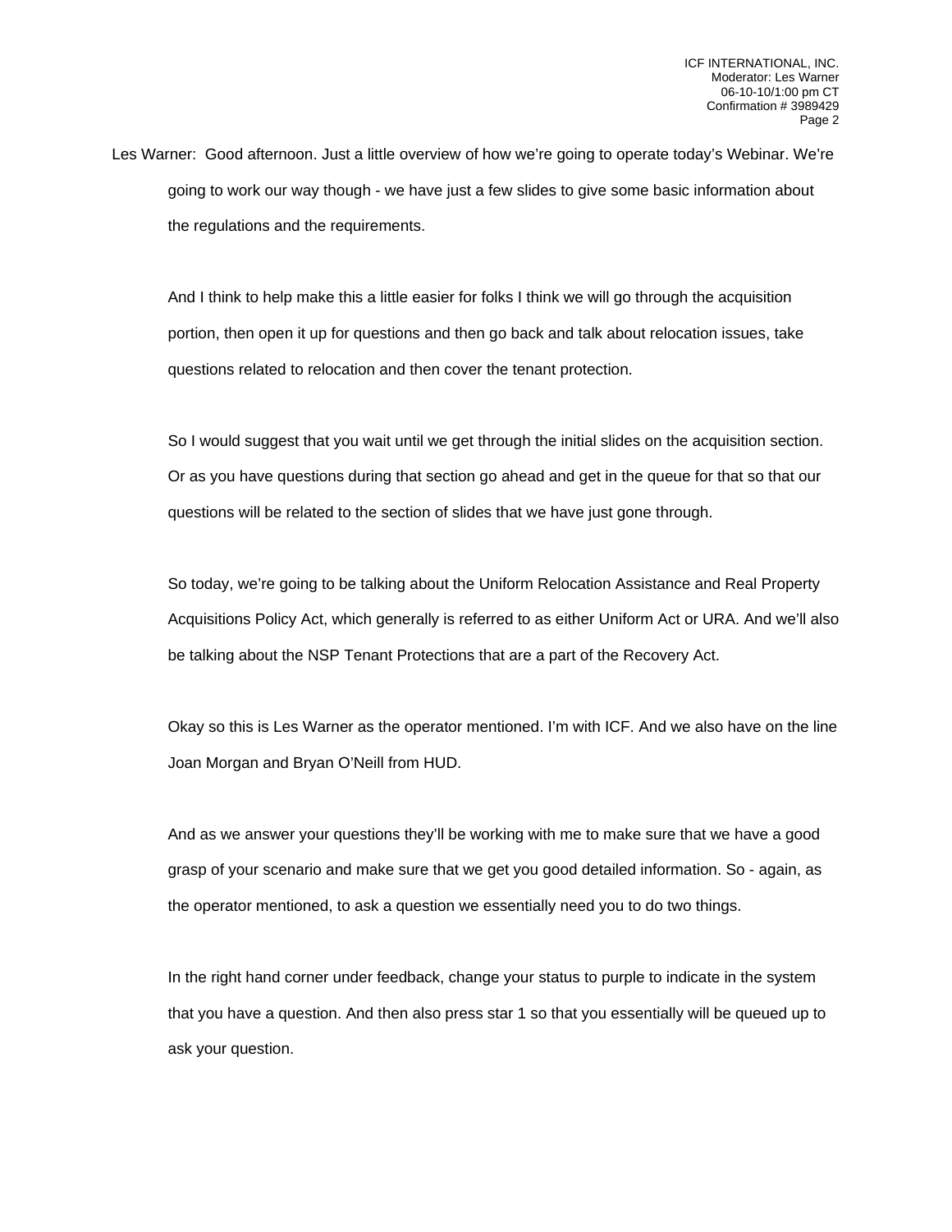Les Warner: Good afternoon. Just a little overview of how we're going to operate today's Webinar. We're going to work our way though - we have just a few slides to give some basic information about the regulations and the requirements.

And I think to help make this a little easier for folks I think we will go through the acquisition portion, then open it up for questions and then go back and talk about relocation issues, take questions related to relocation and then cover the tenant protection.

So I would suggest that you wait until we get through the initial slides on the acquisition section. Or as you have questions during that section go ahead and get in the queue for that so that our questions will be related to the section of slides that we have just gone through.

So today, we're going to be talking about the Uniform Relocation Assistance and Real Property Acquisitions Policy Act, which generally is referred to as either Uniform Act or URA. And we'll also be talking about the NSP Tenant Protections that are a part of the Recovery Act.

Okay so this is Les Warner as the operator mentioned. I'm with ICF. And we also have on the line Joan Morgan and Bryan O'Neill from HUD.

And as we answer your questions they'll be working with me to make sure that we have a good grasp of your scenario and make sure that we get you good detailed information. So - again, as the operator mentioned, to ask a question we essentially need you to do two things.

In the right hand corner under feedback, change your status to purple to indicate in the system that you have a question. And then also press star 1 so that you essentially will be queued up to ask your question.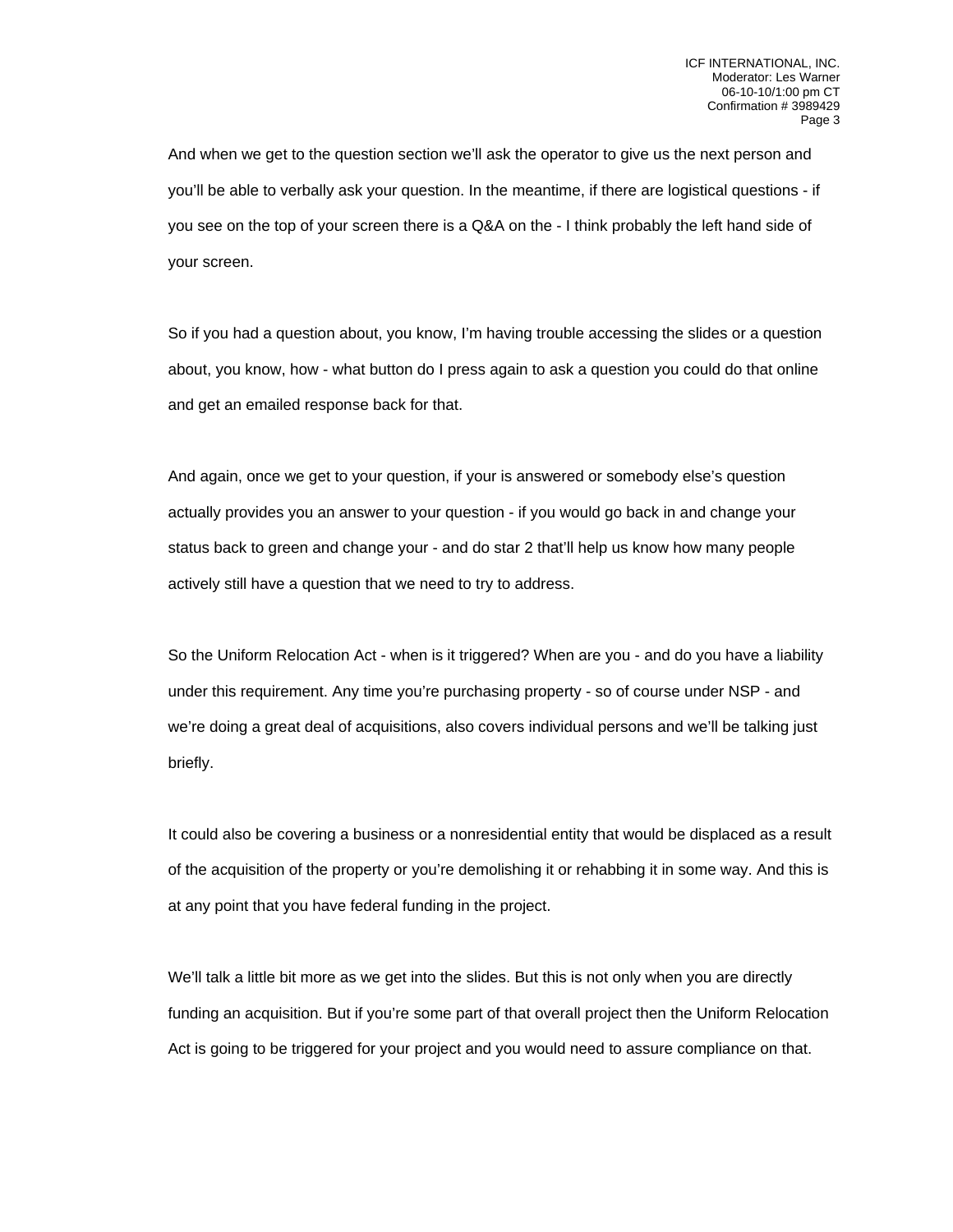And when we get to the question section we'll ask the operator to give us the next person and you'll be able to verbally ask your question. In the meantime, if there are logistical questions - if you see on the top of your screen there is a Q&A on the - I think probably the left hand side of your screen.

So if you had a question about, you know, I'm having trouble accessing the slides or a question about, you know, how - what button do I press again to ask a question you could do that online and get an emailed response back for that.

And again, once we get to your question, if your is answered or somebody else's question actually provides you an answer to your question - if you would go back in and change your status back to green and change your - and do star 2 that'll help us know how many people actively still have a question that we need to try to address.

So the Uniform Relocation Act - when is it triggered? When are you - and do you have a liability under this requirement. Any time you're purchasing property - so of course under NSP - and we're doing a great deal of acquisitions, also covers individual persons and we'll be talking just briefly.

It could also be covering a business or a nonresidential entity that would be displaced as a result of the acquisition of the property or you're demolishing it or rehabbing it in some way. And this is at any point that you have federal funding in the project.

We'll talk a little bit more as we get into the slides. But this is not only when you are directly funding an acquisition. But if you're some part of that overall project then the Uniform Relocation Act is going to be triggered for your project and you would need to assure compliance on that.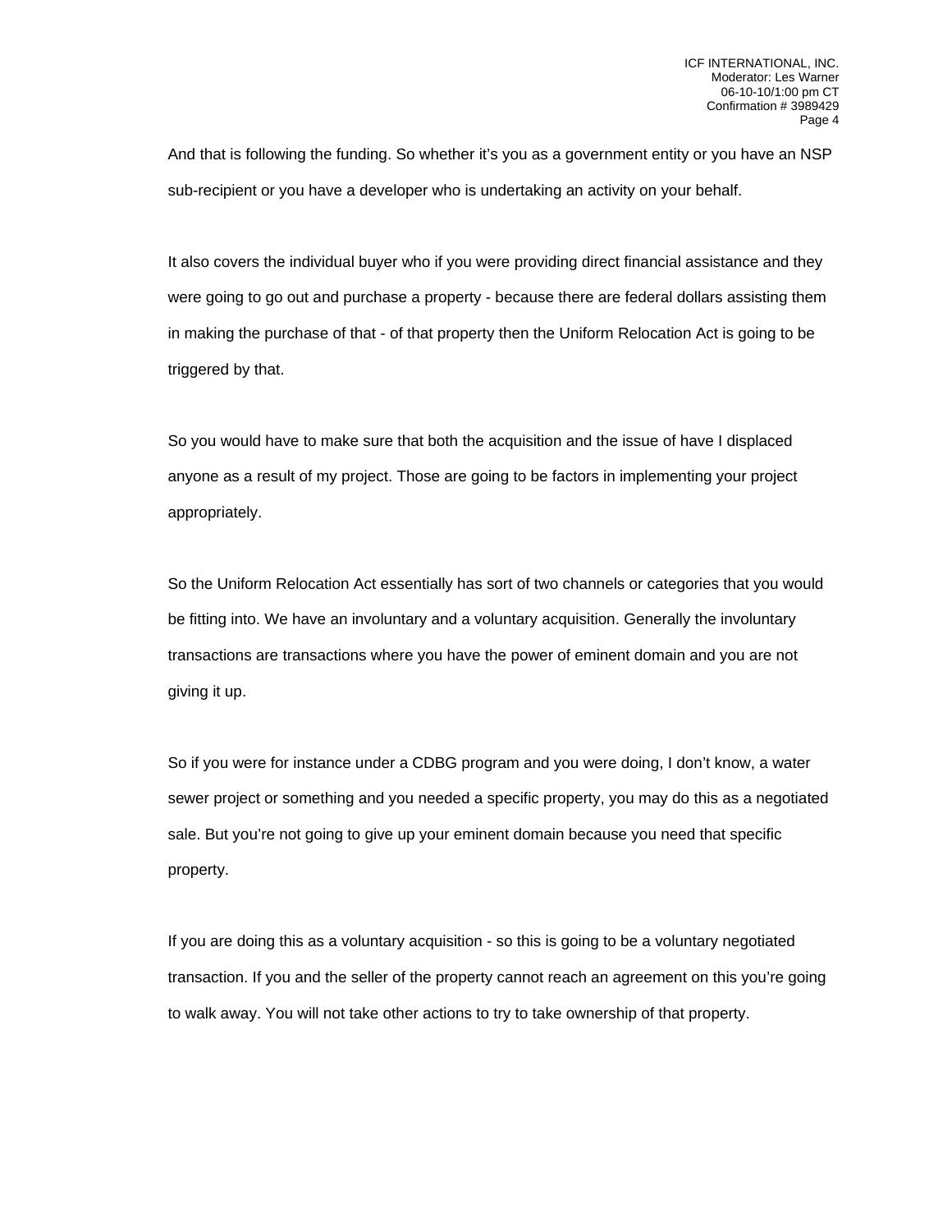And that is following the funding. So whether it's you as a government entity or you have an NSP sub-recipient or you have a developer who is undertaking an activity on your behalf.

It also covers the individual buyer who if you were providing direct financial assistance and they were going to go out and purchase a property - because there are federal dollars assisting them in making the purchase of that - of that property then the Uniform Relocation Act is going to be triggered by that.

So you would have to make sure that both the acquisition and the issue of have I displaced anyone as a result of my project. Those are going to be factors in implementing your project appropriately.

So the Uniform Relocation Act essentially has sort of two channels or categories that you would be fitting into. We have an involuntary and a voluntary acquisition. Generally the involuntary transactions are transactions where you have the power of eminent domain and you are not giving it up.

So if you were for instance under a CDBG program and you were doing, I don't know, a water sewer project or something and you needed a specific property, you may do this as a negotiated sale. But you're not going to give up your eminent domain because you need that specific property.

If you are doing this as a voluntary acquisition - so this is going to be a voluntary negotiated transaction. If you and the seller of the property cannot reach an agreement on this you're going to walk away. You will not take other actions to try to take ownership of that property.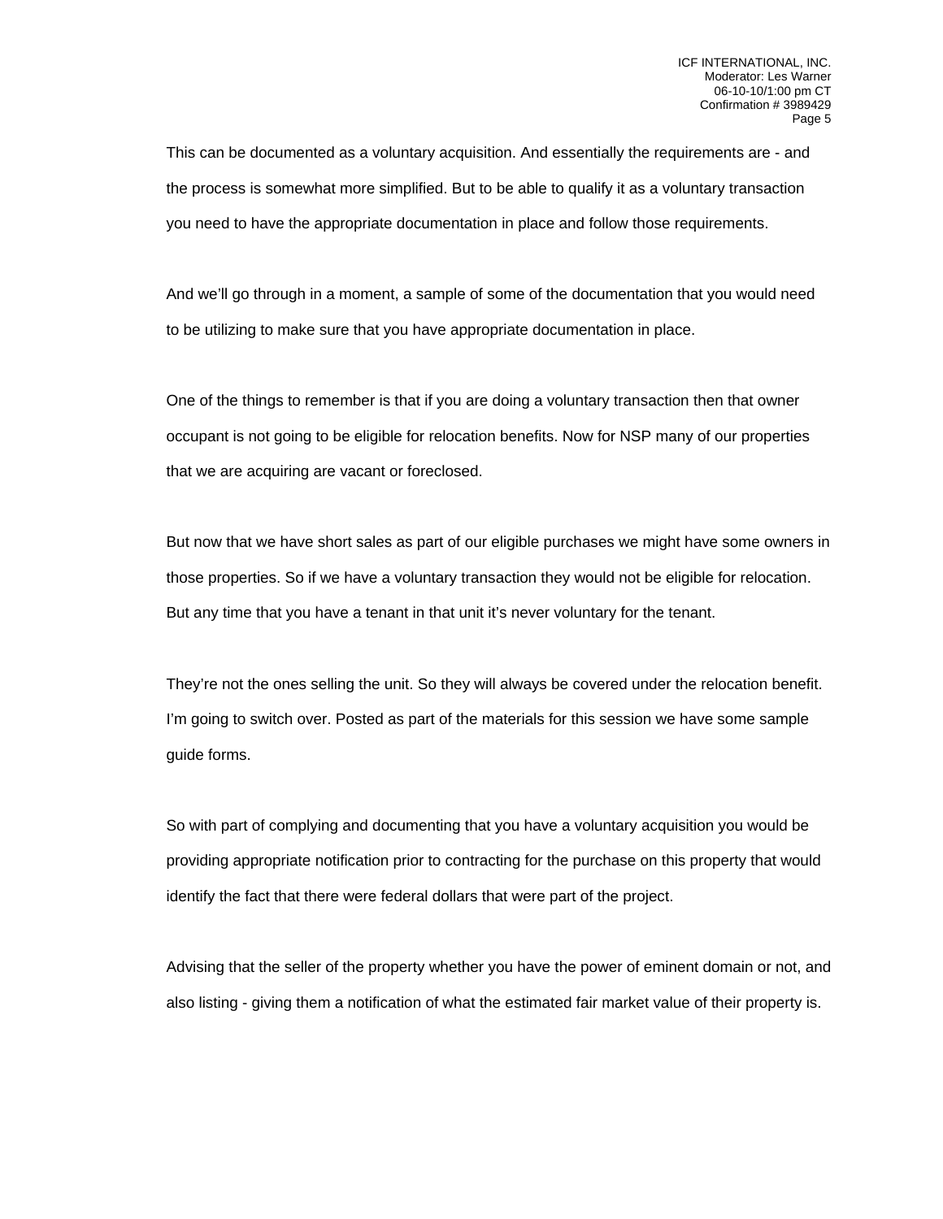This can be documented as a voluntary acquisition. And essentially the requirements are - and the process is somewhat more simplified. But to be able to qualify it as a voluntary transaction you need to have the appropriate documentation in place and follow those requirements.

And we'll go through in a moment, a sample of some of the documentation that you would need to be utilizing to make sure that you have appropriate documentation in place.

One of the things to remember is that if you are doing a voluntary transaction then that owner occupant is not going to be eligible for relocation benefits. Now for NSP many of our properties that we are acquiring are vacant or foreclosed.

But now that we have short sales as part of our eligible purchases we might have some owners in those properties. So if we have a voluntary transaction they would not be eligible for relocation. But any time that you have a tenant in that unit it's never voluntary for the tenant.

They're not the ones selling the unit. So they will always be covered under the relocation benefit. I'm going to switch over. Posted as part of the materials for this session we have some sample guide forms.

So with part of complying and documenting that you have a voluntary acquisition you would be providing appropriate notification prior to contracting for the purchase on this property that would identify the fact that there were federal dollars that were part of the project.

Advising that the seller of the property whether you have the power of eminent domain or not, and also listing - giving them a notification of what the estimated fair market value of their property is.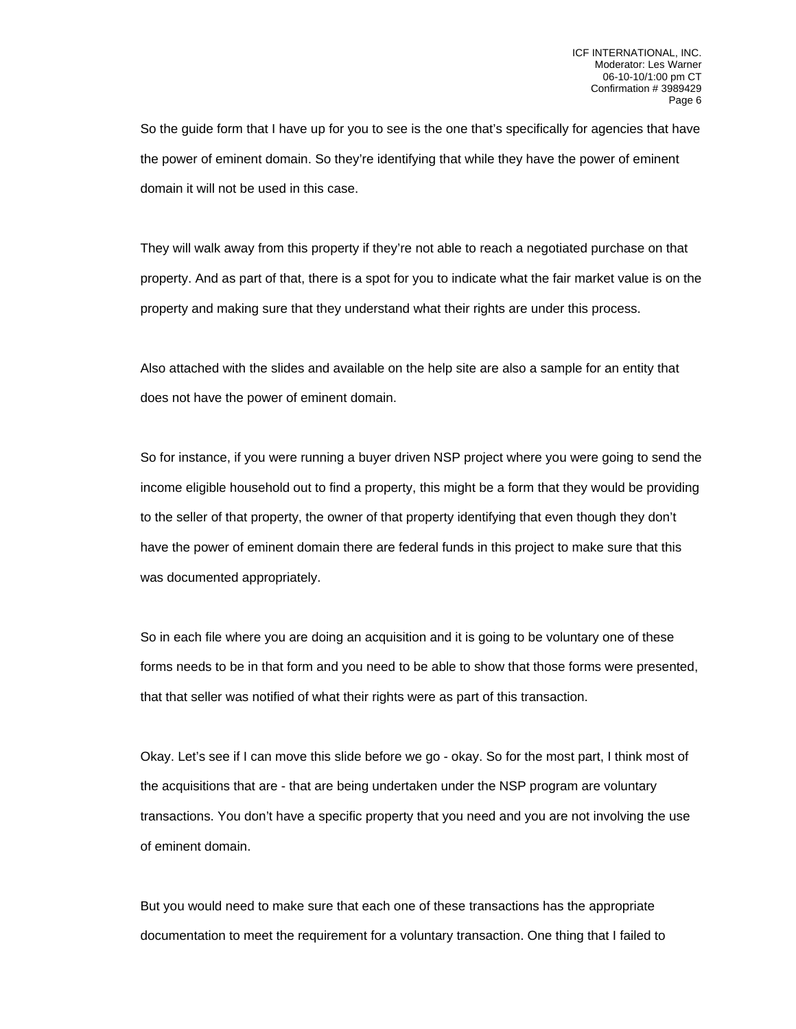So the guide form that I have up for you to see is the one that's specifically for agencies that have the power of eminent domain. So they're identifying that while they have the power of eminent domain it will not be used in this case.

They will walk away from this property if they're not able to reach a negotiated purchase on that property. And as part of that, there is a spot for you to indicate what the fair market value is on the property and making sure that they understand what their rights are under this process.

Also attached with the slides and available on the help site are also a sample for an entity that does not have the power of eminent domain.

So for instance, if you were running a buyer driven NSP project where you were going to send the income eligible household out to find a property, this might be a form that they would be providing to the seller of that property, the owner of that property identifying that even though they don't have the power of eminent domain there are federal funds in this project to make sure that this was documented appropriately.

So in each file where you are doing an acquisition and it is going to be voluntary one of these forms needs to be in that form and you need to be able to show that those forms were presented, that that seller was notified of what their rights were as part of this transaction.

Okay. Let's see if I can move this slide before we go - okay. So for the most part, I think most of the acquisitions that are - that are being undertaken under the NSP program are voluntary transactions. You don't have a specific property that you need and you are not involving the use of eminent domain.

But you would need to make sure that each one of these transactions has the appropriate documentation to meet the requirement for a voluntary transaction. One thing that I failed to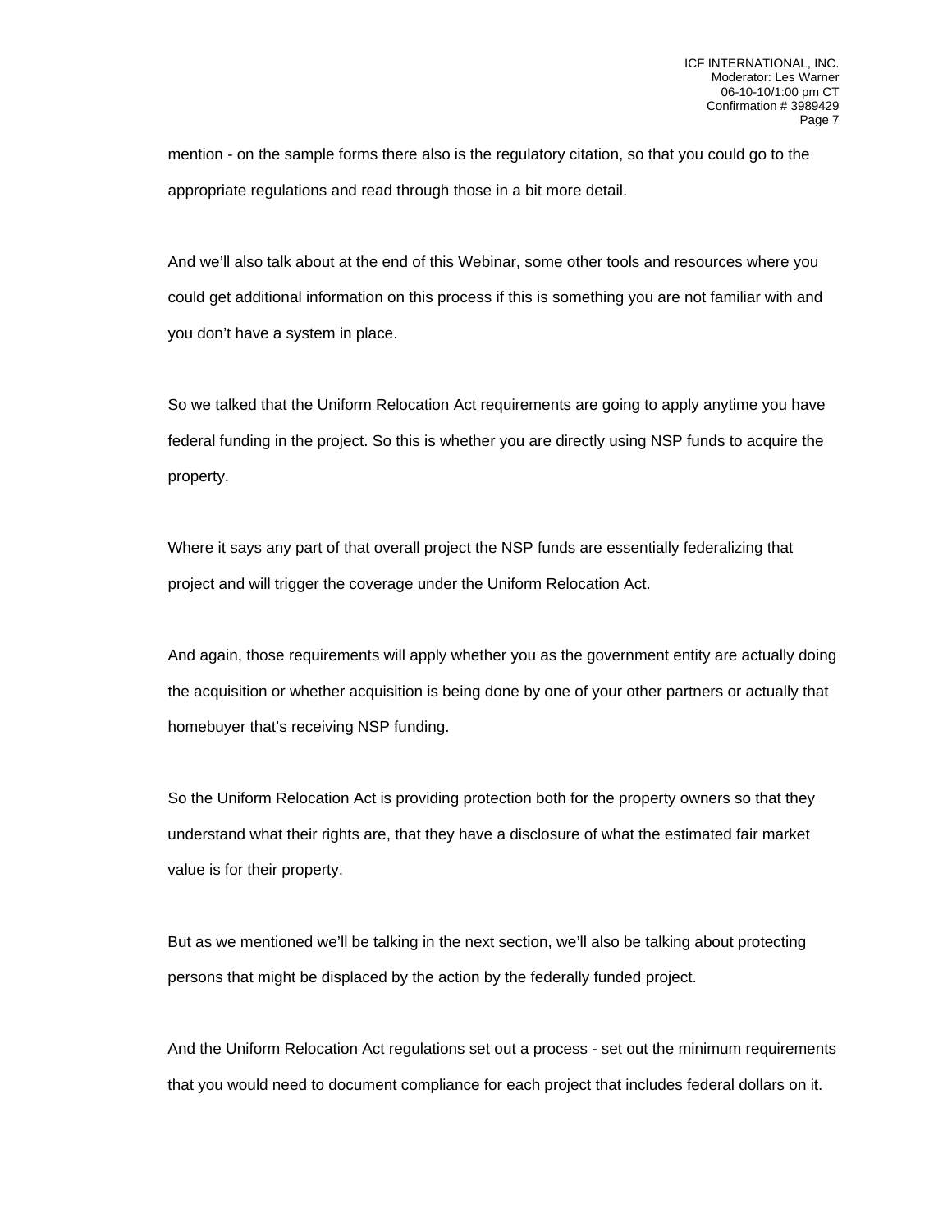mention - on the sample forms there also is the regulatory citation, so that you could go to the appropriate regulations and read through those in a bit more detail.

And we'll also talk about at the end of this Webinar, some other tools and resources where you could get additional information on this process if this is something you are not familiar with and you don't have a system in place.

So we talked that the Uniform Relocation Act requirements are going to apply anytime you have federal funding in the project. So this is whether you are directly using NSP funds to acquire the property.

Where it says any part of that overall project the NSP funds are essentially federalizing that project and will trigger the coverage under the Uniform Relocation Act.

And again, those requirements will apply whether you as the government entity are actually doing the acquisition or whether acquisition is being done by one of your other partners or actually that homebuyer that's receiving NSP funding.

So the Uniform Relocation Act is providing protection both for the property owners so that they understand what their rights are, that they have a disclosure of what the estimated fair market value is for their property.

But as we mentioned we'll be talking in the next section, we'll also be talking about protecting persons that might be displaced by the action by the federally funded project.

And the Uniform Relocation Act regulations set out a process - set out the minimum requirements that you would need to document compliance for each project that includes federal dollars on it.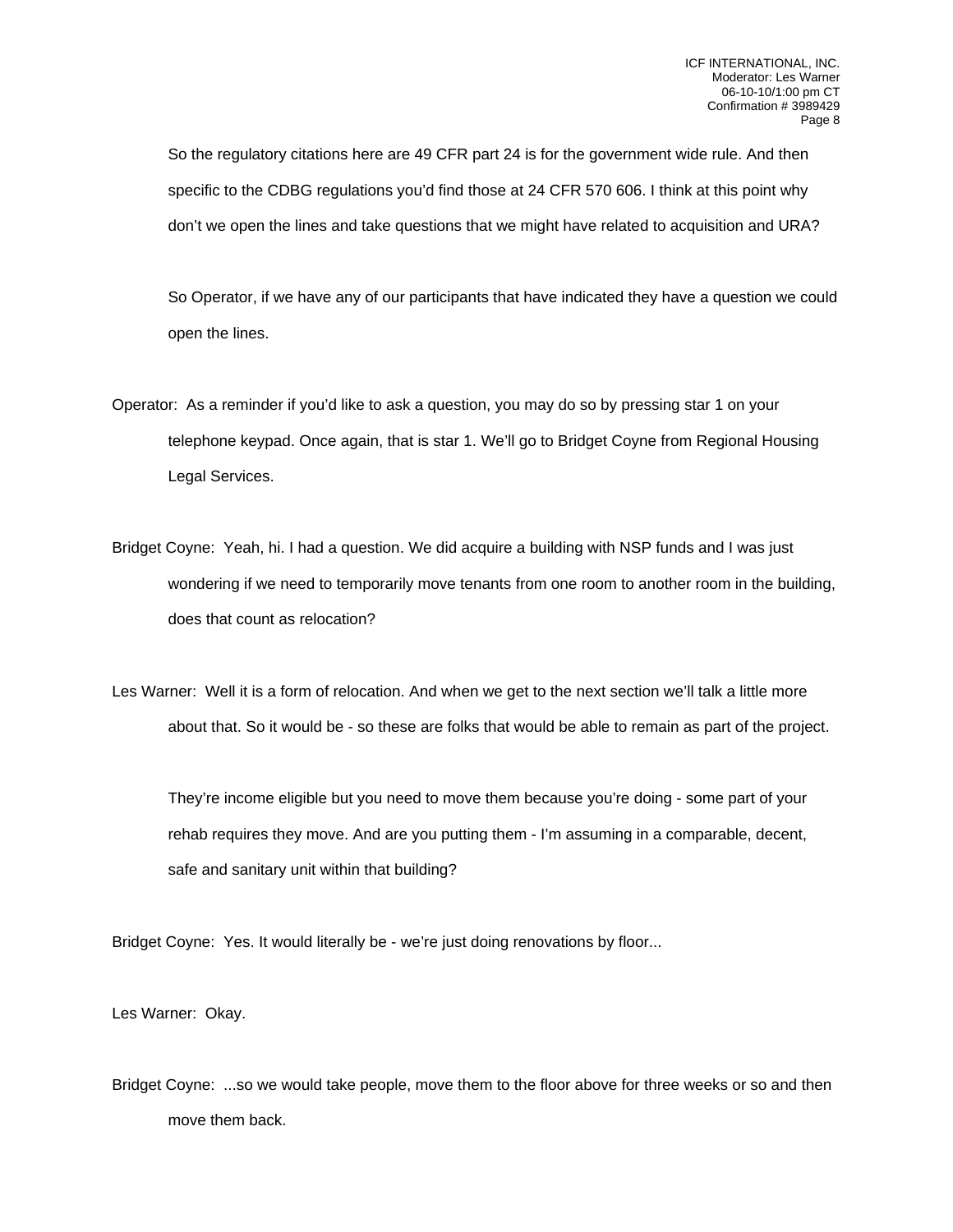So the regulatory citations here are 49 CFR part 24 is for the government wide rule. And then specific to the CDBG regulations you'd find those at 24 CFR 570 606. I think at this point why don't we open the lines and take questions that we might have related to acquisition and URA?

So Operator, if we have any of our participants that have indicated they have a question we could open the lines.

Operator: As a reminder if you'd like to ask a question, you may do so by pressing star 1 on your telephone keypad. Once again, that is star 1. We'll go to Bridget Coyne from Regional Housing Legal Services.

Bridget Coyne: Yeah, hi. I had a question. We did acquire a building with NSP funds and I was just wondering if we need to temporarily move tenants from one room to another room in the building, does that count as relocation?

Les Warner: Well it is a form of relocation. And when we get to the next section we'll talk a little more about that. So it would be - so these are folks that would be able to remain as part of the project.

They're income eligible but you need to move them because you're doing - some part of your rehab requires they move. And are you putting them - I'm assuming in a comparable, decent, safe and sanitary unit within that building?

Bridget Coyne: Yes. It would literally be - we're just doing renovations by floor...

Les Warner: Okay.

Bridget Coyne: ...so we would take people, move them to the floor above for three weeks or so and then move them back.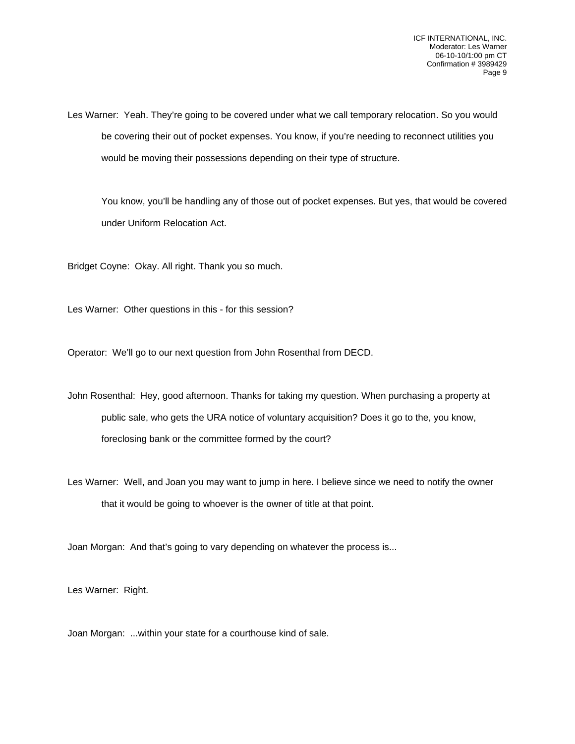Les Warner: Yeah. They're going to be covered under what we call temporary relocation. So you would be covering their out of pocket expenses. You know, if you're needing to reconnect utilities you would be moving their possessions depending on their type of structure.

You know, you'll be handling any of those out of pocket expenses. But yes, that would be covered under Uniform Relocation Act.

Bridget Coyne: Okay. All right. Thank you so much.

Les Warner: Other questions in this - for this session?

Operator: We'll go to our next question from John Rosenthal from DECD.

John Rosenthal: Hey, good afternoon. Thanks for taking my question. When purchasing a property at public sale, who gets the URA notice of voluntary acquisition? Does it go to the, you know, foreclosing bank or the committee formed by the court?

Les Warner: Well, and Joan you may want to jump in here. I believe since we need to notify the owner that it would be going to whoever is the owner of title at that point.

Joan Morgan: And that's going to vary depending on whatever the process is...

Les Warner: Right.

Joan Morgan: ...within your state for a courthouse kind of sale.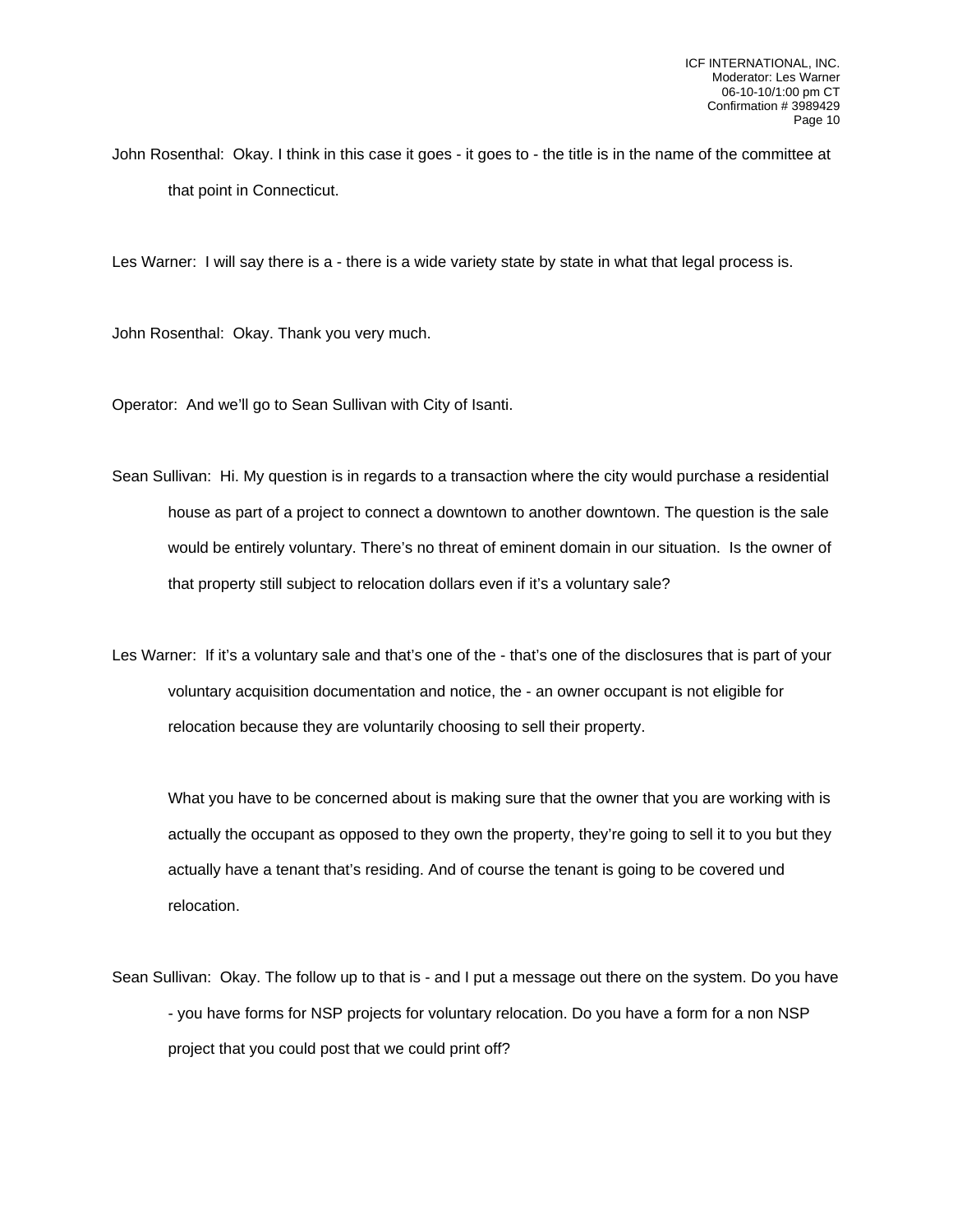John Rosenthal: Okay. I think in this case it goes - it goes to - the title is in the name of the committee at that point in Connecticut.

Les Warner: I will say there is a - there is a wide variety state by state in what that legal process is.

John Rosenthal: Okay. Thank you very much.

Operator: And we'll go to Sean Sullivan with City of Isanti.

Sean Sullivan: Hi. My question is in regards to a transaction where the city would purchase a residential house as part of a project to connect a downtown to another downtown. The question is the sale would be entirely voluntary. There's no threat of eminent domain in our situation. Is the owner of that property still subject to relocation dollars even if it's a voluntary sale?

Les Warner: If it's a voluntary sale and that's one of the - that's one of the disclosures that is part of your voluntary acquisition documentation and notice, the - an owner occupant is not eligible for relocation because they are voluntarily choosing to sell their property.

What you have to be concerned about is making sure that the owner that you are working with is actually the occupant as opposed to they own the property, they're going to sell it to you but they actually have a tenant that's residing. And of course the tenant is going to be covered und relocation.

Sean Sullivan: Okay. The follow up to that is - and I put a message out there on the system. Do you have - you have forms for NSP projects for voluntary relocation. Do you have a form for a non NSP project that you could post that we could print off?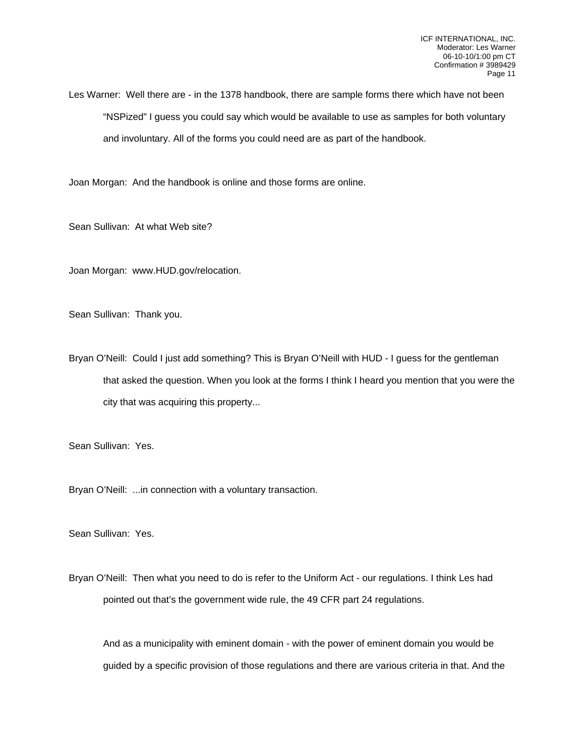Les Warner: Well there are - in the 1378 handbook, there are sample forms there which have not been "NSPized" I guess you could say which would be available to use as samples for both voluntary and involuntary. All of the forms you could need are as part of the handbook.

Joan Morgan: And the handbook is online and those forms are online.

Sean Sullivan: At what Web site?

Joan Morgan: www.HUD.gov/relocation.

Sean Sullivan: Thank you.

Bryan O'Neill: Could I just add something? This is Bryan O'Neill with HUD - I guess for the gentleman that asked the question. When you look at the forms I think I heard you mention that you were the city that was acquiring this property...

Sean Sullivan: Yes.

Bryan O'Neill: ...in connection with a voluntary transaction.

Sean Sullivan: Yes.

Bryan O'Neill: Then what you need to do is refer to the Uniform Act - our regulations. I think Les had pointed out that's the government wide rule, the 49 CFR part 24 regulations.

And as a municipality with eminent domain - with the power of eminent domain you would be guided by a specific provision of those regulations and there are various criteria in that. And the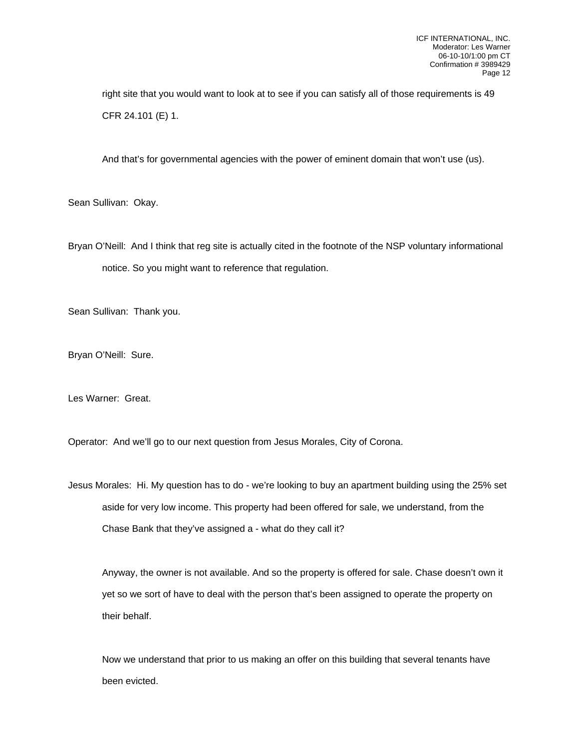right site that you would want to look at to see if you can satisfy all of those requirements is 49 CFR 24.101 (E) 1.

And that's for governmental agencies with the power of eminent domain that won't use (us).

Sean Sullivan: Okay.

Bryan O'Neill: And I think that reg site is actually cited in the footnote of the NSP voluntary informational notice. So you might want to reference that regulation.

Sean Sullivan: Thank you.

Bryan O'Neill: Sure.

Les Warner: Great.

Operator: And we'll go to our next question from Jesus Morales, City of Corona.

Jesus Morales: Hi. My question has to do - we're looking to buy an apartment building using the 25% set aside for very low income. This property had been offered for sale, we understand, from the Chase Bank that they've assigned a - what do they call it?

Anyway, the owner is not available. And so the property is offered for sale. Chase doesn't own it yet so we sort of have to deal with the person that's been assigned to operate the property on their behalf.

Now we understand that prior to us making an offer on this building that several tenants have been evicted.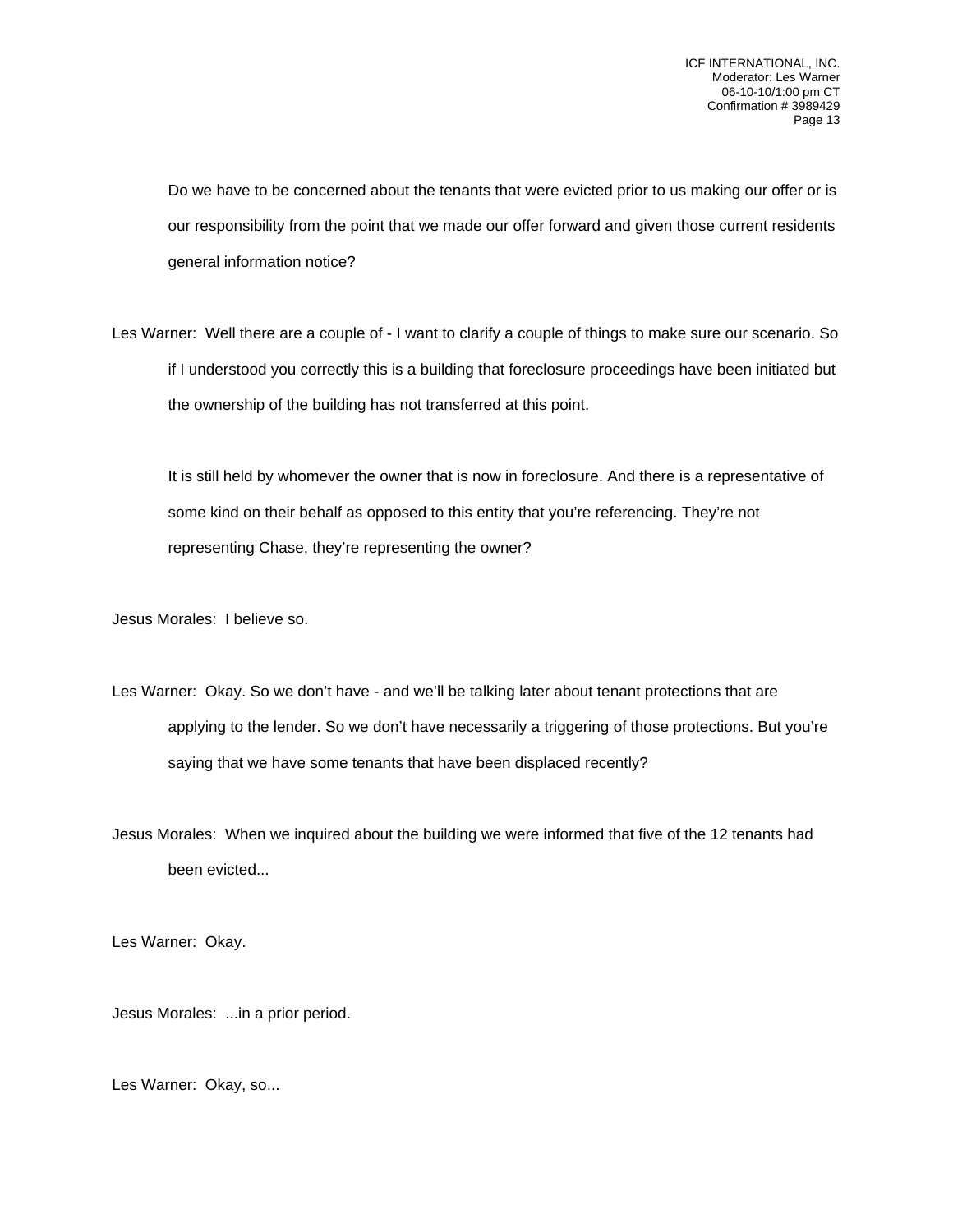Do we have to be concerned about the tenants that were evicted prior to us making our offer or is our responsibility from the point that we made our offer forward and given those current residents general information notice?

Les Warner: Well there are a couple of - I want to clarify a couple of things to make sure our scenario. So if I understood you correctly this is a building that foreclosure proceedings have been initiated but the ownership of the building has not transferred at this point.

It is still held by whomever the owner that is now in foreclosure. And there is a representative of some kind on their behalf as opposed to this entity that you're referencing. They're not representing Chase, they're representing the owner?

Jesus Morales: I believe so.

Les Warner: Okay. So we don't have - and we'll be talking later about tenant protections that are applying to the lender. So we don't have necessarily a triggering of those protections. But you're saying that we have some tenants that have been displaced recently?

Jesus Morales: When we inquired about the building we were informed that five of the 12 tenants had been evicted...

Les Warner: Okay.

Jesus Morales: ...in a prior period.

Les Warner: Okay, so...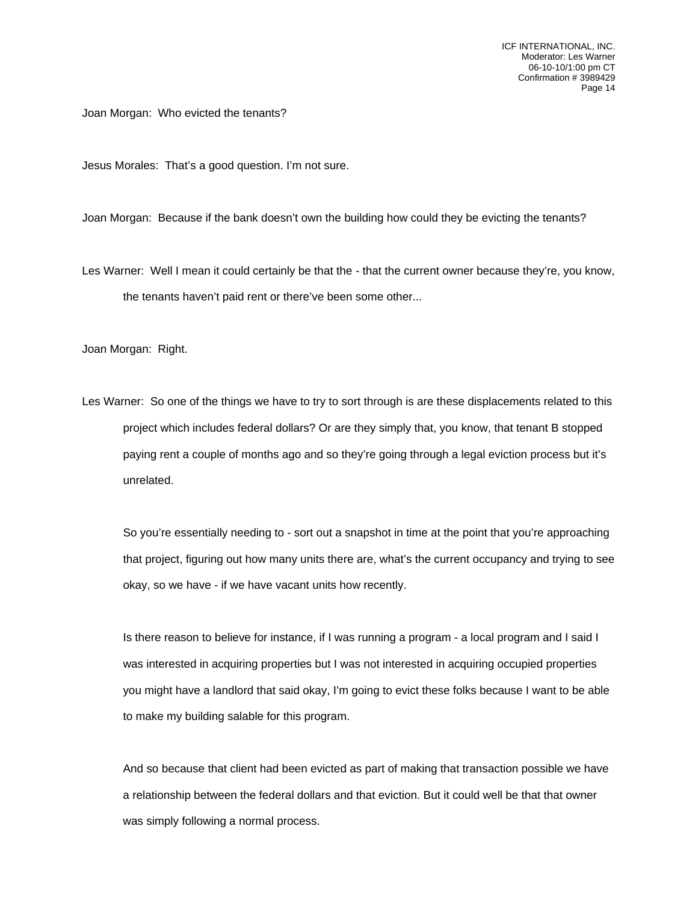Joan Morgan: Who evicted the tenants?

Jesus Morales: That's a good question. I'm not sure.

Joan Morgan: Because if the bank doesn't own the building how could they be evicting the tenants?

Les Warner: Well I mean it could certainly be that the - that the current owner because they're, you know, the tenants haven't paid rent or there've been some other...

Joan Morgan: Right.

Les Warner: So one of the things we have to try to sort through is are these displacements related to this project which includes federal dollars? Or are they simply that, you know, that tenant B stopped paying rent a couple of months ago and so they're going through a legal eviction process but it's unrelated.

So you're essentially needing to - sort out a snapshot in time at the point that you're approaching that project, figuring out how many units there are, what's the current occupancy and trying to see okay, so we have - if we have vacant units how recently.

Is there reason to believe for instance, if I was running a program - a local program and I said I was interested in acquiring properties but I was not interested in acquiring occupied properties you might have a landlord that said okay, I'm going to evict these folks because I want to be able to make my building salable for this program.

And so because that client had been evicted as part of making that transaction possible we have a relationship between the federal dollars and that eviction. But it could well be that that owner was simply following a normal process.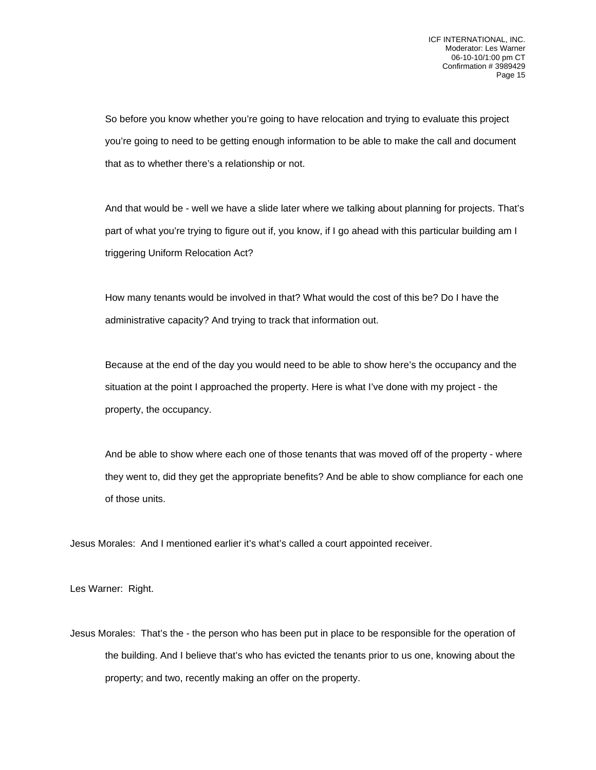So before you know whether you're going to have relocation and trying to evaluate this project you're going to need to be getting enough information to be able to make the call and document that as to whether there's a relationship or not.

And that would be - well we have a slide later where we talking about planning for projects. That's part of what you're trying to figure out if, you know, if I go ahead with this particular building am I triggering Uniform Relocation Act?

How many tenants would be involved in that? What would the cost of this be? Do I have the administrative capacity? And trying to track that information out.

Because at the end of the day you would need to be able to show here's the occupancy and the situation at the point I approached the property. Here is what I've done with my project - the property, the occupancy.

And be able to show where each one of those tenants that was moved off of the property - where they went to, did they get the appropriate benefits? And be able to show compliance for each one of those units.

Jesus Morales: And I mentioned earlier it's what's called a court appointed receiver.

Les Warner: Right.

Jesus Morales: That's the - the person who has been put in place to be responsible for the operation of the building. And I believe that's who has evicted the tenants prior to us one, knowing about the property; and two, recently making an offer on the property.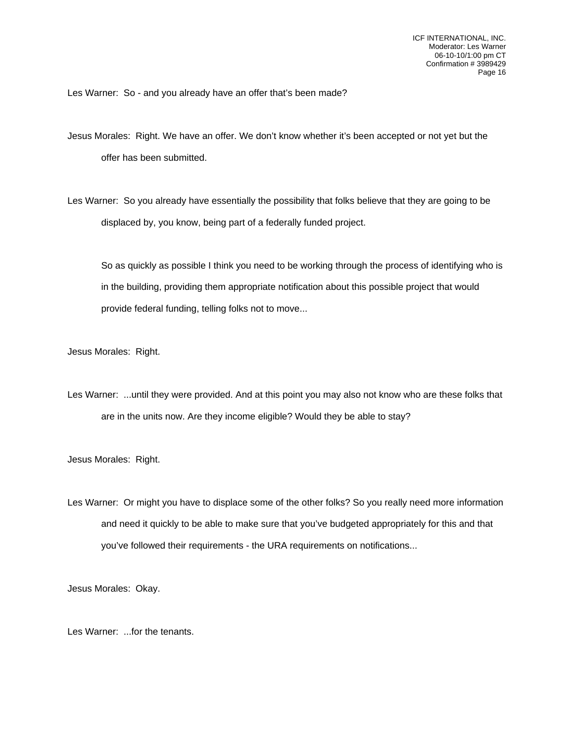Les Warner: So - and you already have an offer that's been made?

Jesus Morales: Right. We have an offer. We don't know whether it's been accepted or not yet but the offer has been submitted.

Les Warner: So you already have essentially the possibility that folks believe that they are going to be displaced by, you know, being part of a federally funded project.

So as quickly as possible I think you need to be working through the process of identifying who is in the building, providing them appropriate notification about this possible project that would provide federal funding, telling folks not to move...

Jesus Morales: Right.

Les Warner: ...until they were provided. And at this point you may also not know who are these folks that are in the units now. Are they income eligible? Would they be able to stay?

Jesus Morales: Right.

Les Warner: Or might you have to displace some of the other folks? So you really need more information and need it quickly to be able to make sure that you've budgeted appropriately for this and that you've followed their requirements - the URA requirements on notifications...

Jesus Morales: Okay.

Les Warner: ...for the tenants.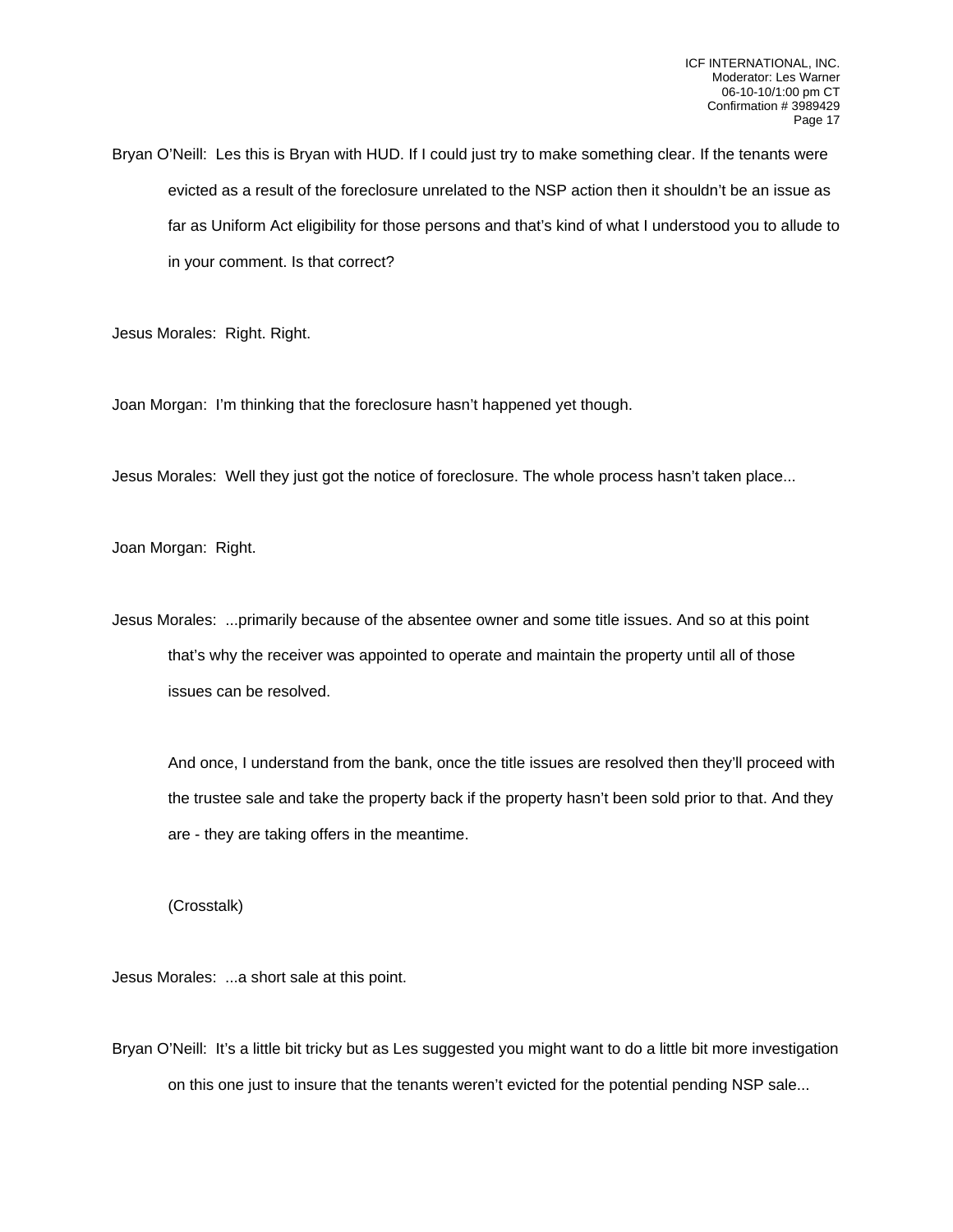Bryan O'Neill: Les this is Bryan with HUD. If I could just try to make something clear. If the tenants were evicted as a result of the foreclosure unrelated to the NSP action then it shouldn't be an issue as far as Uniform Act eligibility for those persons and that's kind of what I understood you to allude to in your comment. Is that correct?

Jesus Morales: Right. Right.

Joan Morgan: I'm thinking that the foreclosure hasn't happened yet though.

Jesus Morales: Well they just got the notice of foreclosure. The whole process hasn't taken place...

Joan Morgan: Right.

Jesus Morales: ...primarily because of the absentee owner and some title issues. And so at this point that's why the receiver was appointed to operate and maintain the property until all of those issues can be resolved.

And once, I understand from the bank, once the title issues are resolved then they'll proceed with the trustee sale and take the property back if the property hasn't been sold prior to that. And they are - they are taking offers in the meantime.

(Crosstalk)

Jesus Morales: ...a short sale at this point.

Bryan O'Neill: It's a little bit tricky but as Les suggested you might want to do a little bit more investigation on this one just to insure that the tenants weren't evicted for the potential pending NSP sale...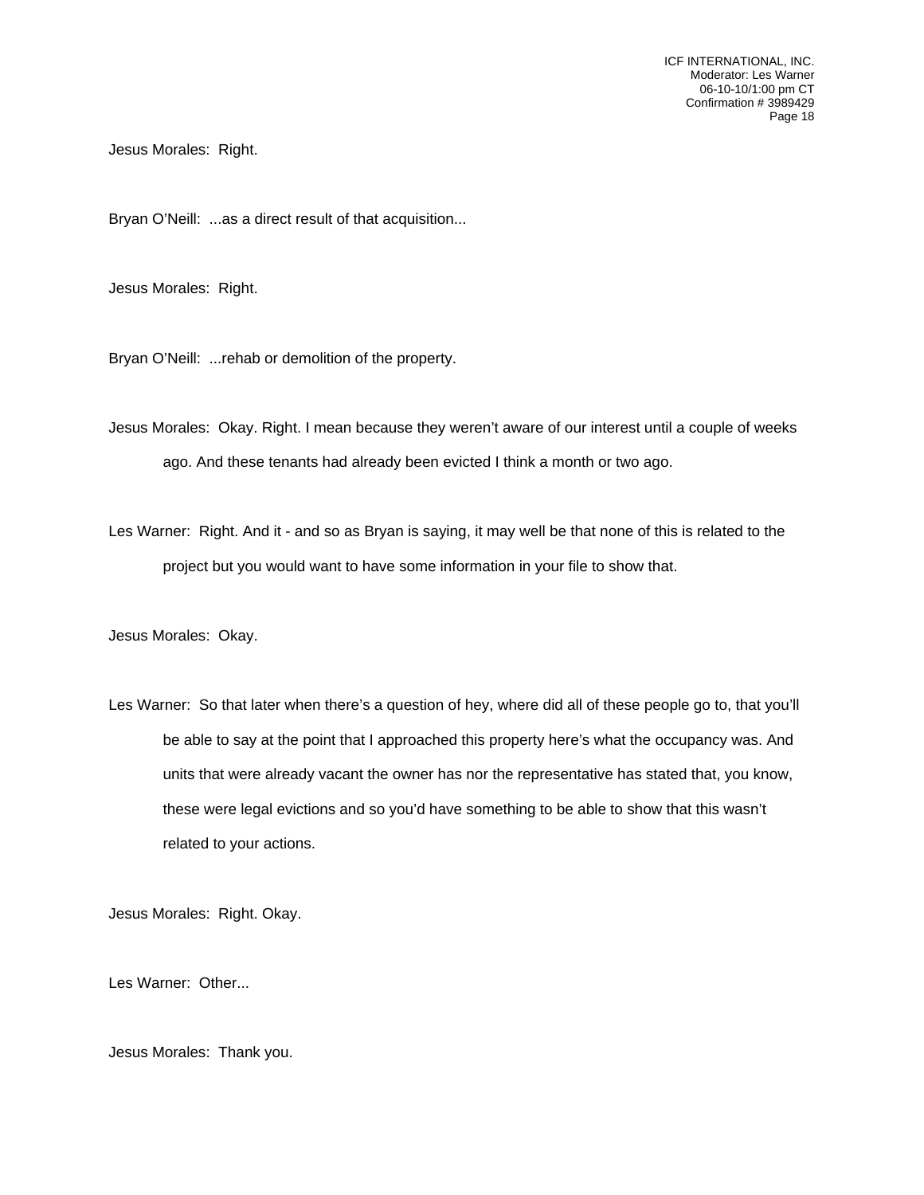Jesus Morales: Right.

Bryan O'Neill: ...as a direct result of that acquisition...

Jesus Morales: Right.

Bryan O'Neill: ...rehab or demolition of the property.

Jesus Morales: Okay. Right. I mean because they weren't aware of our interest until a couple of weeks ago. And these tenants had already been evicted I think a month or two ago.

Les Warner: Right. And it - and so as Bryan is saying, it may well be that none of this is related to the project but you would want to have some information in your file to show that.

Jesus Morales: Okay.

Les Warner: So that later when there's a question of hey, where did all of these people go to, that you'll be able to say at the point that I approached this property here's what the occupancy was. And units that were already vacant the owner has nor the representative has stated that, you know, these were legal evictions and so you'd have something to be able to show that this wasn't related to your actions.

Jesus Morales: Right. Okay.

Les Warner: Other...

Jesus Morales: Thank you.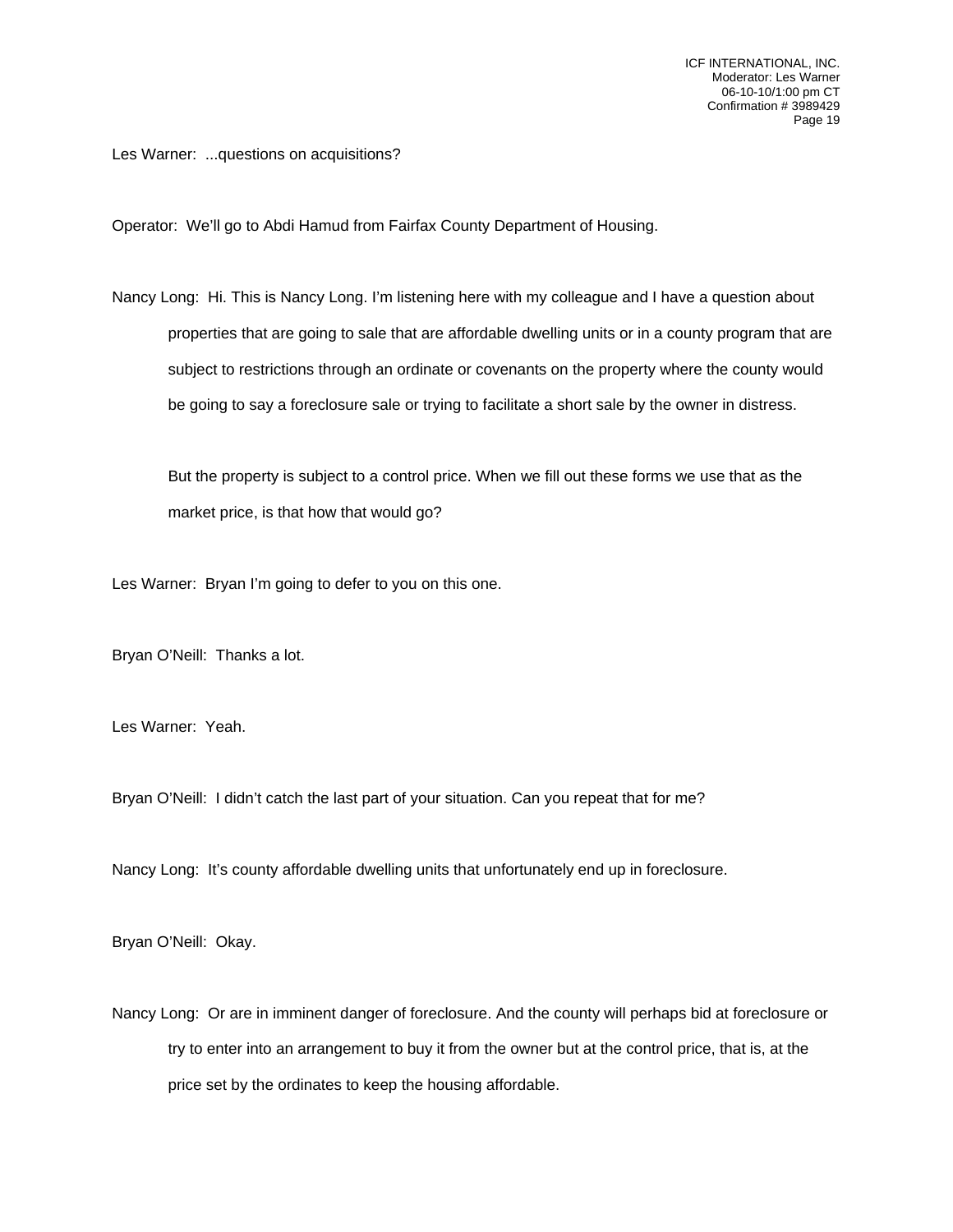Les Warner: ...questions on acquisitions?

Operator: We'll go to Abdi Hamud from Fairfax County Department of Housing.

Nancy Long: Hi. This is Nancy Long. I'm listening here with my colleague and I have a question about properties that are going to sale that are affordable dwelling units or in a county program that are subject to restrictions through an ordinate or covenants on the property where the county would be going to say a foreclosure sale or trying to facilitate a short sale by the owner in distress.

But the property is subject to a control price. When we fill out these forms we use that as the market price, is that how that would go?

Les Warner: Bryan I'm going to defer to you on this one.

Bryan O'Neill: Thanks a lot.

Les Warner: Yeah.

Bryan O'Neill: I didn't catch the last part of your situation. Can you repeat that for me?

Nancy Long: It's county affordable dwelling units that unfortunately end up in foreclosure.

Bryan O'Neill: Okay.

Nancy Long: Or are in imminent danger of foreclosure. And the county will perhaps bid at foreclosure or try to enter into an arrangement to buy it from the owner but at the control price, that is, at the price set by the ordinates to keep the housing affordable.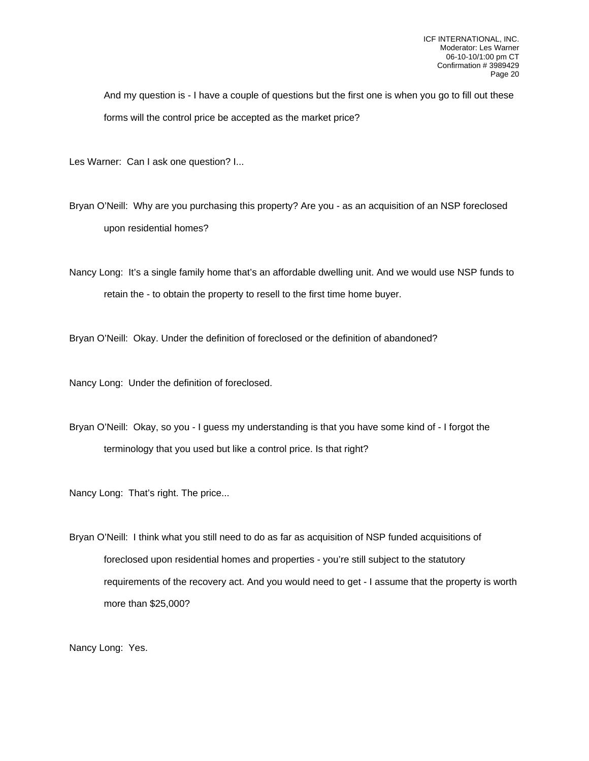And my question is - I have a couple of questions but the first one is when you go to fill out these forms will the control price be accepted as the market price?

Les Warner: Can I ask one question? I...

Bryan O'Neill: Why are you purchasing this property? Are you - as an acquisition of an NSP foreclosed upon residential homes?

Nancy Long: It's a single family home that's an affordable dwelling unit. And we would use NSP funds to retain the - to obtain the property to resell to the first time home buyer.

Bryan O'Neill: Okay. Under the definition of foreclosed or the definition of abandoned?

Nancy Long: Under the definition of foreclosed.

Bryan O'Neill: Okay, so you - I guess my understanding is that you have some kind of - I forgot the terminology that you used but like a control price. Is that right?

Nancy Long: That's right. The price...

Bryan O'Neill: I think what you still need to do as far as acquisition of NSP funded acquisitions of foreclosed upon residential homes and properties - you're still subject to the statutory requirements of the recovery act. And you would need to get - I assume that the property is worth more than $25,000?

Nancy Long: Yes.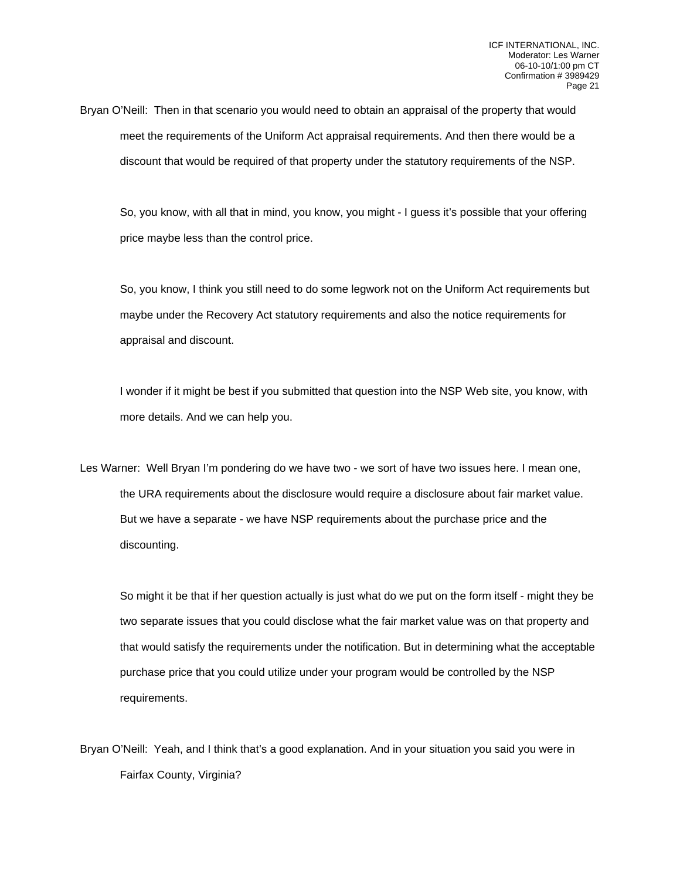Bryan O'Neill: Then in that scenario you would need to obtain an appraisal of the property that would meet the requirements of the Uniform Act appraisal requirements. And then there would be a discount that would be required of that property under the statutory requirements of the NSP.

So, you know, with all that in mind, you know, you might - I guess it's possible that your offering price maybe less than the control price.

So, you know, I think you still need to do some legwork not on the Uniform Act requirements but maybe under the Recovery Act statutory requirements and also the notice requirements for appraisal and discount.

I wonder if it might be best if you submitted that question into the NSP Web site, you know, with more details. And we can help you.

Les Warner: Well Bryan I'm pondering do we have two - we sort of have two issues here. I mean one, the URA requirements about the disclosure would require a disclosure about fair market value. But we have a separate - we have NSP requirements about the purchase price and the discounting.

So might it be that if her question actually is just what do we put on the form itself - might they be two separate issues that you could disclose what the fair market value was on that property and that would satisfy the requirements under the notification. But in determining what the acceptable purchase price that you could utilize under your program would be controlled by the NSP requirements.

Bryan O'Neill: Yeah, and I think that's a good explanation. And in your situation you said you were in Fairfax County, Virginia?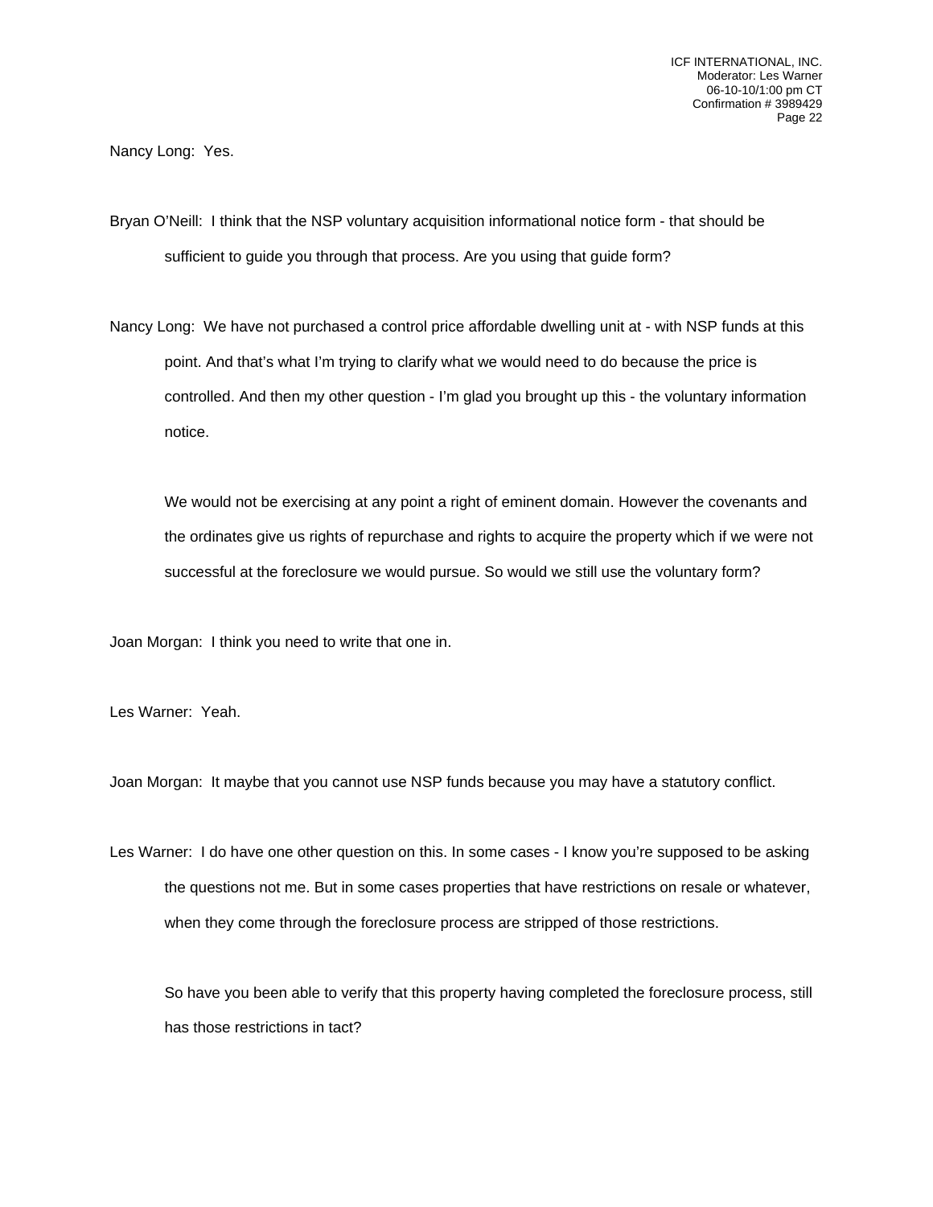Nancy Long: Yes.

Bryan O'Neill: I think that the NSP voluntary acquisition informational notice form - that should be sufficient to guide you through that process. Are you using that guide form?

Nancy Long: We have not purchased a control price affordable dwelling unit at - with NSP funds at this point. And that's what I'm trying to clarify what we would need to do because the price is controlled. And then my other question - I'm glad you brought up this - the voluntary information notice.

We would not be exercising at any point a right of eminent domain. However the covenants and the ordinates give us rights of repurchase and rights to acquire the property which if we were not successful at the foreclosure we would pursue. So would we still use the voluntary form?

Joan Morgan: I think you need to write that one in.

Les Warner: Yeah.

Joan Morgan: It maybe that you cannot use NSP funds because you may have a statutory conflict.

Les Warner: I do have one other question on this. In some cases - I know you're supposed to be asking the questions not me. But in some cases properties that have restrictions on resale or whatever, when they come through the foreclosure process are stripped of those restrictions.

So have you been able to verify that this property having completed the foreclosure process, still has those restrictions in tact?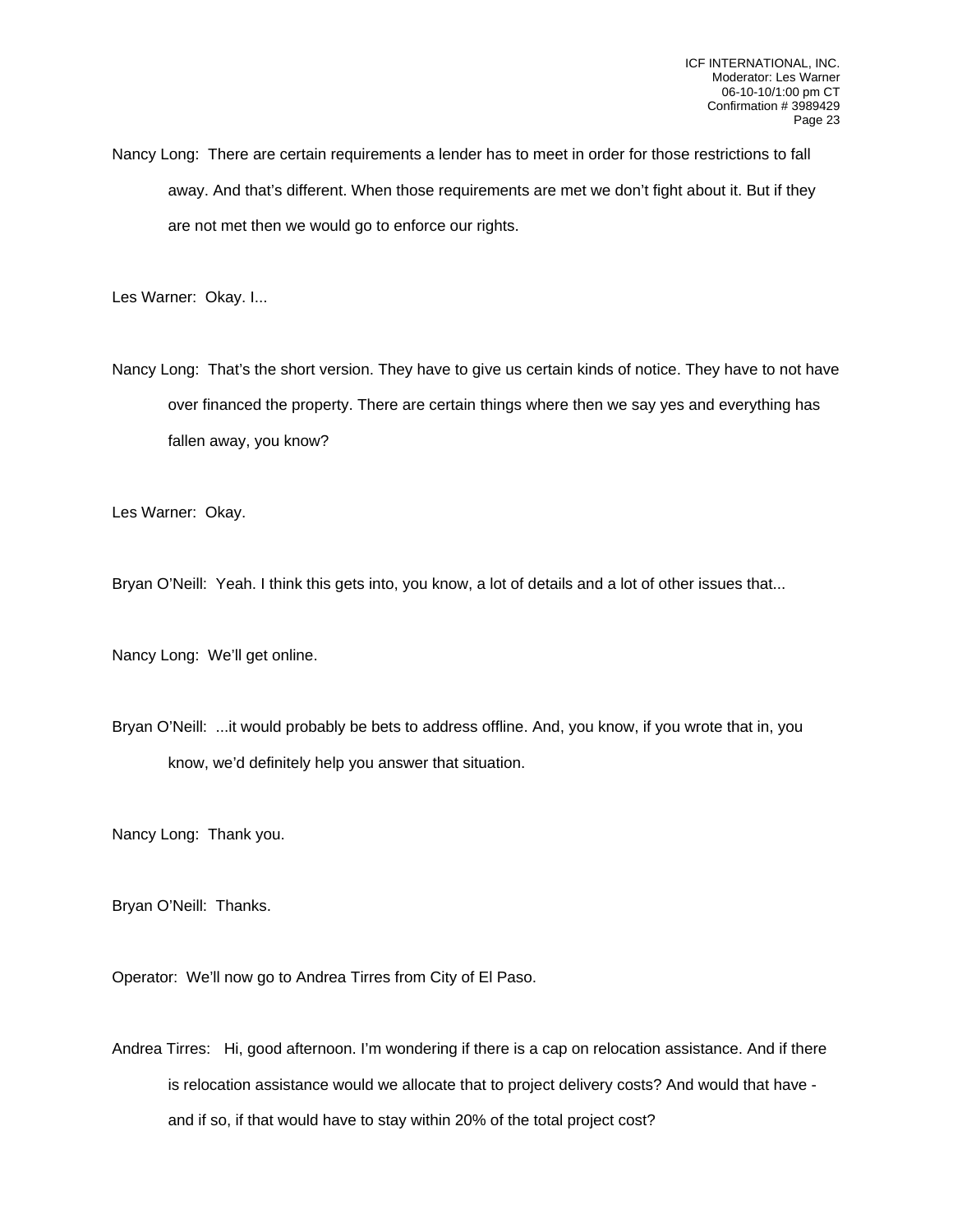Nancy Long: There are certain requirements a lender has to meet in order for those restrictions to fall away. And that's different. When those requirements are met we don't fight about it. But if they are not met then we would go to enforce our rights.

Les Warner: Okay. I...

Nancy Long: That's the short version. They have to give us certain kinds of notice. They have to not have over financed the property. There are certain things where then we say yes and everything has fallen away, you know?

Les Warner: Okay.

Bryan O'Neill: Yeah. I think this gets into, you know, a lot of details and a lot of other issues that...

Nancy Long: We'll get online.

Bryan O'Neill: ...it would probably be bets to address offline. And, you know, if you wrote that in, you know, we'd definitely help you answer that situation.

Nancy Long: Thank you.

Bryan O'Neill: Thanks.

Operator: We'll now go to Andrea Tirres from City of El Paso.

Andrea Tirres: Hi, good afternoon. I'm wondering if there is a cap on relocation assistance. And if there is relocation assistance would we allocate that to project delivery costs? And would that have - and if so, if that would have to stay within 20% of the total project cost?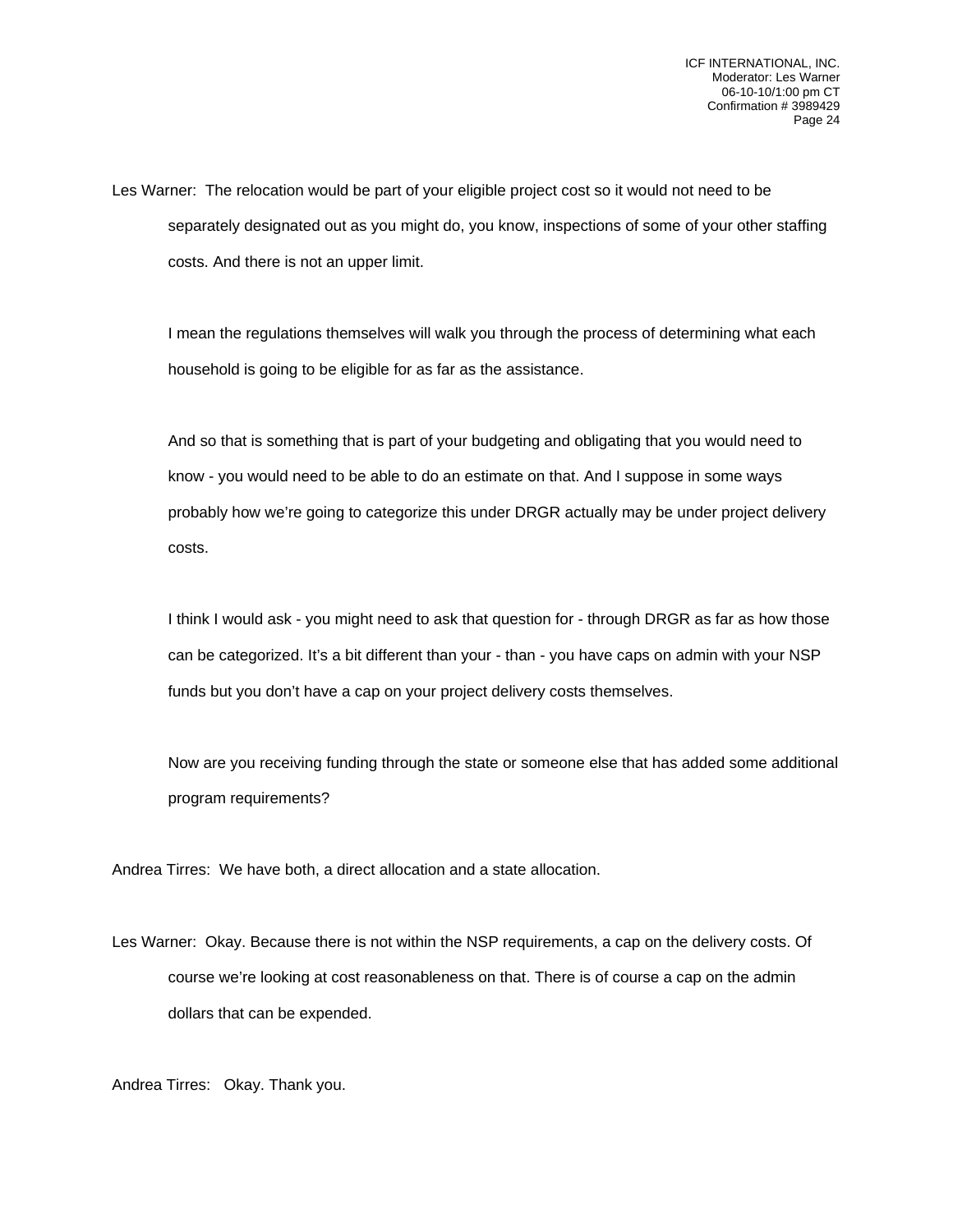Les Warner: The relocation would be part of your eligible project cost so it would not need to be separately designated out as you might do, you know, inspections of some of your other staffing costs. And there is not an upper limit.

I mean the regulations themselves will walk you through the process of determining what each household is going to be eligible for as far as the assistance.

And so that is something that is part of your budgeting and obligating that you would need to know - you would need to be able to do an estimate on that. And I suppose in some ways probably how we're going to categorize this under DRGR actually may be under project delivery costs.

I think I would ask - you might need to ask that question for - through DRGR as far as how those can be categorized. It's a bit different than your - than - you have caps on admin with your NSP funds but you don't have a cap on your project delivery costs themselves.

Now are you receiving funding through the state or someone else that has added some additional program requirements?

Andrea Tirres: We have both, a direct allocation and a state allocation.

Les Warner: Okay. Because there is not within the NSP requirements, a cap on the delivery costs. Of course we're looking at cost reasonableness on that. There is of course a cap on the admin dollars that can be expended.

Andrea Tirres: Okay. Thank you.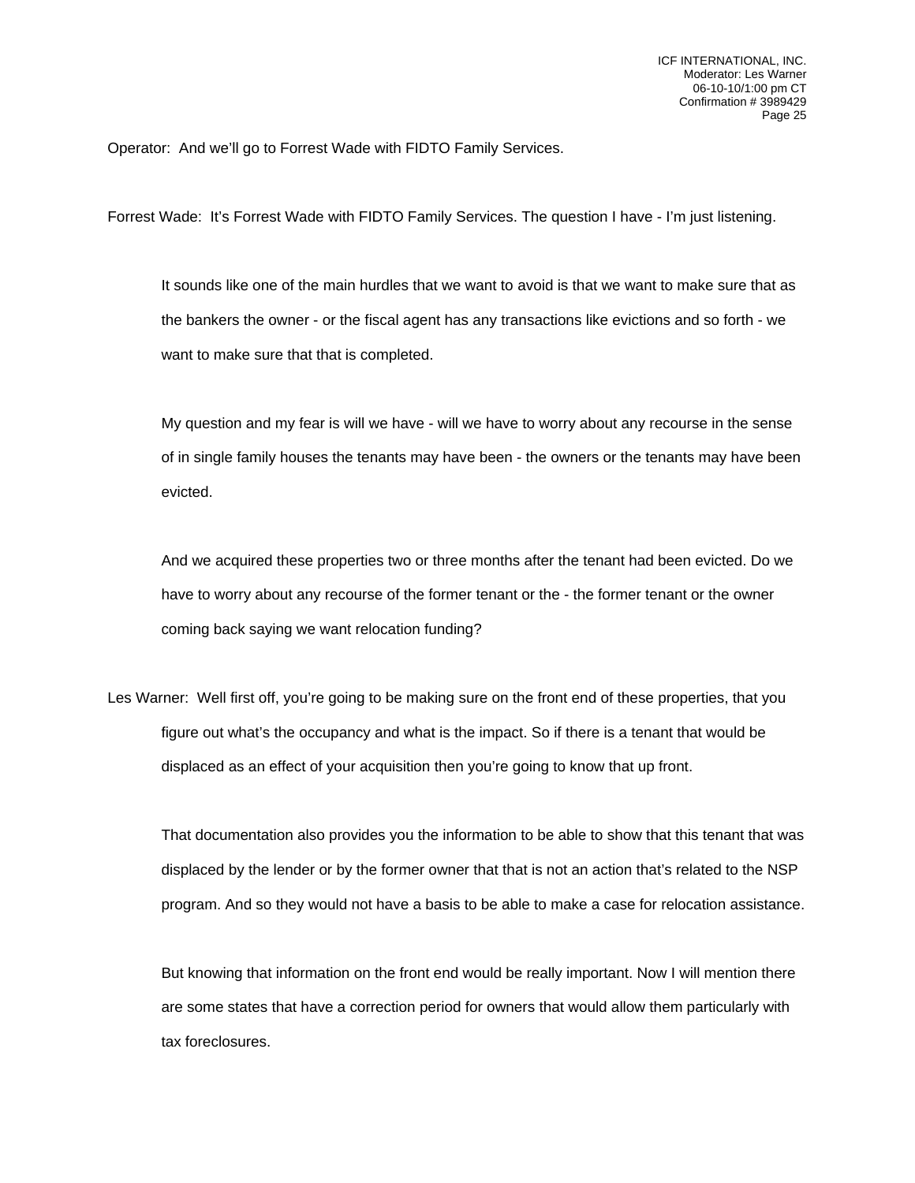Operator: And we'll go to Forrest Wade with FIDTO Family Services.

Forrest Wade: It's Forrest Wade with FIDTO Family Services. The question I have - I'm just listening.

It sounds like one of the main hurdles that we want to avoid is that we want to make sure that as the bankers the owner - or the fiscal agent has any transactions like evictions and so forth - we want to make sure that that is completed.

My question and my fear is will we have - will we have to worry about any recourse in the sense of in single family houses the tenants may have been - the owners or the tenants may have been evicted.

And we acquired these properties two or three months after the tenant had been evicted. Do we have to worry about any recourse of the former tenant or the - the former tenant or the owner coming back saying we want relocation funding?

Les Warner: Well first off, you're going to be making sure on the front end of these properties, that you figure out what's the occupancy and what is the impact. So if there is a tenant that would be displaced as an effect of your acquisition then you're going to know that up front.

That documentation also provides you the information to be able to show that this tenant that was displaced by the lender or by the former owner that that is not an action that's related to the NSP program. And so they would not have a basis to be able to make a case for relocation assistance.

But knowing that information on the front end would be really important. Now I will mention there are some states that have a correction period for owners that would allow them particularly with tax foreclosures.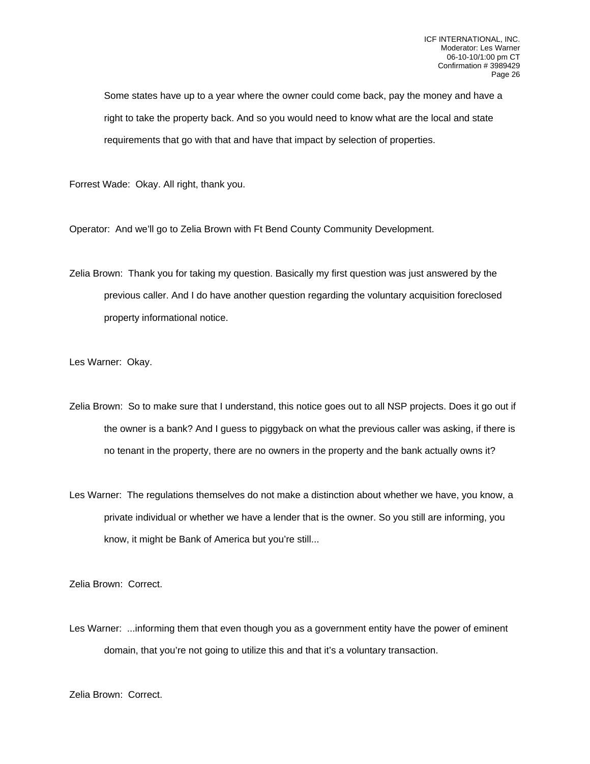Some states have up to a year where the owner could come back, pay the money and have a right to take the property back. And so you would need to know what are the local and state requirements that go with that and have that impact by selection of properties.

Forrest Wade: Okay. All right, thank you.

Operator: And we'll go to Zelia Brown with Ft Bend County Community Development.

Zelia Brown: Thank you for taking my question. Basically my first question was just answered by the previous caller. And I do have another question regarding the voluntary acquisition foreclosed property informational notice.

Les Warner: Okay.

Zelia Brown: So to make sure that I understand, this notice goes out to all NSP projects. Does it go out if the owner is a bank? And I guess to piggyback on what the previous caller was asking, if there is no tenant in the property, there are no owners in the property and the bank actually owns it?

Les Warner: The regulations themselves do not make a distinction about whether we have, you know, a private individual or whether we have a lender that is the owner. So you still are informing, you know, it might be Bank of America but you're still...

Zelia Brown: Correct.

Les Warner: ...informing them that even though you as a government entity have the power of eminent domain, that you're not going to utilize this and that it's a voluntary transaction.

Zelia Brown: Correct.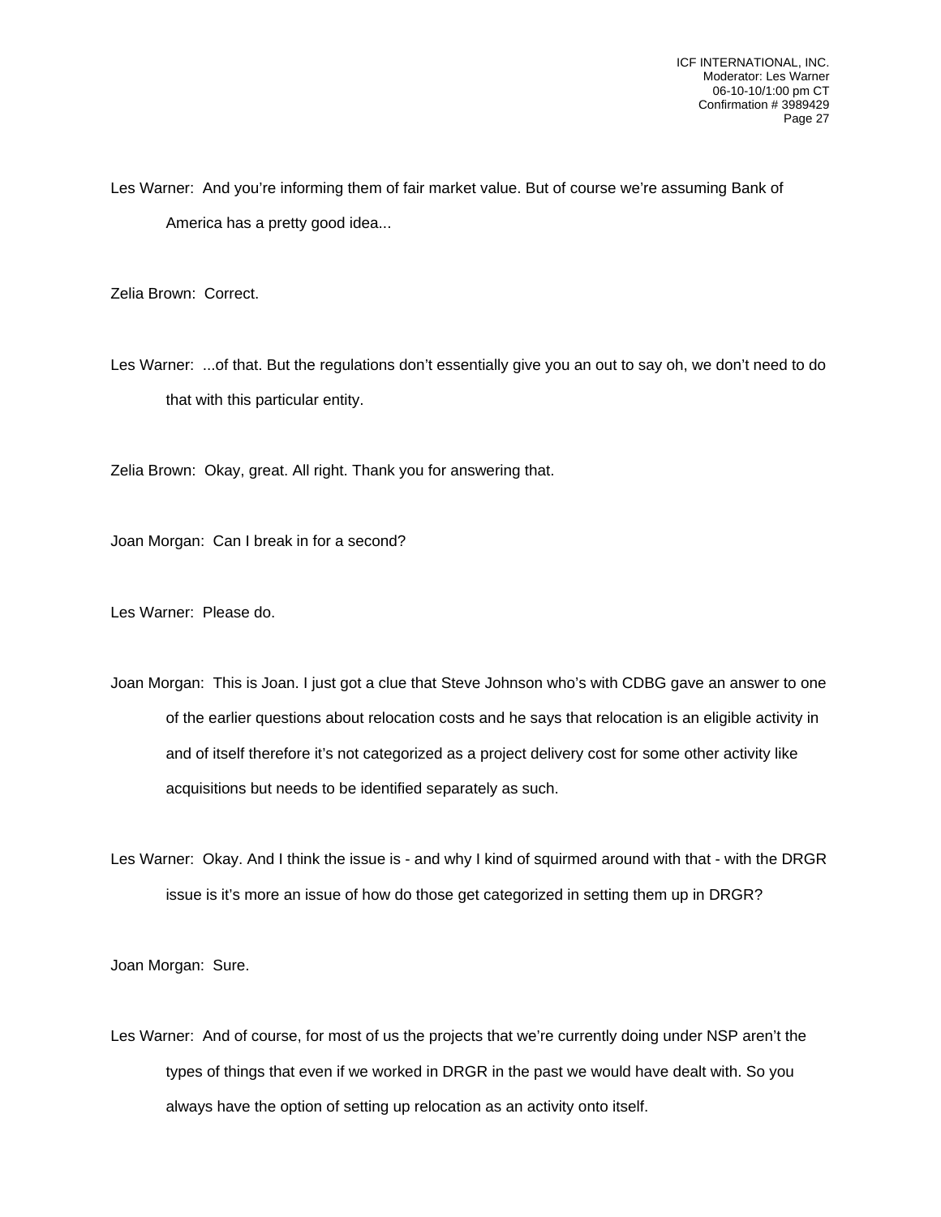Les Warner: And you're informing them of fair market value. But of course we're assuming Bank of America has a pretty good idea...

Zelia Brown: Correct.

Les Warner: ...of that. But the regulations don't essentially give you an out to say oh, we don't need to do that with this particular entity.

Zelia Brown: Okay, great. All right. Thank you for answering that.

Joan Morgan: Can I break in for a second?

Les Warner: Please do.

Joan Morgan: This is Joan. I just got a clue that Steve Johnson who's with CDBG gave an answer to one of the earlier questions about relocation costs and he says that relocation is an eligible activity in and of itself therefore it's not categorized as a project delivery cost for some other activity like acquisitions but needs to be identified separately as such.

Les Warner: Okay. And I think the issue is - and why I kind of squirmed around with that - with the DRGR issue is it's more an issue of how do those get categorized in setting them up in DRGR?

Joan Morgan: Sure.

Les Warner: And of course, for most of us the projects that we're currently doing under NSP aren't the types of things that even if we worked in DRGR in the past we would have dealt with. So you always have the option of setting up relocation as an activity onto itself.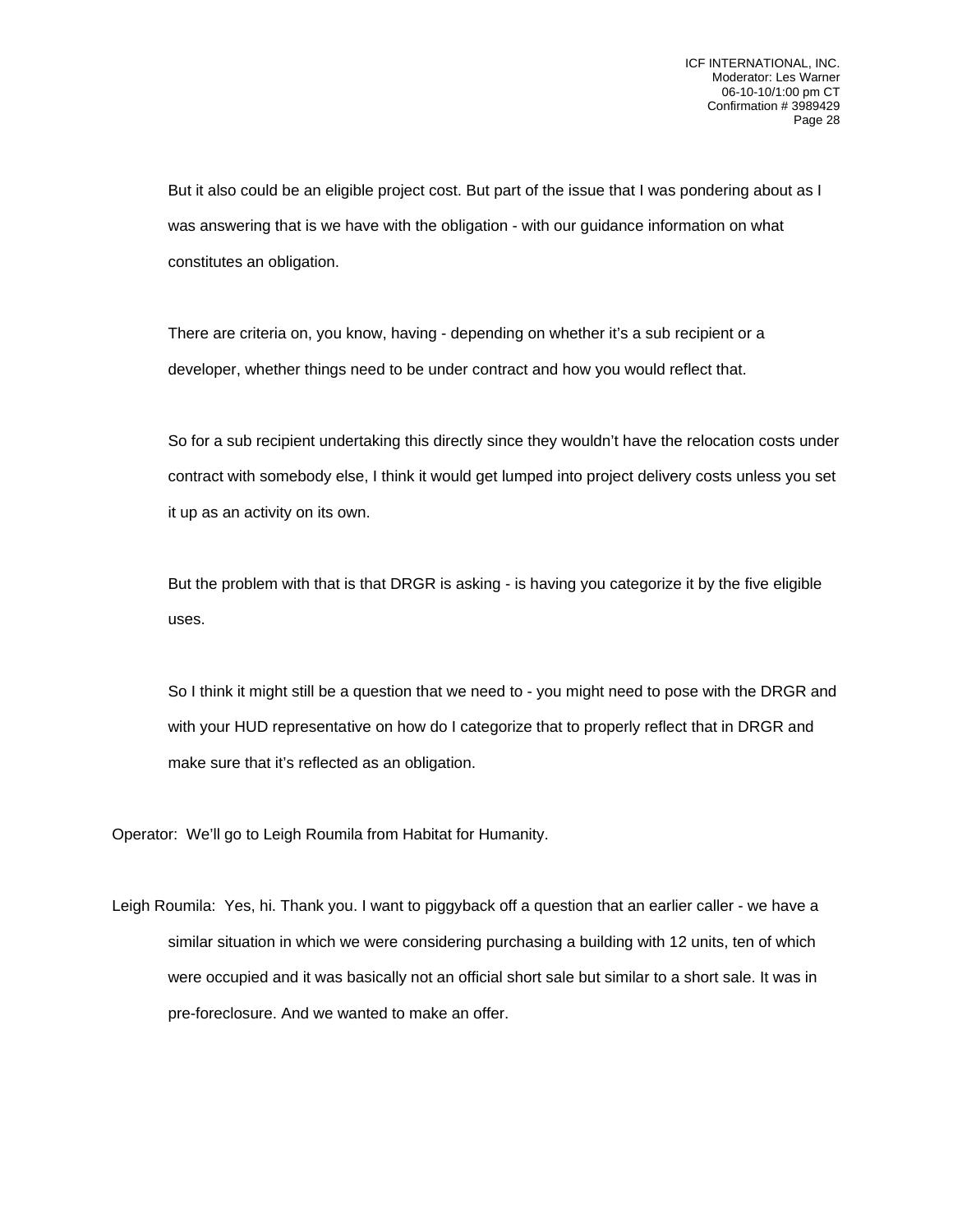But it also could be an eligible project cost. But part of the issue that I was pondering about as I was answering that is we have with the obligation - with our guidance information on what constitutes an obligation.

There are criteria on, you know, having - depending on whether it's a sub recipient or a developer, whether things need to be under contract and how you would reflect that.

So for a sub recipient undertaking this directly since they wouldn't have the relocation costs under contract with somebody else, I think it would get lumped into project delivery costs unless you set it up as an activity on its own.

But the problem with that is that DRGR is asking - is having you categorize it by the five eligible uses.

So I think it might still be a question that we need to - you might need to pose with the DRGR and with your HUD representative on how do I categorize that to properly reflect that in DRGR and make sure that it's reflected as an obligation.

Operator: We'll go to Leigh Roumila from Habitat for Humanity.

Leigh Roumila: Yes, hi. Thank you. I want to piggyback off a question that an earlier caller - we have a similar situation in which we were considering purchasing a building with 12 units, ten of which were occupied and it was basically not an official short sale but similar to a short sale. It was in pre-foreclosure. And we wanted to make an offer.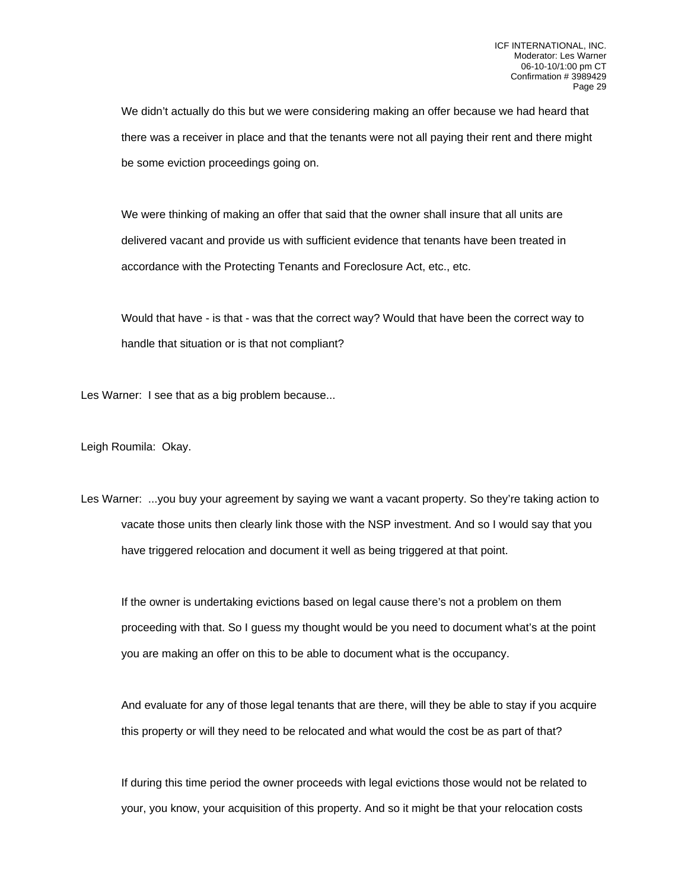We didn't actually do this but we were considering making an offer because we had heard that there was a receiver in place and that the tenants were not all paying their rent and there might be some eviction proceedings going on.

We were thinking of making an offer that said that the owner shall insure that all units are delivered vacant and provide us with sufficient evidence that tenants have been treated in accordance with the Protecting Tenants and Foreclosure Act, etc., etc.

Would that have - is that - was that the correct way? Would that have been the correct way to handle that situation or is that not compliant?

Les Warner: I see that as a big problem because...

Leigh Roumila: Okay.

Les Warner: ...you buy your agreement by saying we want a vacant property. So they're taking action to vacate those units then clearly link those with the NSP investment. And so I would say that you have triggered relocation and document it well as being triggered at that point.

If the owner is undertaking evictions based on legal cause there's not a problem on them proceeding with that. So I guess my thought would be you need to document what's at the point you are making an offer on this to be able to document what is the occupancy.

And evaluate for any of those legal tenants that are there, will they be able to stay if you acquire this property or will they need to be relocated and what would the cost be as part of that?

If during this time period the owner proceeds with legal evictions those would not be related to your, you know, your acquisition of this property. And so it might be that your relocation costs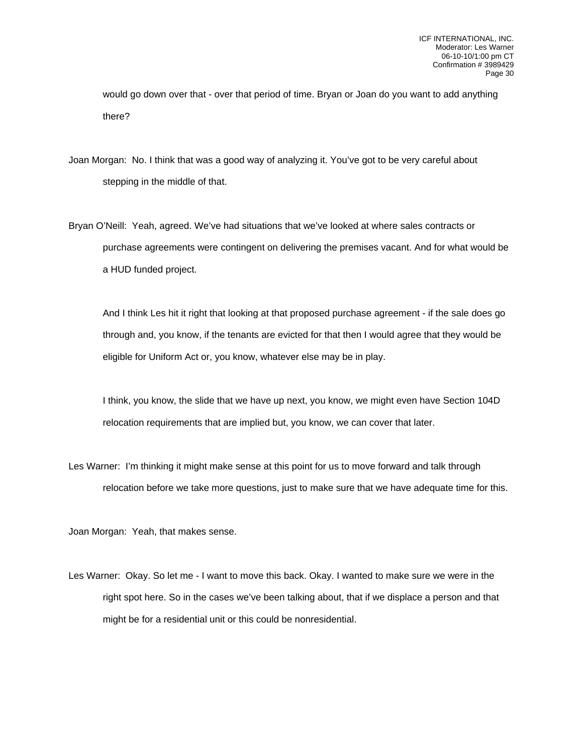would go down over that - over that period of time. Bryan or Joan do you want to add anything there?

Joan Morgan: No. I think that was a good way of analyzing it. You've got to be very careful about stepping in the middle of that.

Bryan O'Neill: Yeah, agreed. We've had situations that we've looked at where sales contracts or purchase agreements were contingent on delivering the premises vacant. And for what would be a HUD funded project.

And I think Les hit it right that looking at that proposed purchase agreement - if the sale does go through and, you know, if the tenants are evicted for that then I would agree that they would be eligible for Uniform Act or, you know, whatever else may be in play.

I think, you know, the slide that we have up next, you know, we might even have Section 104D relocation requirements that are implied but, you know, we can cover that later.

Les Warner: I'm thinking it might make sense at this point for us to move forward and talk through relocation before we take more questions, just to make sure that we have adequate time for this.

Joan Morgan: Yeah, that makes sense.

Les Warner: Okay. So let me - I want to move this back. Okay. I wanted to make sure we were in the right spot here. So in the cases we've been talking about, that if we displace a person and that might be for a residential unit or this could be nonresidential.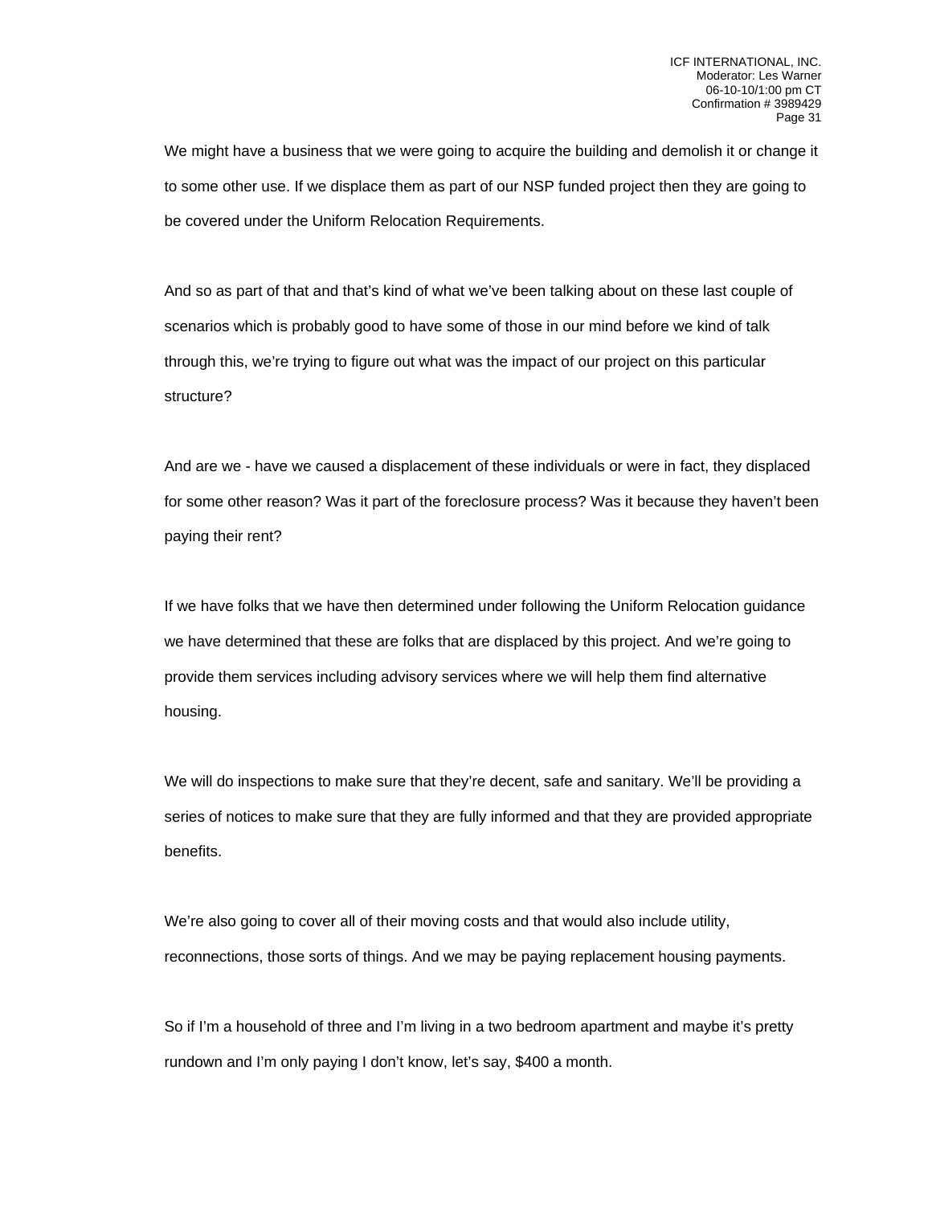We might have a business that we were going to acquire the building and demolish it or change it to some other use. If we displace them as part of our NSP funded project then they are going to be covered under the Uniform Relocation Requirements.

And so as part of that and that's kind of what we've been talking about on these last couple of scenarios which is probably good to have some of those in our mind before we kind of talk through this, we're trying to figure out what was the impact of our project on this particular structure?

And are we - have we caused a displacement of these individuals or were in fact, they displaced for some other reason? Was it part of the foreclosure process? Was it because they haven't been paying their rent?

If we have folks that we have then determined under following the Uniform Relocation guidance we have determined that these are folks that are displaced by this project. And we're going to provide them services including advisory services where we will help them find alternative housing.

We will do inspections to make sure that they're decent, safe and sanitary. We'll be providing a series of notices to make sure that they are fully informed and that they are provided appropriate benefits.

We're also going to cover all of their moving costs and that would also include utility, reconnections, those sorts of things. And we may be paying replacement housing payments.

So if I'm a household of three and I'm living in a two bedroom apartment and maybe it's pretty rundown and I'm only paying I don't know, let's say, $400 a month.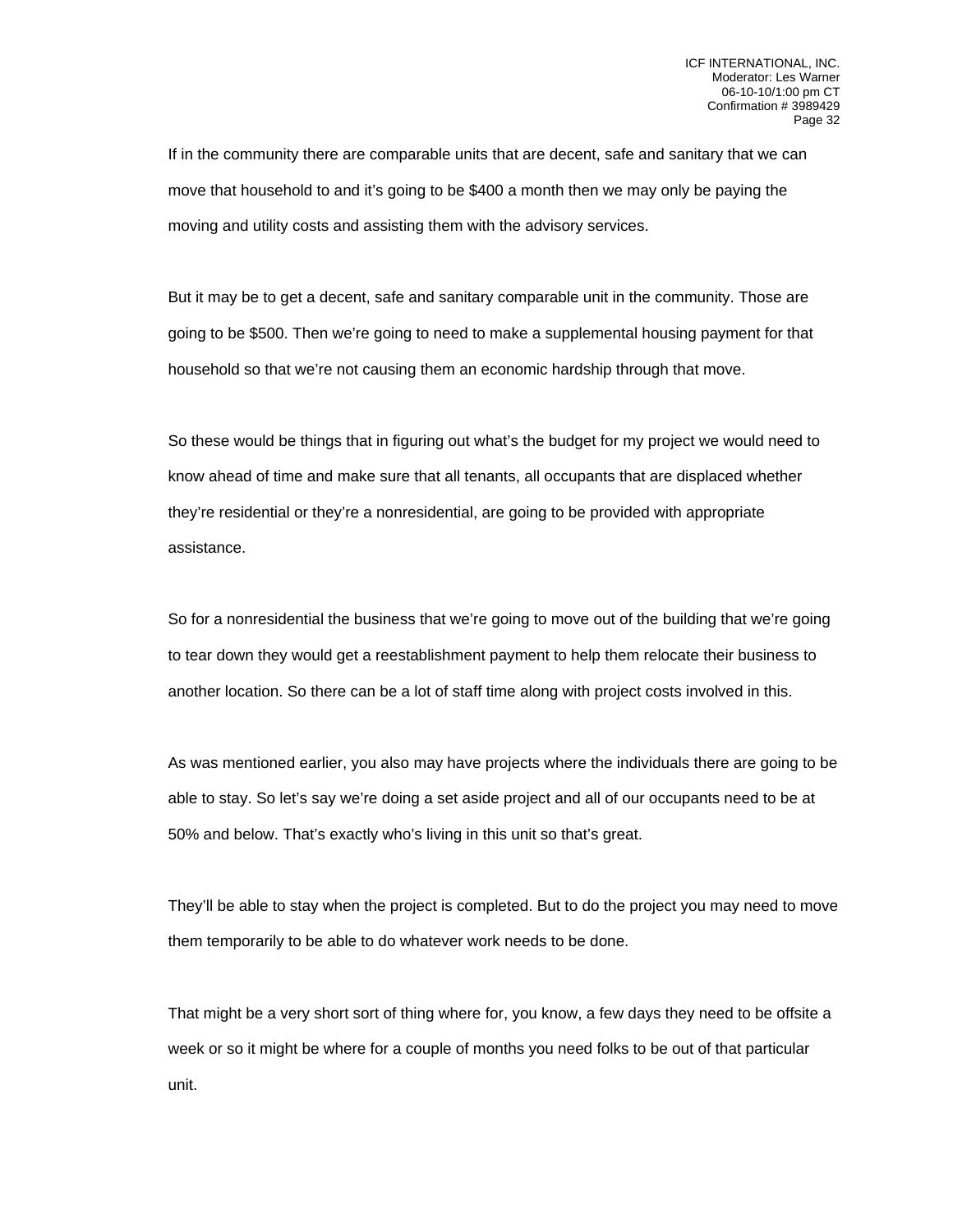If in the community there are comparable units that are decent, safe and sanitary that we can move that household to and it's going to be $400 a month then we may only be paying the moving and utility costs and assisting them with the advisory services.

But it may be to get a decent, safe and sanitary comparable unit in the community. Those are going to be $500. Then we're going to need to make a supplemental housing payment for that household so that we're not causing them an economic hardship through that move.

So these would be things that in figuring out what's the budget for my project we would need to know ahead of time and make sure that all tenants, all occupants that are displaced whether they're residential or they're a nonresidential, are going to be provided with appropriate assistance.

So for a nonresidential the business that we're going to move out of the building that we're going to tear down they would get a reestablishment payment to help them relocate their business to another location. So there can be a lot of staff time along with project costs involved in this.

As was mentioned earlier, you also may have projects where the individuals there are going to be able to stay. So let's say we're doing a set aside project and all of our occupants need to be at 50% and below. That's exactly who's living in this unit so that's great.

They'll be able to stay when the project is completed. But to do the project you may need to move them temporarily to be able to do whatever work needs to be done.

That might be a very short sort of thing where for, you know, a few days they need to be offsite a week or so it might be where for a couple of months you need folks to be out of that particular unit.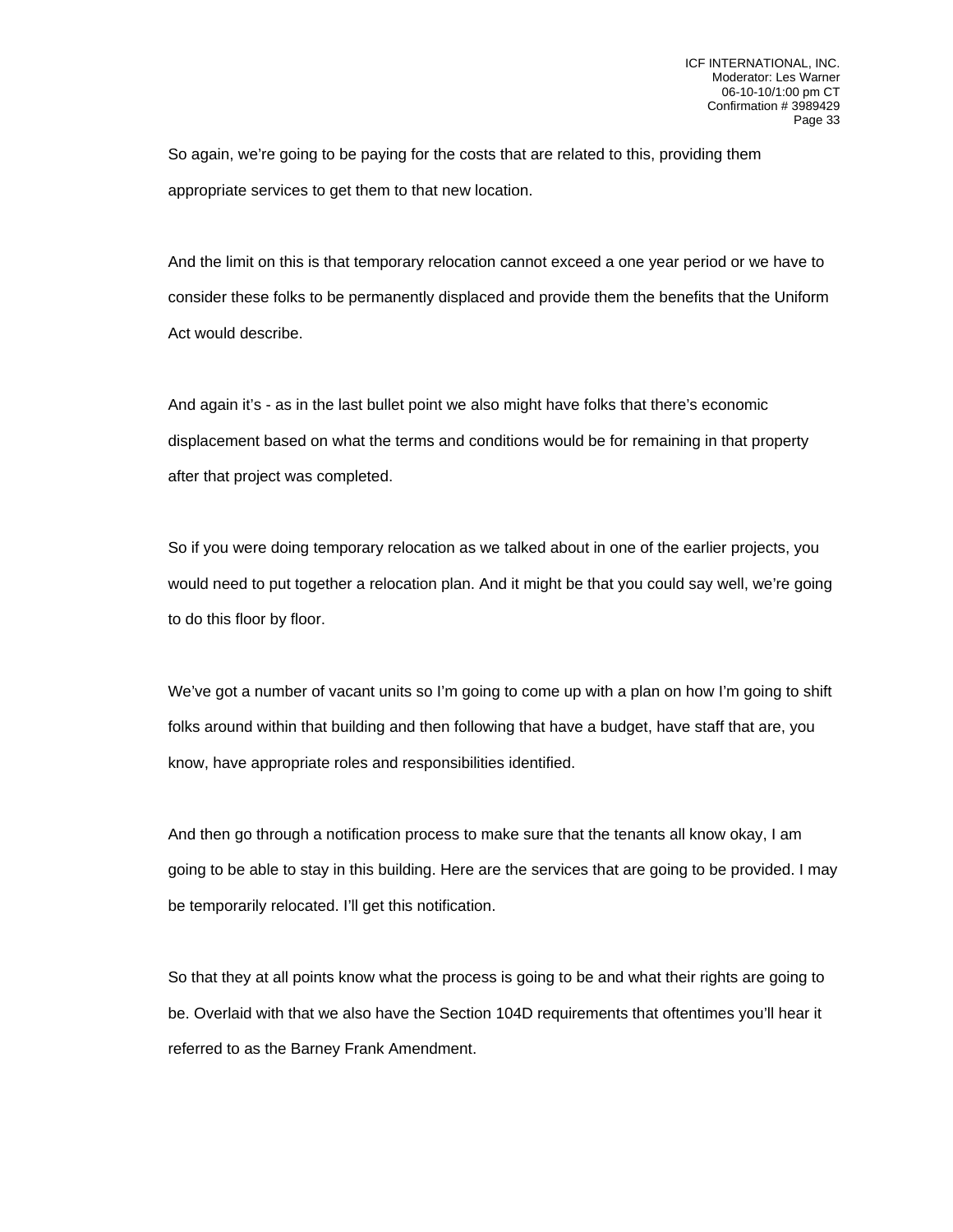So again, we're going to be paying for the costs that are related to this, providing them appropriate services to get them to that new location.

And the limit on this is that temporary relocation cannot exceed a one year period or we have to consider these folks to be permanently displaced and provide them the benefits that the Uniform Act would describe.

And again it's - as in the last bullet point we also might have folks that there's economic displacement based on what the terms and conditions would be for remaining in that property after that project was completed.

So if you were doing temporary relocation as we talked about in one of the earlier projects, you would need to put together a relocation plan. And it might be that you could say well, we're going to do this floor by floor.

We've got a number of vacant units so I'm going to come up with a plan on how I'm going to shift folks around within that building and then following that have a budget, have staff that are, you know, have appropriate roles and responsibilities identified.

And then go through a notification process to make sure that the tenants all know okay, I am going to be able to stay in this building. Here are the services that are going to be provided. I may be temporarily relocated. I'll get this notification.

So that they at all points know what the process is going to be and what their rights are going to be. Overlaid with that we also have the Section 104D requirements that oftentimes you'll hear it referred to as the Barney Frank Amendment.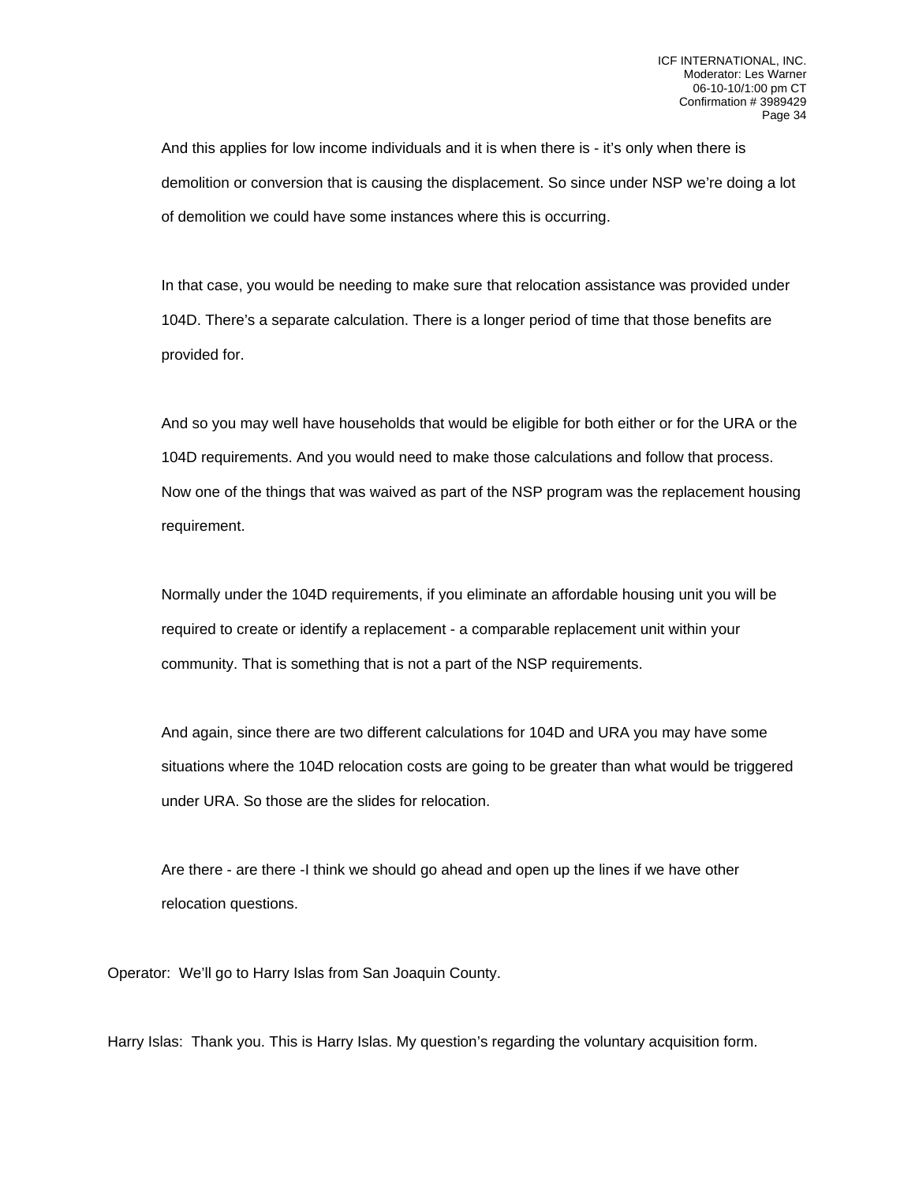And this applies for low income individuals and it is when there is - it's only when there is demolition or conversion that is causing the displacement. So since under NSP we're doing a lot of demolition we could have some instances where this is occurring.

In that case, you would be needing to make sure that relocation assistance was provided under 104D. There's a separate calculation. There is a longer period of time that those benefits are provided for.

And so you may well have households that would be eligible for both either or for the URA or the 104D requirements. And you would need to make those calculations and follow that process. Now one of the things that was waived as part of the NSP program was the replacement housing requirement.

Normally under the 104D requirements, if you eliminate an affordable housing unit you will be required to create or identify a replacement - a comparable replacement unit within your community. That is something that is not a part of the NSP requirements.

And again, since there are two different calculations for 104D and URA you may have some situations where the 104D relocation costs are going to be greater than what would be triggered under URA. So those are the slides for relocation.

Are there - are there -I think we should go ahead and open up the lines if we have other relocation questions.

Operator: We'll go to Harry Islas from San Joaquin County.

Harry Islas: Thank you. This is Harry Islas. My question's regarding the voluntary acquisition form.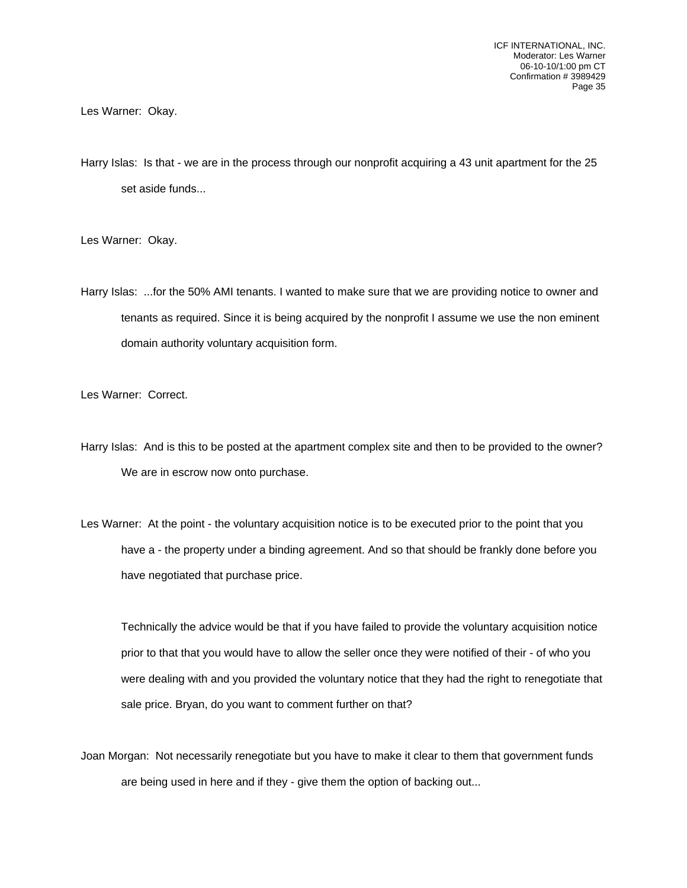Les Warner: Okay.

Harry Islas: Is that - we are in the process through our nonprofit acquiring a 43 unit apartment for the 25 set aside funds...

Les Warner: Okay.

Harry Islas: ...for the 50% AMI tenants. I wanted to make sure that we are providing notice to owner and tenants as required. Since it is being acquired by the nonprofit I assume we use the non eminent domain authority voluntary acquisition form.

Les Warner: Correct.

Harry Islas: And is this to be posted at the apartment complex site and then to be provided to the owner? We are in escrow now onto purchase.

Les Warner: At the point - the voluntary acquisition notice is to be executed prior to the point that you have a - the property under a binding agreement. And so that should be frankly done before you have negotiated that purchase price.

Technically the advice would be that if you have failed to provide the voluntary acquisition notice prior to that that you would have to allow the seller once they were notified of their - of who you were dealing with and you provided the voluntary notice that they had the right to renegotiate that sale price. Bryan, do you want to comment further on that?

Joan Morgan: Not necessarily renegotiate but you have to make it clear to them that government funds are being used in here and if they - give them the option of backing out...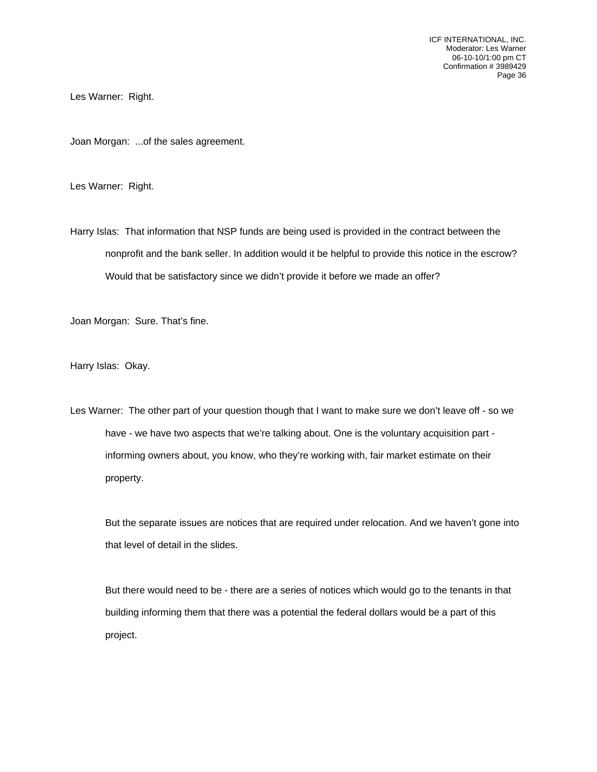Les Warner: Right.

Joan Morgan: ...of the sales agreement.

Les Warner: Right.

Harry Islas: That information that NSP funds are being used is provided in the contract between the nonprofit and the bank seller. In addition would it be helpful to provide this notice in the escrow? Would that be satisfactory since we didn't provide it before we made an offer?

Joan Morgan: Sure. That's fine.

Harry Islas: Okay.

Les Warner: The other part of your question though that I want to make sure we don't leave off - so we have - we have two aspects that we're talking about. One is the voluntary acquisition part - informing owners about, you know, who they're working with, fair market estimate on their property.

But the separate issues are notices that are required under relocation. And we haven't gone into that level of detail in the slides.

But there would need to be - there are a series of notices which would go to the tenants in that building informing them that there was a potential the federal dollars would be a part of this project.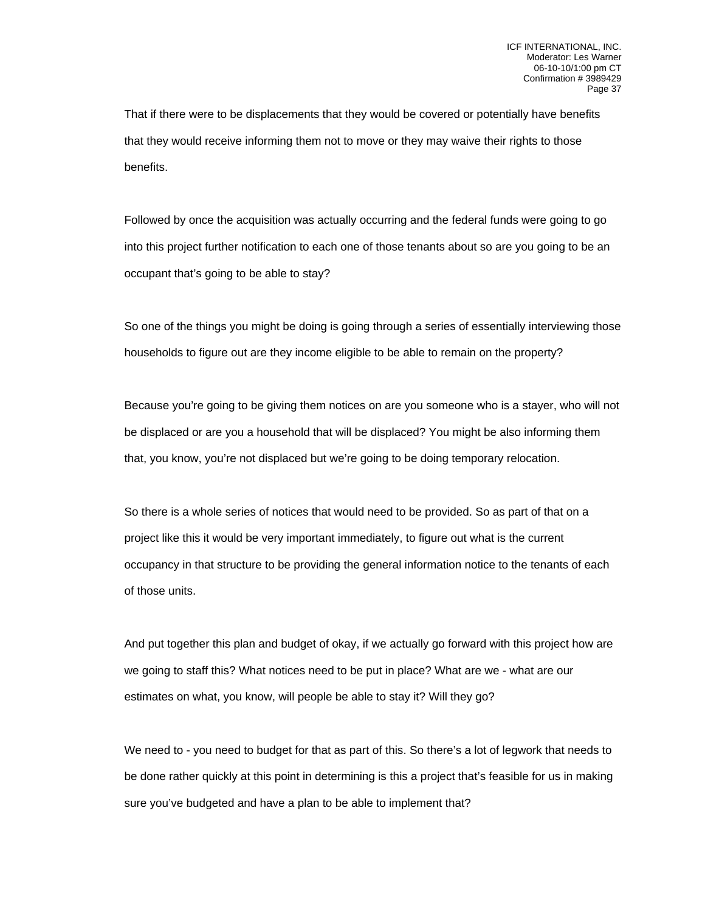That if there were to be displacements that they would be covered or potentially have benefits that they would receive informing them not to move or they may waive their rights to those benefits.

Followed by once the acquisition was actually occurring and the federal funds were going to go into this project further notification to each one of those tenants about so are you going to be an occupant that's going to be able to stay?

So one of the things you might be doing is going through a series of essentially interviewing those households to figure out are they income eligible to be able to remain on the property?

Because you're going to be giving them notices on are you someone who is a stayer, who will not be displaced or are you a household that will be displaced? You might be also informing them that, you know, you're not displaced but we're going to be doing temporary relocation.

So there is a whole series of notices that would need to be provided. So as part of that on a project like this it would be very important immediately, to figure out what is the current occupancy in that structure to be providing the general information notice to the tenants of each of those units.

And put together this plan and budget of okay, if we actually go forward with this project how are we going to staff this? What notices need to be put in place? What are we - what are our estimates on what, you know, will people be able to stay it? Will they go?

We need to - you need to budget for that as part of this. So there's a lot of legwork that needs to be done rather quickly at this point in determining is this a project that's feasible for us in making sure you've budgeted and have a plan to be able to implement that?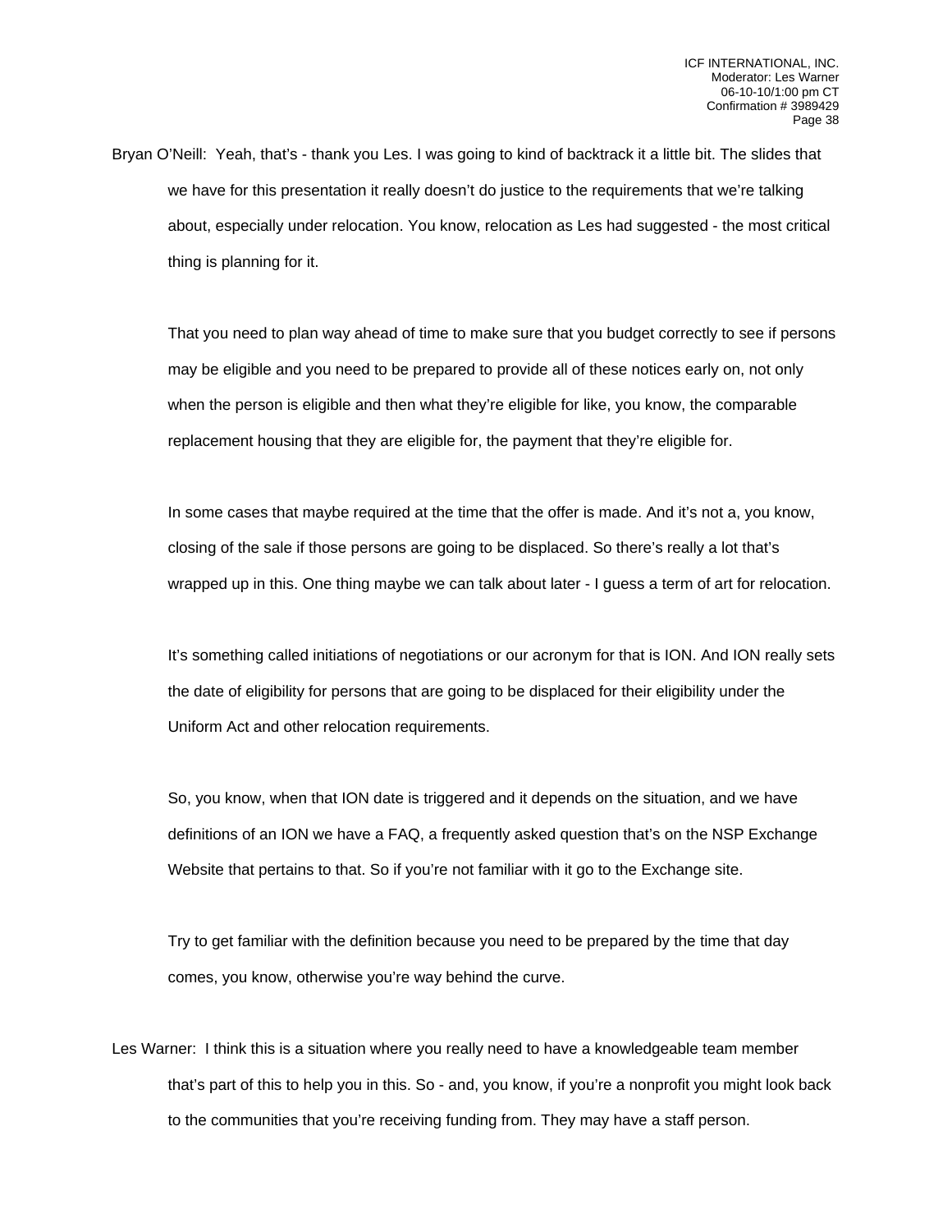Bryan O'Neill: Yeah, that's - thank you Les. I was going to kind of backtrack it a little bit. The slides that we have for this presentation it really doesn't do justice to the requirements that we're talking about, especially under relocation. You know, relocation as Les had suggested - the most critical thing is planning for it.

That you need to plan way ahead of time to make sure that you budget correctly to see if persons may be eligible and you need to be prepared to provide all of these notices early on, not only when the person is eligible and then what they're eligible for like, you know, the comparable replacement housing that they are eligible for, the payment that they're eligible for.

In some cases that maybe required at the time that the offer is made. And it's not a, you know, closing of the sale if those persons are going to be displaced. So there's really a lot that's wrapped up in this. One thing maybe we can talk about later - I guess a term of art for relocation.

It's something called initiations of negotiations or our acronym for that is ION. And ION really sets the date of eligibility for persons that are going to be displaced for their eligibility under the Uniform Act and other relocation requirements.

So, you know, when that ION date is triggered and it depends on the situation, and we have definitions of an ION we have a FAQ, a frequently asked question that's on the NSP Exchange Website that pertains to that. So if you're not familiar with it go to the Exchange site.

Try to get familiar with the definition because you need to be prepared by the time that day comes, you know, otherwise you're way behind the curve.

Les Warner: I think this is a situation where you really need to have a knowledgeable team member that's part of this to help you in this. So - and, you know, if you're a nonprofit you might look back to the communities that you're receiving funding from. They may have a staff person.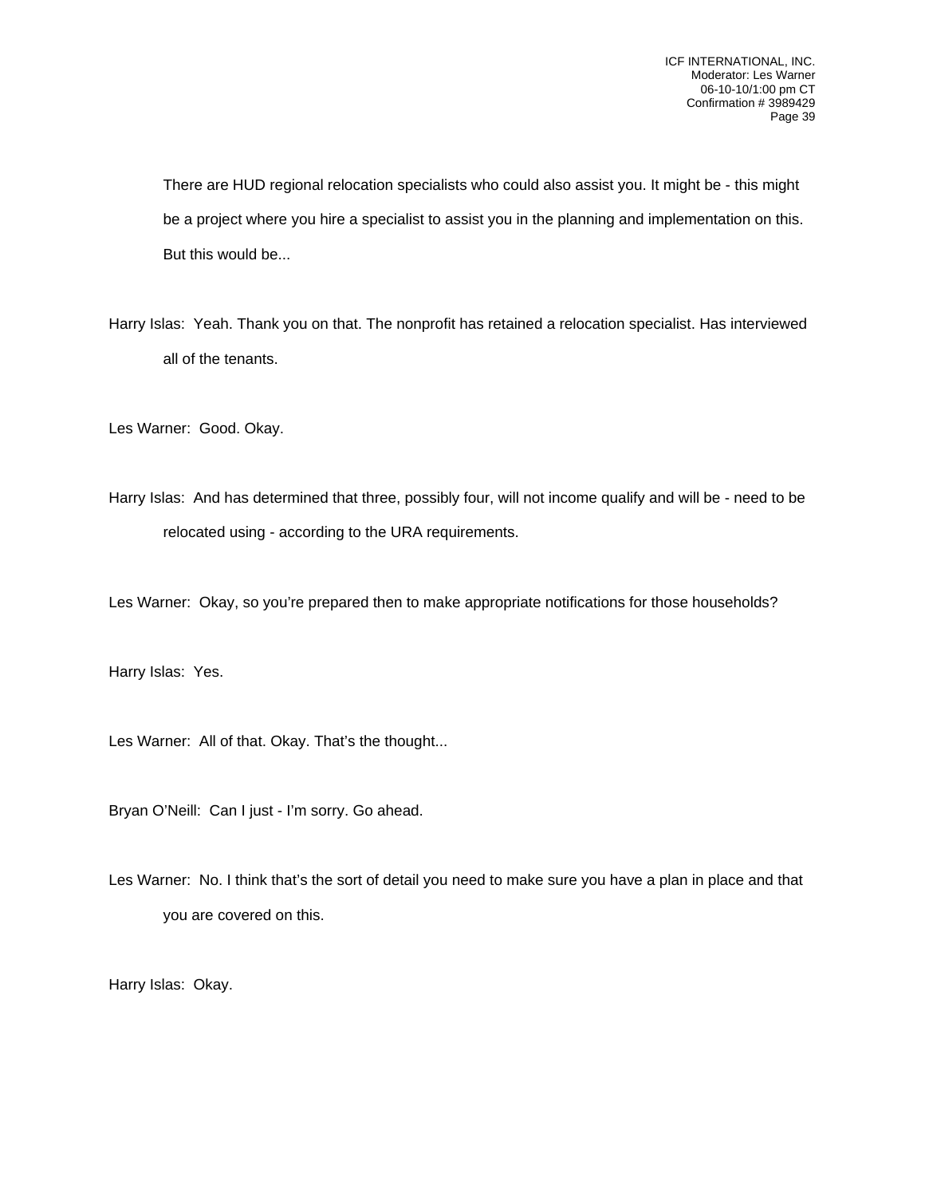There are HUD regional relocation specialists who could also assist you. It might be - this might be a project where you hire a specialist to assist you in the planning and implementation on this. But this would be...

Harry Islas: Yeah. Thank you on that. The nonprofit has retained a relocation specialist. Has interviewed all of the tenants.

Les Warner: Good. Okay.

Harry Islas: And has determined that three, possibly four, will not income qualify and will be - need to be relocated using - according to the URA requirements.

Les Warner: Okay, so you're prepared then to make appropriate notifications for those households?

Harry Islas: Yes.

Les Warner: All of that. Okay. That's the thought...

Bryan O'Neill: Can I just - I'm sorry. Go ahead.

Les Warner: No. I think that's the sort of detail you need to make sure you have a plan in place and that you are covered on this.

Harry Islas: Okay.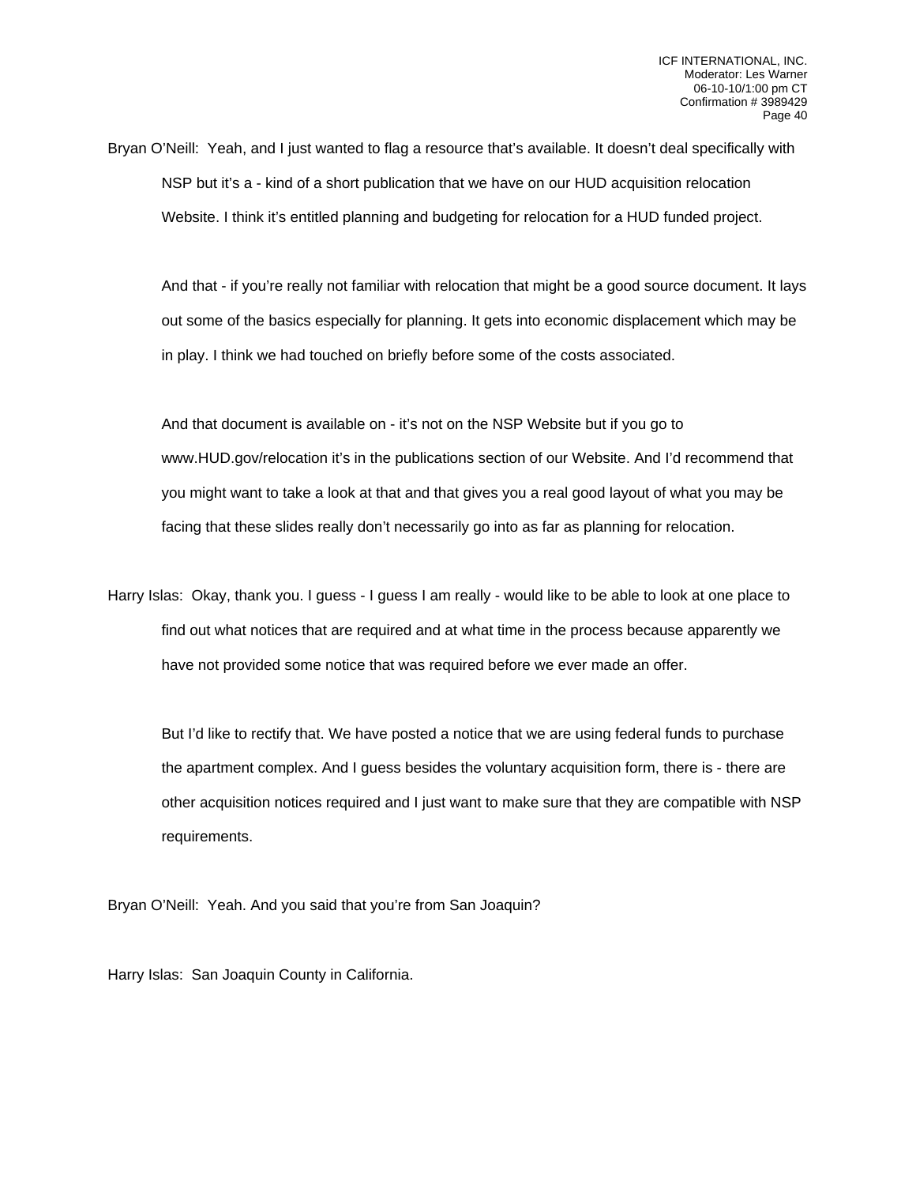Bryan O'Neill: Yeah, and I just wanted to flag a resource that's available. It doesn't deal specifically with NSP but it's a - kind of a short publication that we have on our HUD acquisition relocation Website. I think it's entitled planning and budgeting for relocation for a HUD funded project.

And that - if you're really not familiar with relocation that might be a good source document. It lays out some of the basics especially for planning. It gets into economic displacement which may be in play. I think we had touched on briefly before some of the costs associated.

And that document is available on - it's not on the NSP Website but if you go to www.HUD.gov/relocation it's in the publications section of our Website. And I'd recommend that you might want to take a look at that and that gives you a real good layout of what you may be facing that these slides really don't necessarily go into as far as planning for relocation.

Harry Islas: Okay, thank you. I guess - I guess I am really - would like to be able to look at one place to find out what notices that are required and at what time in the process because apparently we have not provided some notice that was required before we ever made an offer.

But I'd like to rectify that. We have posted a notice that we are using federal funds to purchase the apartment complex. And I guess besides the voluntary acquisition form, there is - there are other acquisition notices required and I just want to make sure that they are compatible with NSP requirements.

Bryan O'Neill: Yeah. And you said that you're from San Joaquin?

Harry Islas: San Joaquin County in California.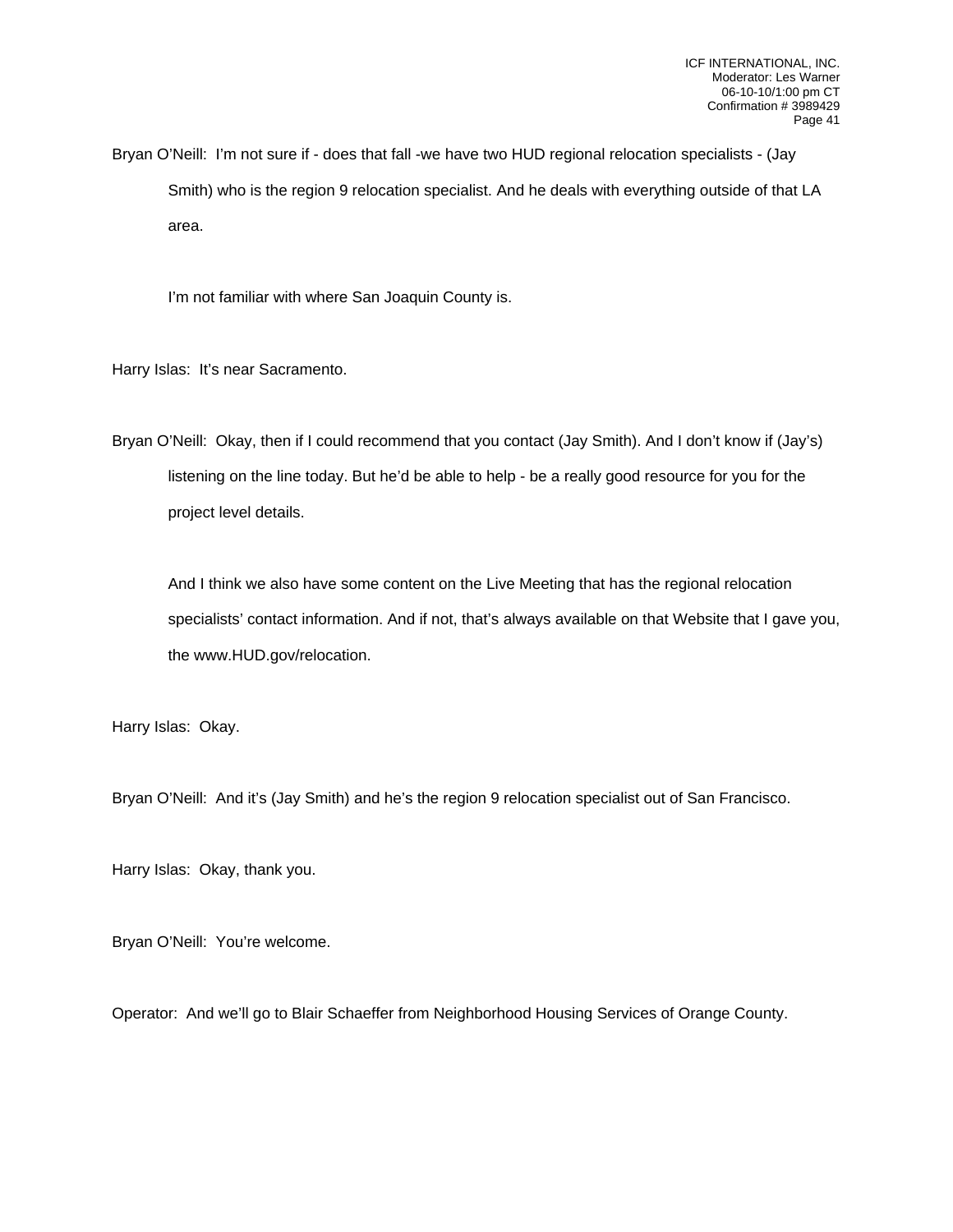Bryan O'Neill: I'm not sure if - does that fall -we have two HUD regional relocation specialists - (Jay Smith) who is the region 9 relocation specialist. And he deals with everything outside of that LA area.

I'm not familiar with where San Joaquin County is.

Harry Islas: It's near Sacramento.

Bryan O'Neill: Okay, then if I could recommend that you contact (Jay Smith). And I don't know if (Jay's) listening on the line today. But he'd be able to help - be a really good resource for you for the project level details.

And I think we also have some content on the Live Meeting that has the regional relocation specialists' contact information. And if not, that's always available on that Website that I gave you, the www.HUD.gov/relocation.

Harry Islas: Okay.

Bryan O'Neill: And it's (Jay Smith) and he's the region 9 relocation specialist out of San Francisco.

Harry Islas: Okay, thank you.

Bryan O'Neill: You're welcome.

Operator: And we'll go to Blair Schaeffer from Neighborhood Housing Services of Orange County.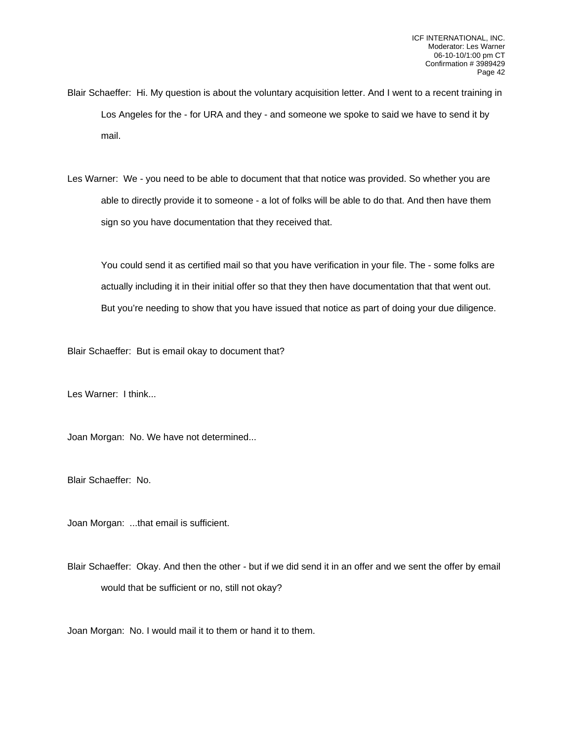Blair Schaeffer: Hi. My question is about the voluntary acquisition letter. And I went to a recent training in Los Angeles for the - for URA and they - and someone we spoke to said we have to send it by mail.

Les Warner: We - you need to be able to document that that notice was provided. So whether you are able to directly provide it to someone - a lot of folks will be able to do that. And then have them sign so you have documentation that they received that.

You could send it as certified mail so that you have verification in your file. The - some folks are actually including it in their initial offer so that they then have documentation that that went out. But you're needing to show that you have issued that notice as part of doing your due diligence.

Blair Schaeffer: But is email okay to document that?

Les Warner: I think...

Joan Morgan: No. We have not determined...

Blair Schaeffer: No.

Joan Morgan: ...that email is sufficient.

Blair Schaeffer: Okay. And then the other - but if we did send it in an offer and we sent the offer by email would that be sufficient or no, still not okay?

Joan Morgan: No. I would mail it to them or hand it to them.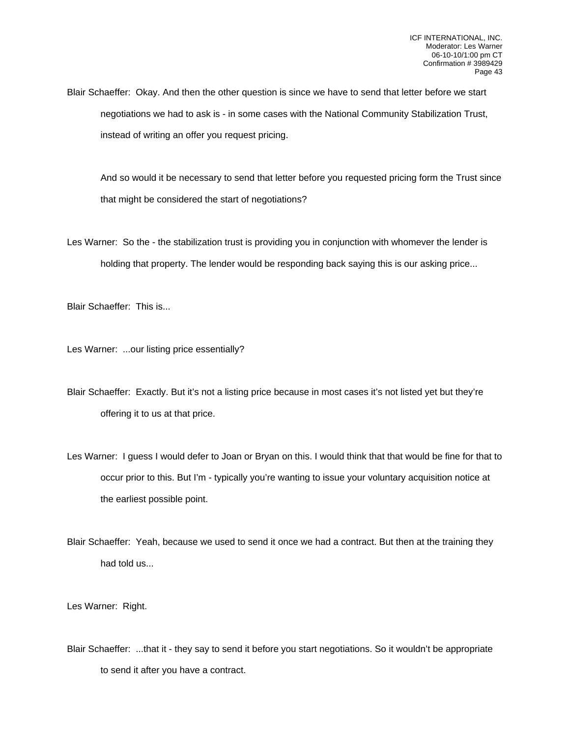Blair Schaeffer: Okay. And then the other question is since we have to send that letter before we start negotiations we had to ask is - in some cases with the National Community Stabilization Trust, instead of writing an offer you request pricing.

And so would it be necessary to send that letter before you requested pricing form the Trust since that might be considered the start of negotiations?

Les Warner: So the - the stabilization trust is providing you in conjunction with whomever the lender is holding that property. The lender would be responding back saying this is our asking price...

Blair Schaeffer: This is...

Les Warner: ...our listing price essentially?

Blair Schaeffer: Exactly. But it's not a listing price because in most cases it's not listed yet but they're offering it to us at that price.

Les Warner: I guess I would defer to Joan or Bryan on this. I would think that that would be fine for that to occur prior to this. But I'm - typically you're wanting to issue your voluntary acquisition notice at the earliest possible point.

Blair Schaeffer: Yeah, because we used to send it once we had a contract. But then at the training they had told us...

Les Warner: Right.

Blair Schaeffer: ...that it - they say to send it before you start negotiations. So it wouldn't be appropriate to send it after you have a contract.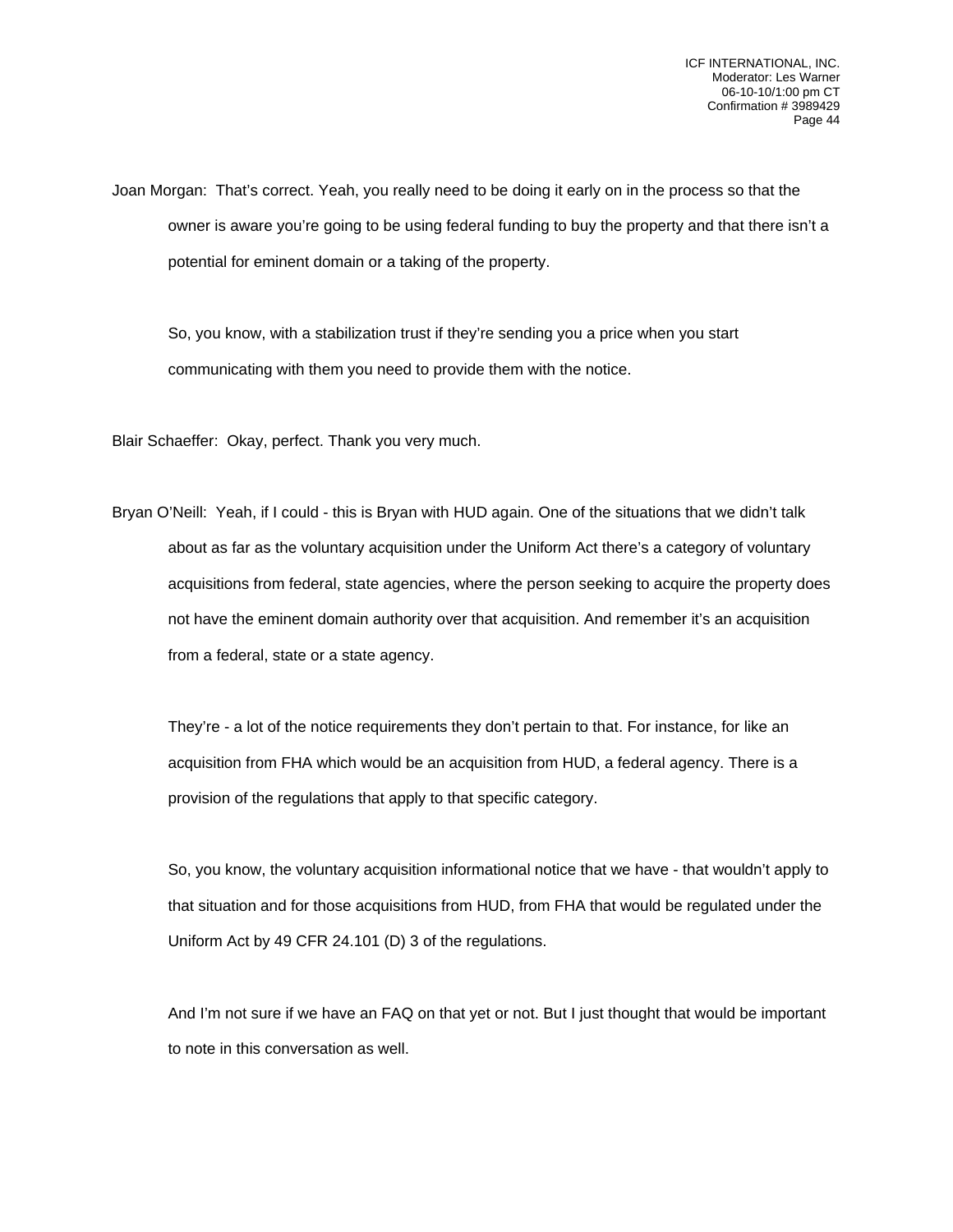Joan Morgan: That's correct. Yeah, you really need to be doing it early on in the process so that the owner is aware you're going to be using federal funding to buy the property and that there isn't a potential for eminent domain or a taking of the property.

So, you know, with a stabilization trust if they're sending you a price when you start communicating with them you need to provide them with the notice.

Blair Schaeffer: Okay, perfect. Thank you very much.

Bryan O'Neill: Yeah, if I could - this is Bryan with HUD again. One of the situations that we didn't talk about as far as the voluntary acquisition under the Uniform Act there's a category of voluntary acquisitions from federal, state agencies, where the person seeking to acquire the property does not have the eminent domain authority over that acquisition. And remember it's an acquisition from a federal, state or a state agency.

They're - a lot of the notice requirements they don't pertain to that. For instance, for like an acquisition from FHA which would be an acquisition from HUD, a federal agency. There is a provision of the regulations that apply to that specific category.

So, you know, the voluntary acquisition informational notice that we have - that wouldn't apply to that situation and for those acquisitions from HUD, from FHA that would be regulated under the Uniform Act by 49 CFR 24.101 (D) 3 of the regulations.

And I'm not sure if we have an FAQ on that yet or not. But I just thought that would be important to note in this conversation as well.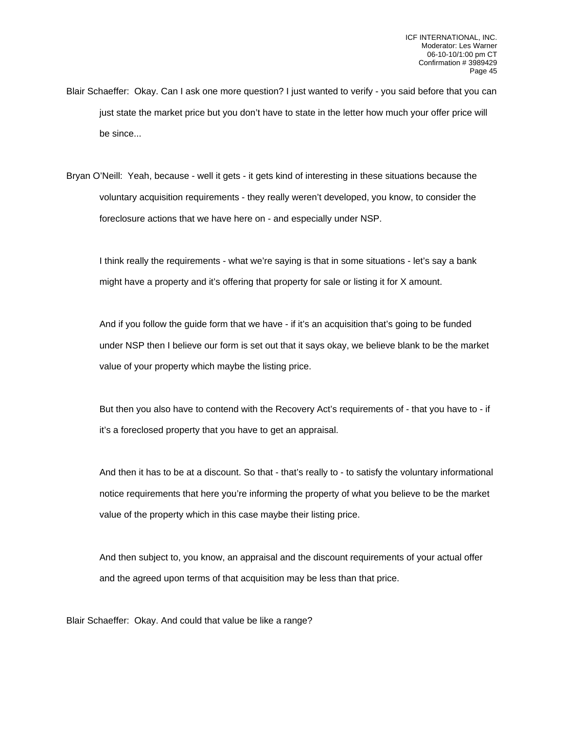Blair Schaeffer: Okay. Can I ask one more question? I just wanted to verify - you said before that you can just state the market price but you don't have to state in the letter how much your offer price will be since...

Bryan O'Neill: Yeah, because - well it gets - it gets kind of interesting in these situations because the voluntary acquisition requirements - they really weren't developed, you know, to consider the foreclosure actions that we have here on - and especially under NSP.

I think really the requirements - what we're saying is that in some situations - let's say a bank might have a property and it's offering that property for sale or listing it for X amount.

And if you follow the guide form that we have - if it's an acquisition that's going to be funded under NSP then I believe our form is set out that it says okay, we believe blank to be the market value of your property which maybe the listing price.

But then you also have to contend with the Recovery Act's requirements of - that you have to - if it's a foreclosed property that you have to get an appraisal.

And then it has to be at a discount. So that - that's really to - to satisfy the voluntary informational notice requirements that here you're informing the property of what you believe to be the market value of the property which in this case maybe their listing price.

And then subject to, you know, an appraisal and the discount requirements of your actual offer and the agreed upon terms of that acquisition may be less than that price.

Blair Schaeffer: Okay. And could that value be like a range?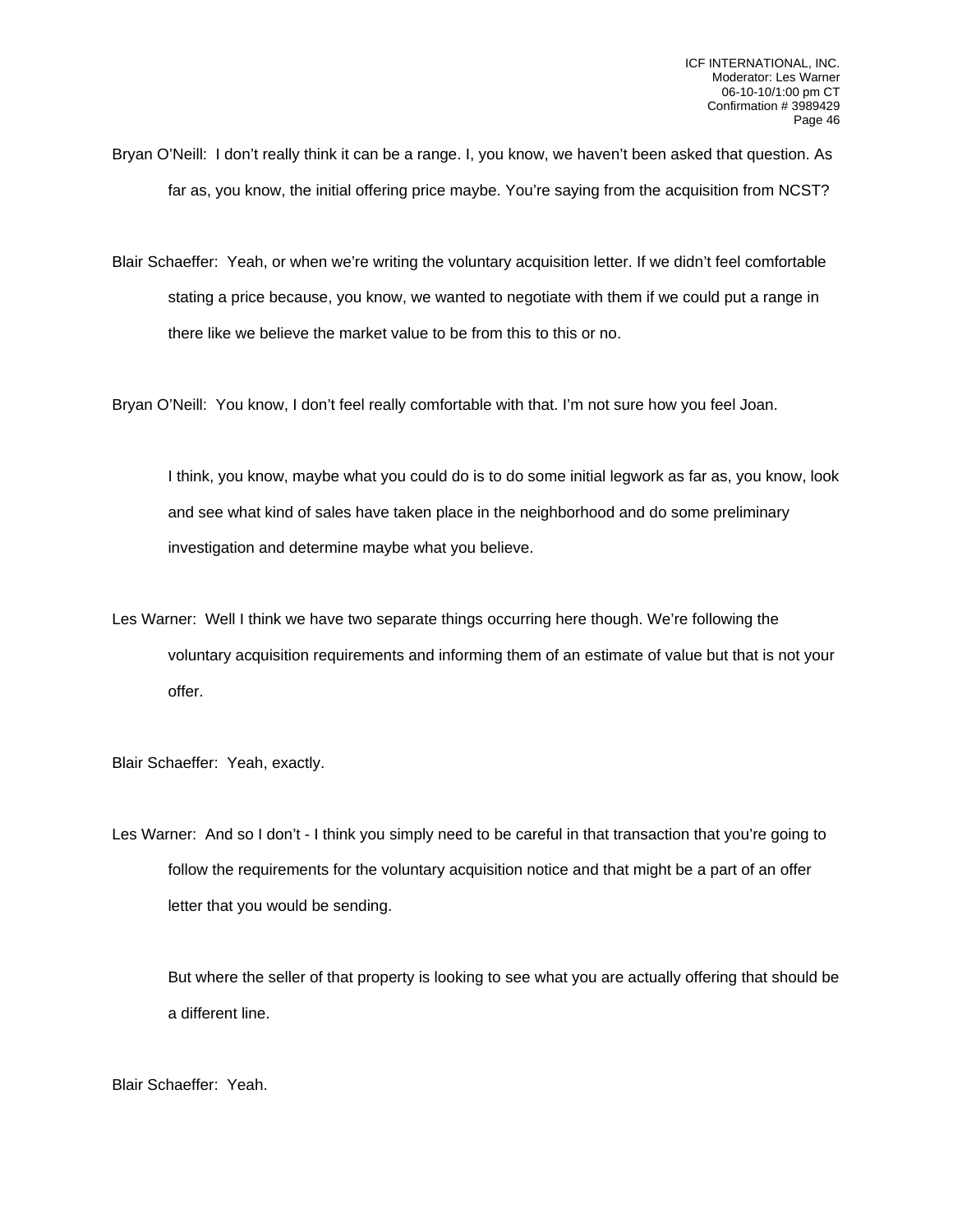Bryan O'Neill: I don't really think it can be a range. I, you know, we haven't been asked that question. As far as, you know, the initial offering price maybe. You're saying from the acquisition from NCST?

Blair Schaeffer: Yeah, or when we're writing the voluntary acquisition letter. If we didn't feel comfortable stating a price because, you know, we wanted to negotiate with them if we could put a range in there like we believe the market value to be from this to this or no.

Bryan O'Neill: You know, I don't feel really comfortable with that. I'm not sure how you feel Joan.

I think, you know, maybe what you could do is to do some initial legwork as far as, you know, look and see what kind of sales have taken place in the neighborhood and do some preliminary investigation and determine maybe what you believe.

Les Warner: Well I think we have two separate things occurring here though. We're following the voluntary acquisition requirements and informing them of an estimate of value but that is not your offer.

Blair Schaeffer: Yeah, exactly.

Les Warner: And so I don't - I think you simply need to be careful in that transaction that you're going to follow the requirements for the voluntary acquisition notice and that might be a part of an offer letter that you would be sending.

But where the seller of that property is looking to see what you are actually offering that should be a different line.

Blair Schaeffer: Yeah.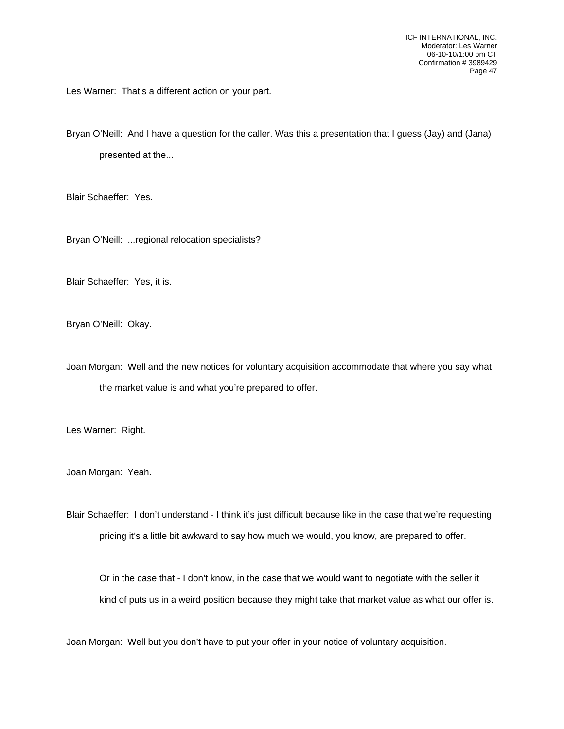Les Warner: That's a different action on your part.

Bryan O'Neill: And I have a question for the caller. Was this a presentation that I guess (Jay) and (Jana) presented at the...

Blair Schaeffer: Yes.

Bryan O'Neill: ...regional relocation specialists?

Blair Schaeffer: Yes, it is.

Bryan O'Neill: Okay.

Joan Morgan: Well and the new notices for voluntary acquisition accommodate that where you say what the market value is and what you're prepared to offer.

Les Warner: Right.

Joan Morgan: Yeah.

Blair Schaeffer: I don't understand - I think it's just difficult because like in the case that we're requesting pricing it's a little bit awkward to say how much we would, you know, are prepared to offer.

Or in the case that - I don't know, in the case that we would want to negotiate with the seller it kind of puts us in a weird position because they might take that market value as what our offer is.

Joan Morgan: Well but you don't have to put your offer in your notice of voluntary acquisition.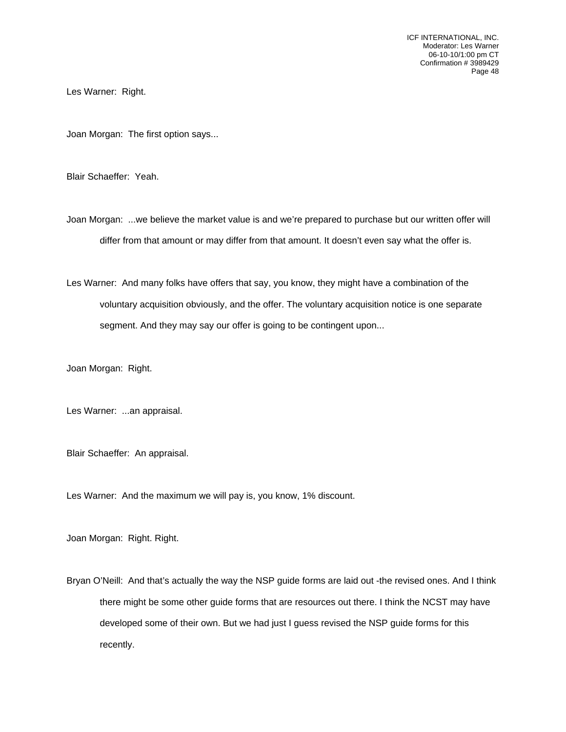Les Warner: Right.

Joan Morgan: The first option says...

Blair Schaeffer: Yeah.

Joan Morgan: ...we believe the market value is and we're prepared to purchase but our written offer will differ from that amount or may differ from that amount. It doesn't even say what the offer is.

Les Warner: And many folks have offers that say, you know, they might have a combination of the voluntary acquisition obviously, and the offer. The voluntary acquisition notice is one separate segment. And they may say our offer is going to be contingent upon...

Joan Morgan: Right.

Les Warner: ...an appraisal.

Blair Schaeffer: An appraisal.

Les Warner: And the maximum we will pay is, you know, 1% discount.

Joan Morgan: Right. Right.

Bryan O'Neill: And that's actually the way the NSP guide forms are laid out -the revised ones. And I think there might be some other guide forms that are resources out there. I think the NCST may have developed some of their own. But we had just I guess revised the NSP guide forms for this recently.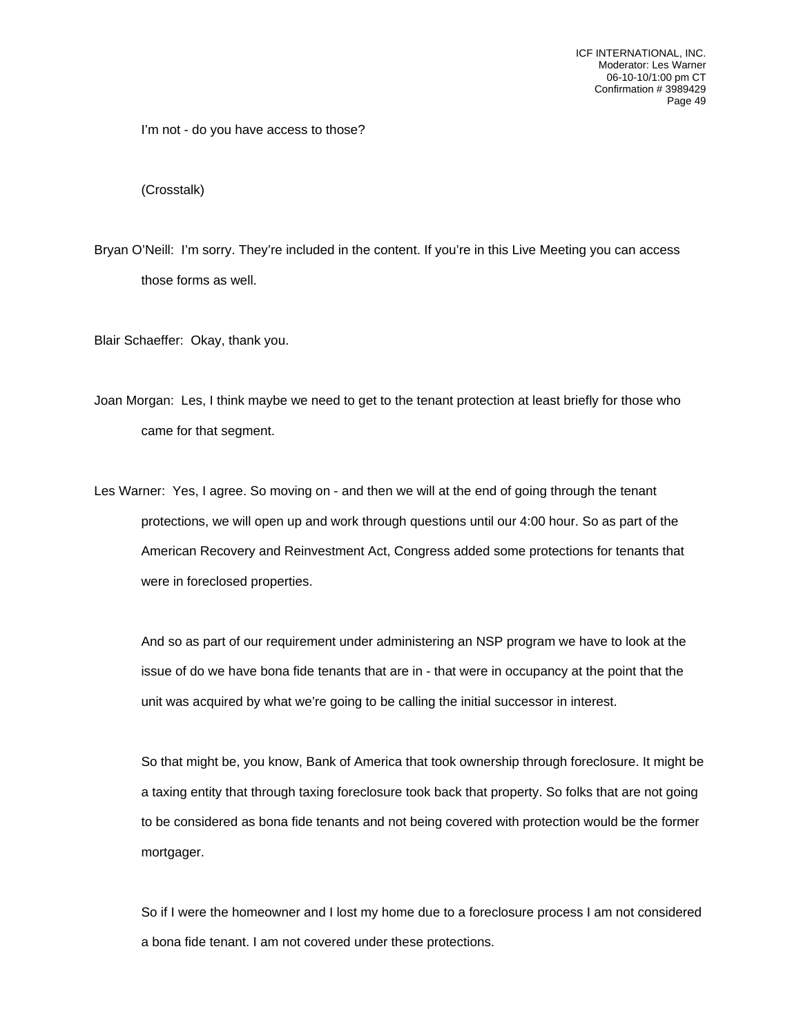I'm not - do you have access to those?

(Crosstalk)

Bryan O'Neill: I'm sorry. They're included in the content. If you're in this Live Meeting you can access those forms as well.

Blair Schaeffer: Okay, thank you.

Joan Morgan: Les, I think maybe we need to get to the tenant protection at least briefly for those who came for that segment.

Les Warner: Yes, I agree. So moving on - and then we will at the end of going through the tenant protections, we will open up and work through questions until our 4:00 hour. So as part of the American Recovery and Reinvestment Act, Congress added some protections for tenants that were in foreclosed properties.

And so as part of our requirement under administering an NSP program we have to look at the issue of do we have bona fide tenants that are in - that were in occupancy at the point that the unit was acquired by what we're going to be calling the initial successor in interest.

So that might be, you know, Bank of America that took ownership through foreclosure. It might be a taxing entity that through taxing foreclosure took back that property. So folks that are not going to be considered as bona fide tenants and not being covered with protection would be the former mortgager.

So if I were the homeowner and I lost my home due to a foreclosure process I am not considered a bona fide tenant. I am not covered under these protections.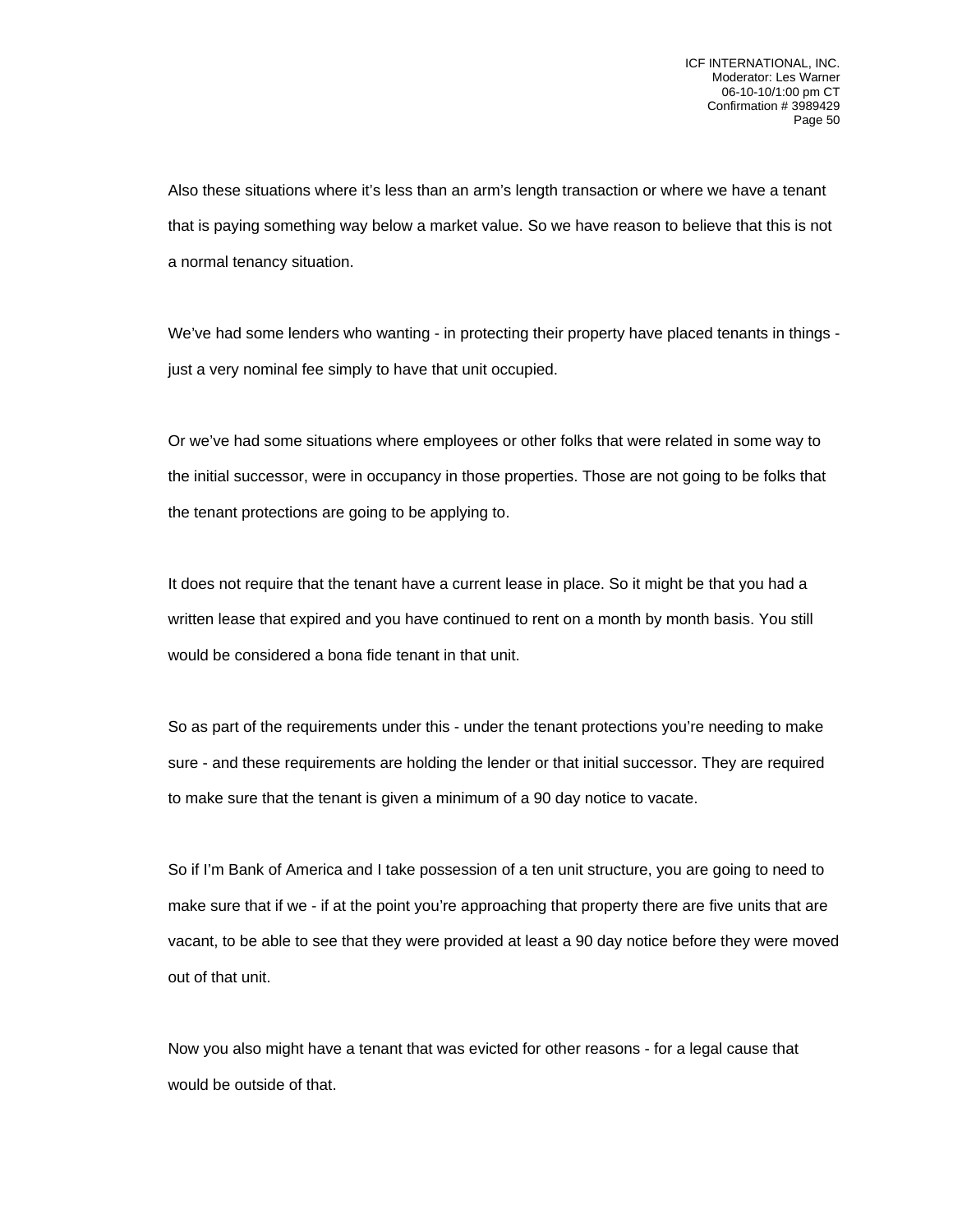Also these situations where it's less than an arm's length transaction or where we have a tenant that is paying something way below a market value. So we have reason to believe that this is not a normal tenancy situation.

We've had some lenders who wanting - in protecting their property have placed tenants in things - just a very nominal fee simply to have that unit occupied.

Or we've had some situations where employees or other folks that were related in some way to the initial successor, were in occupancy in those properties. Those are not going to be folks that the tenant protections are going to be applying to.

It does not require that the tenant have a current lease in place. So it might be that you had a written lease that expired and you have continued to rent on a month by month basis. You still would be considered a bona fide tenant in that unit.

So as part of the requirements under this - under the tenant protections you're needing to make sure - and these requirements are holding the lender or that initial successor. They are required to make sure that the tenant is given a minimum of a 90 day notice to vacate.

So if I'm Bank of America and I take possession of a ten unit structure, you are going to need to make sure that if we - if at the point you're approaching that property there are five units that are vacant, to be able to see that they were provided at least a 90 day notice before they were moved out of that unit.

Now you also might have a tenant that was evicted for other reasons - for a legal cause that would be outside of that.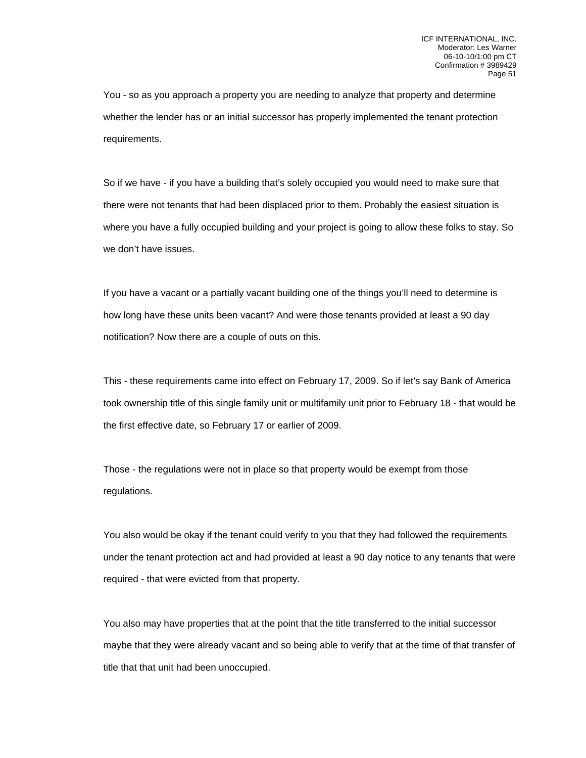You - so as you approach a property you are needing to analyze that property and determine whether the lender has or an initial successor has properly implemented the tenant protection requirements.

So if we have - if you have a building that's solely occupied you would need to make sure that there were not tenants that had been displaced prior to them. Probably the easiest situation is where you have a fully occupied building and your project is going to allow these folks to stay. So we don't have issues.

If you have a vacant or a partially vacant building one of the things you'll need to determine is how long have these units been vacant? And were those tenants provided at least a 90 day notification? Now there are a couple of outs on this.

This - these requirements came into effect on February 17, 2009. So if let's say Bank of America took ownership title of this single family unit or multifamily unit prior to February 18 - that would be the first effective date, so February 17 or earlier of 2009.

Those - the regulations were not in place so that property would be exempt from those regulations.

You also would be okay if the tenant could verify to you that they had followed the requirements under the tenant protection act and had provided at least a 90 day notice to any tenants that were required - that were evicted from that property.

You also may have properties that at the point that the title transferred to the initial successor maybe that they were already vacant and so being able to verify that at the time of that transfer of title that that unit had been unoccupied.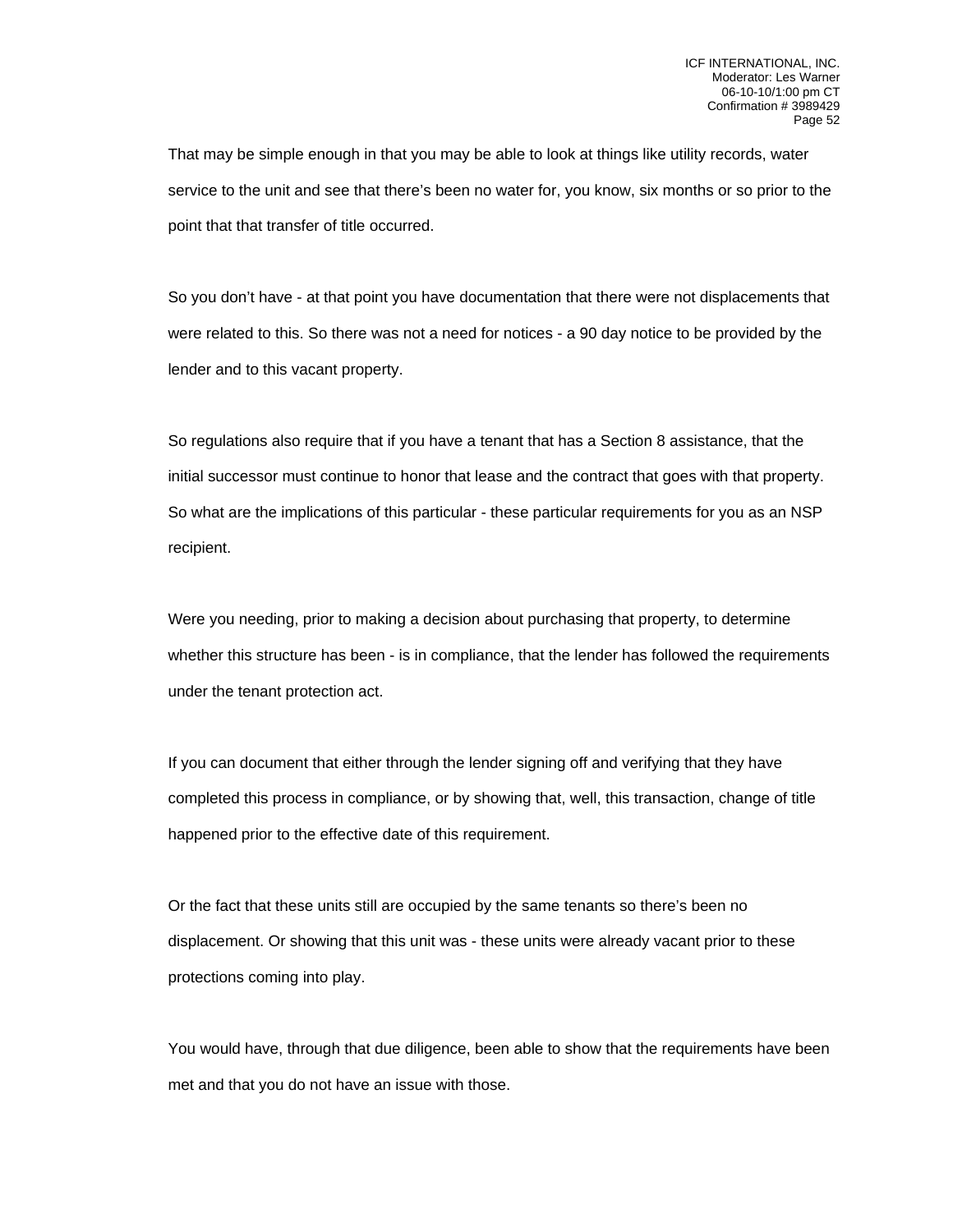That may be simple enough in that you may be able to look at things like utility records, water service to the unit and see that there's been no water for, you know, six months or so prior to the point that that transfer of title occurred.

So you don't have - at that point you have documentation that there were not displacements that were related to this. So there was not a need for notices - a 90 day notice to be provided by the lender and to this vacant property.

So regulations also require that if you have a tenant that has a Section 8 assistance, that the initial successor must continue to honor that lease and the contract that goes with that property. So what are the implications of this particular - these particular requirements for you as an NSP recipient.

Were you needing, prior to making a decision about purchasing that property, to determine whether this structure has been - is in compliance, that the lender has followed the requirements under the tenant protection act.

If you can document that either through the lender signing off and verifying that they have completed this process in compliance, or by showing that, well, this transaction, change of title happened prior to the effective date of this requirement.

Or the fact that these units still are occupied by the same tenants so there's been no displacement. Or showing that this unit was - these units were already vacant prior to these protections coming into play.

You would have, through that due diligence, been able to show that the requirements have been met and that you do not have an issue with those.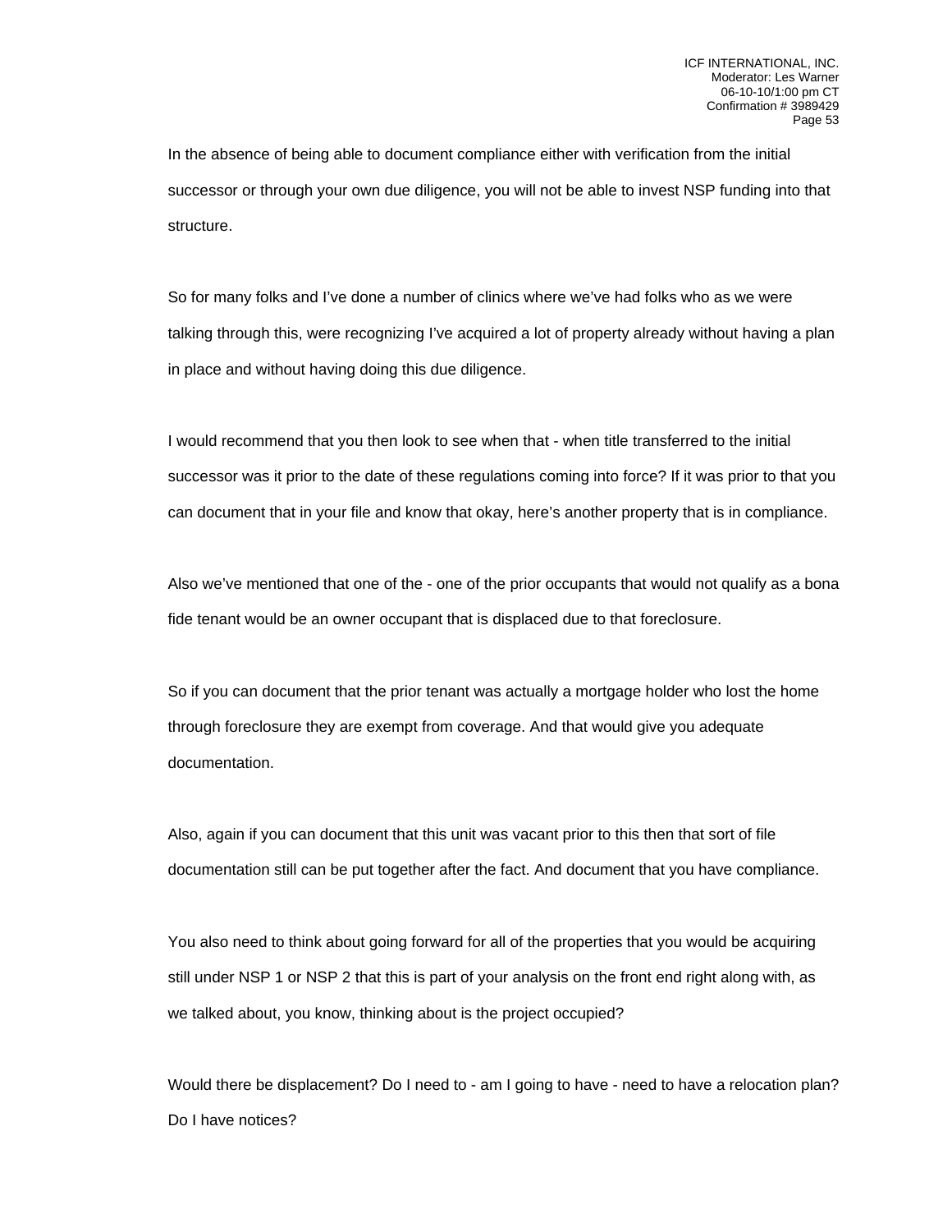In the absence of being able to document compliance either with verification from the initial successor or through your own due diligence, you will not be able to invest NSP funding into that structure.

So for many folks and I've done a number of clinics where we've had folks who as we were talking through this, were recognizing I've acquired a lot of property already without having a plan in place and without having doing this due diligence.

I would recommend that you then look to see when that - when title transferred to the initial successor was it prior to the date of these regulations coming into force? If it was prior to that you can document that in your file and know that okay, here's another property that is in compliance.

Also we've mentioned that one of the - one of the prior occupants that would not qualify as a bona fide tenant would be an owner occupant that is displaced due to that foreclosure.

So if you can document that the prior tenant was actually a mortgage holder who lost the home through foreclosure they are exempt from coverage. And that would give you adequate documentation.

Also, again if you can document that this unit was vacant prior to this then that sort of file documentation still can be put together after the fact. And document that you have compliance.

You also need to think about going forward for all of the properties that you would be acquiring still under NSP 1 or NSP 2 that this is part of your analysis on the front end right along with, as we talked about, you know, thinking about is the project occupied?

Would there be displacement? Do I need to - am I going to have - need to have a relocation plan? Do I have notices?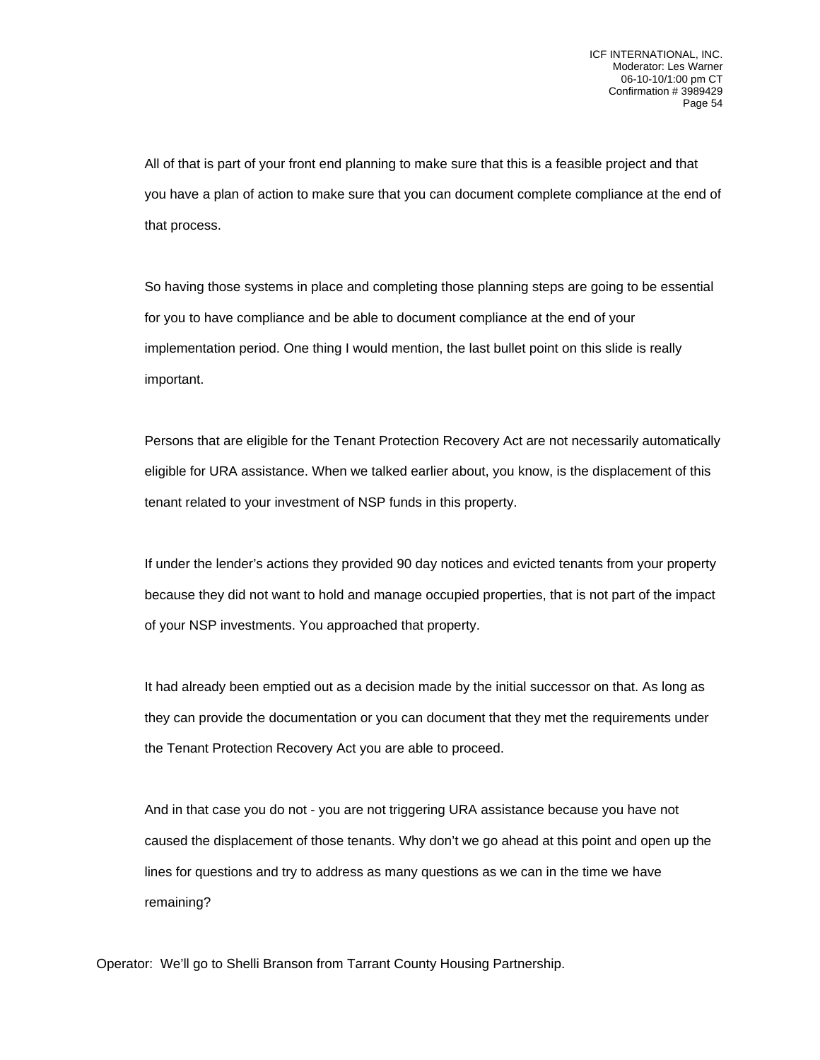All of that is part of your front end planning to make sure that this is a feasible project and that you have a plan of action to make sure that you can document complete compliance at the end of that process.

So having those systems in place and completing those planning steps are going to be essential for you to have compliance and be able to document compliance at the end of your implementation period. One thing I would mention, the last bullet point on this slide is really important.

Persons that are eligible for the Tenant Protection Recovery Act are not necessarily automatically eligible for URA assistance. When we talked earlier about, you know, is the displacement of this tenant related to your investment of NSP funds in this property.

If under the lender's actions they provided 90 day notices and evicted tenants from your property because they did not want to hold and manage occupied properties, that is not part of the impact of your NSP investments. You approached that property.

It had already been emptied out as a decision made by the initial successor on that. As long as they can provide the documentation or you can document that they met the requirements under the Tenant Protection Recovery Act you are able to proceed.

And in that case you do not - you are not triggering URA assistance because you have not caused the displacement of those tenants. Why don't we go ahead at this point and open up the lines for questions and try to address as many questions as we can in the time we have remaining?

Operator: We'll go to Shelli Branson from Tarrant County Housing Partnership.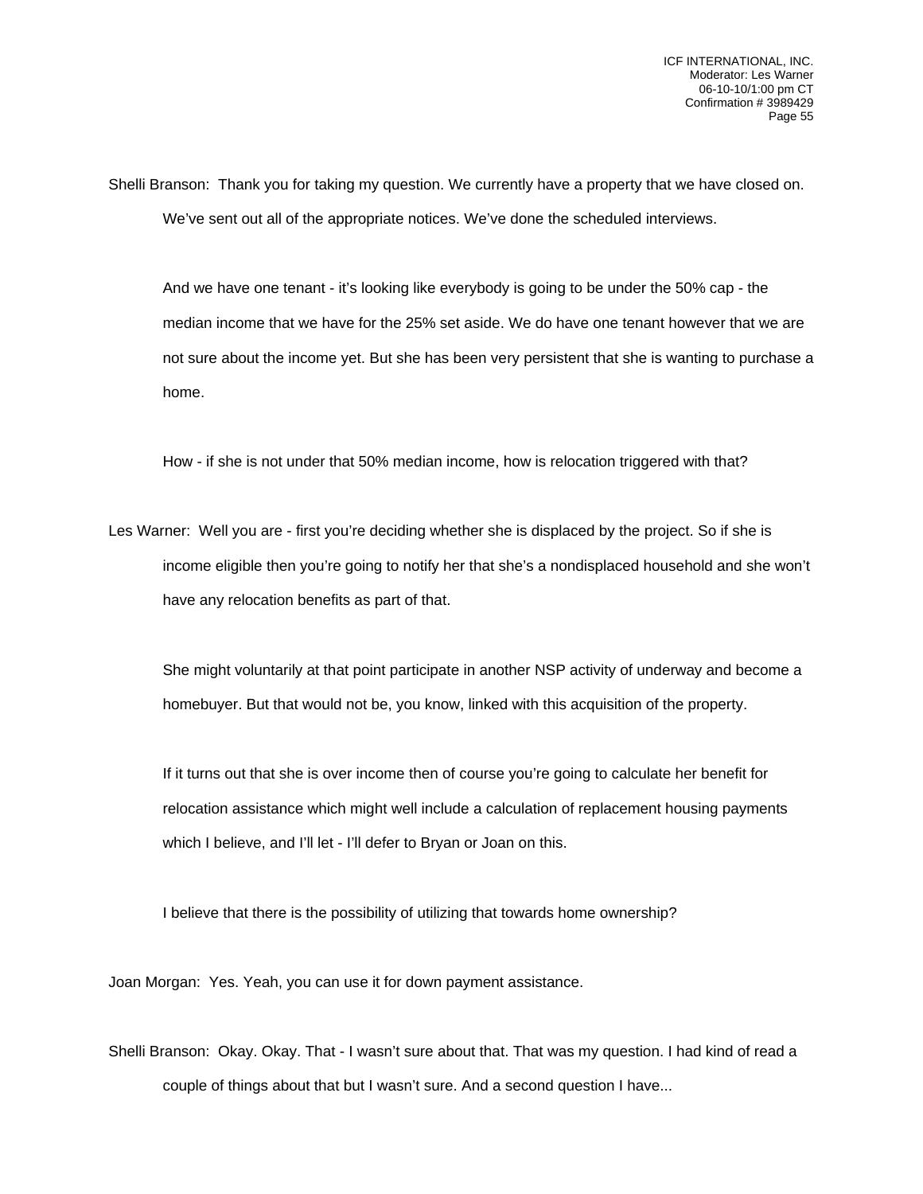Shelli Branson: Thank you for taking my question. We currently have a property that we have closed on. We've sent out all of the appropriate notices. We've done the scheduled interviews.

And we have one tenant - it's looking like everybody is going to be under the 50% cap - the median income that we have for the 25% set aside. We do have one tenant however that we are not sure about the income yet. But she has been very persistent that she is wanting to purchase a home.

How - if she is not under that 50% median income, how is relocation triggered with that?

Les Warner: Well you are - first you're deciding whether she is displaced by the project. So if she is income eligible then you're going to notify her that she's a nondisplaced household and she won't have any relocation benefits as part of that.

She might voluntarily at that point participate in another NSP activity of underway and become a homebuyer. But that would not be, you know, linked with this acquisition of the property.

If it turns out that she is over income then of course you're going to calculate her benefit for relocation assistance which might well include a calculation of replacement housing payments which I believe, and I'll let - I'll defer to Bryan or Joan on this.

I believe that there is the possibility of utilizing that towards home ownership?

Joan Morgan: Yes. Yeah, you can use it for down payment assistance.

Shelli Branson: Okay. Okay. That - I wasn't sure about that. That was my question. I had kind of read a couple of things about that but I wasn't sure. And a second question I have...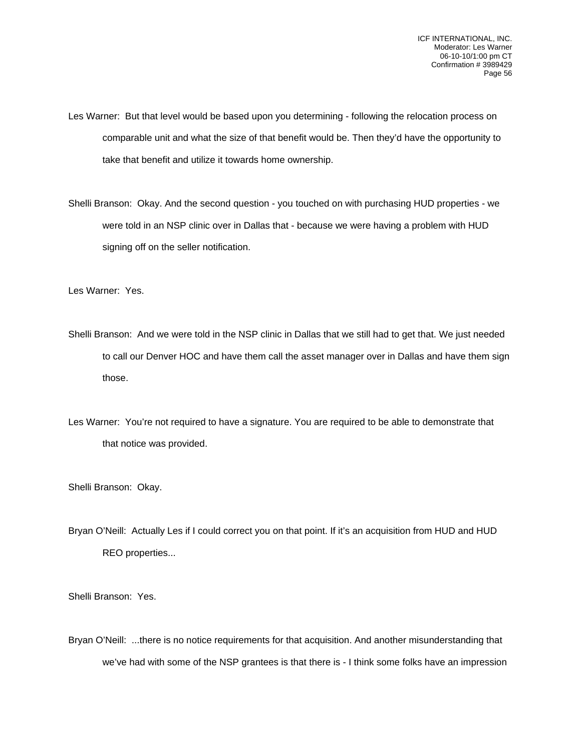Les Warner: But that level would be based upon you determining - following the relocation process on comparable unit and what the size of that benefit would be. Then they'd have the opportunity to take that benefit and utilize it towards home ownership.

Shelli Branson: Okay. And the second question - you touched on with purchasing HUD properties - we were told in an NSP clinic over in Dallas that - because we were having a problem with HUD signing off on the seller notification.

Les Warner: Yes.

Shelli Branson: And we were told in the NSP clinic in Dallas that we still had to get that. We just needed to call our Denver HOC and have them call the asset manager over in Dallas and have them sign those.

Les Warner: You're not required to have a signature. You are required to be able to demonstrate that that notice was provided.

Shelli Branson: Okay.

Bryan O'Neill: Actually Les if I could correct you on that point. If it's an acquisition from HUD and HUD REO properties...

Shelli Branson: Yes.

Bryan O'Neill: ...there is no notice requirements for that acquisition. And another misunderstanding that we've had with some of the NSP grantees is that there is - I think some folks have an impression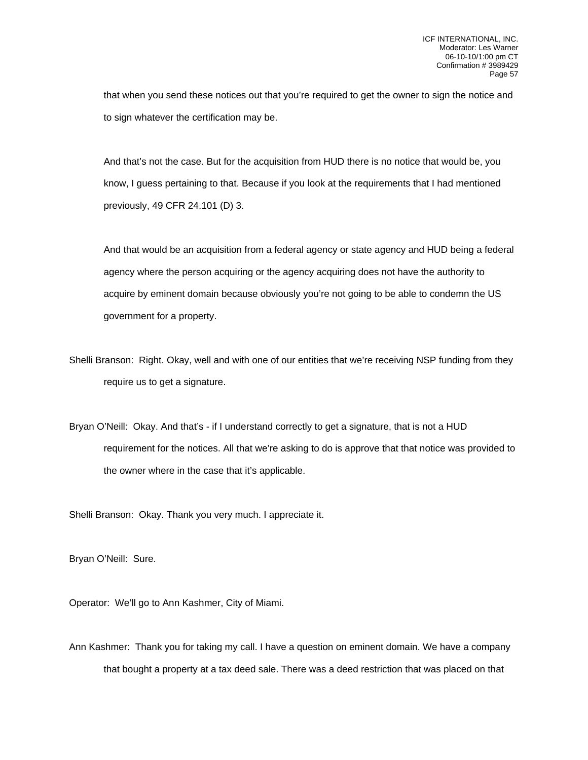that when you send these notices out that you're required to get the owner to sign the notice and to sign whatever the certification may be.

And that's not the case. But for the acquisition from HUD there is no notice that would be, you know, I guess pertaining to that. Because if you look at the requirements that I had mentioned previously, 49 CFR 24.101 (D) 3.

And that would be an acquisition from a federal agency or state agency and HUD being a federal agency where the person acquiring or the agency acquiring does not have the authority to acquire by eminent domain because obviously you're not going to be able to condemn the US government for a property.

Shelli Branson: Right. Okay, well and with one of our entities that we're receiving NSP funding from they require us to get a signature.

Bryan O'Neill: Okay. And that's - if I understand correctly to get a signature, that is not a HUD requirement for the notices. All that we're asking to do is approve that that notice was provided to the owner where in the case that it's applicable.

Shelli Branson: Okay. Thank you very much. I appreciate it.

Bryan O'Neill: Sure.

Operator: We'll go to Ann Kashmer, City of Miami.

Ann Kashmer: Thank you for taking my call. I have a question on eminent domain. We have a company that bought a property at a tax deed sale. There was a deed restriction that was placed on that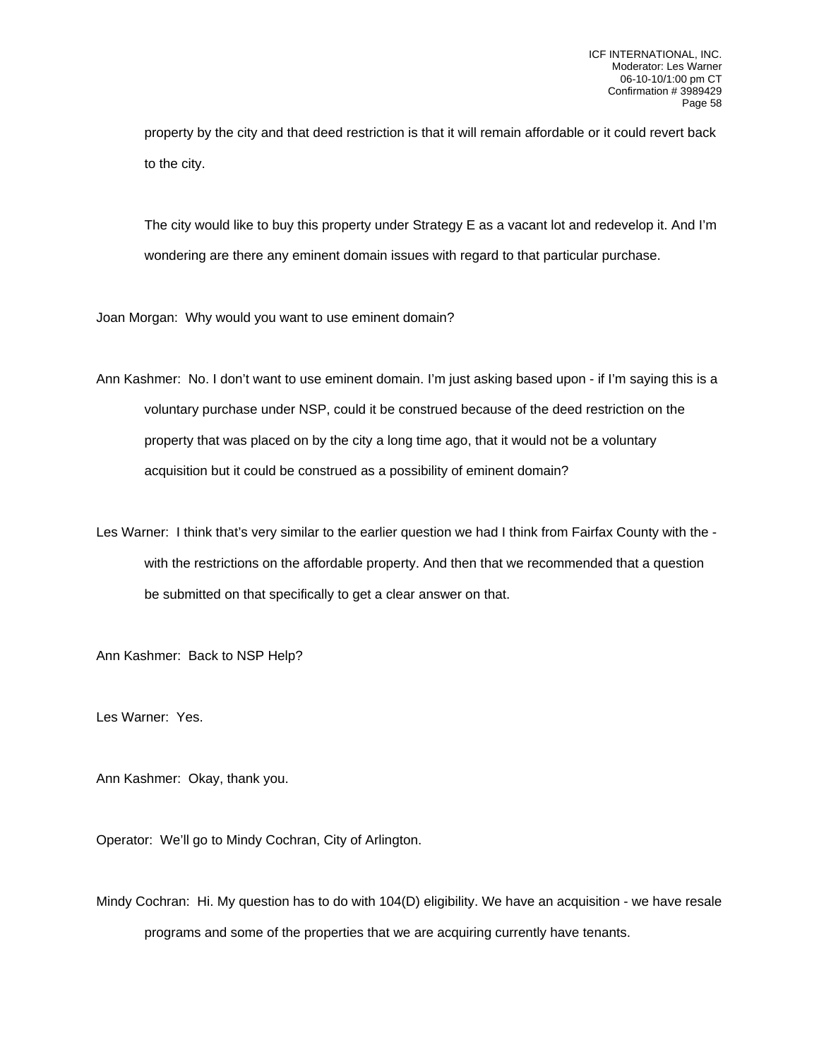property by the city and that deed restriction is that it will remain affordable or it could revert back to the city.

The city would like to buy this property under Strategy E as a vacant lot and redevelop it. And I'm wondering are there any eminent domain issues with regard to that particular purchase.

Joan Morgan: Why would you want to use eminent domain?

Ann Kashmer: No. I don't want to use eminent domain. I'm just asking based upon - if I'm saying this is a voluntary purchase under NSP, could it be construed because of the deed restriction on the property that was placed on by the city a long time ago, that it would not be a voluntary acquisition but it could be construed as a possibility of eminent domain?

Les Warner: I think that's very similar to the earlier question we had I think from Fairfax County with the - with the restrictions on the affordable property. And then that we recommended that a question be submitted on that specifically to get a clear answer on that.

Ann Kashmer: Back to NSP Help?

Les Warner: Yes.

Ann Kashmer: Okay, thank you.

Operator: We'll go to Mindy Cochran, City of Arlington.

Mindy Cochran: Hi. My question has to do with 104(D) eligibility. We have an acquisition - we have resale programs and some of the properties that we are acquiring currently have tenants.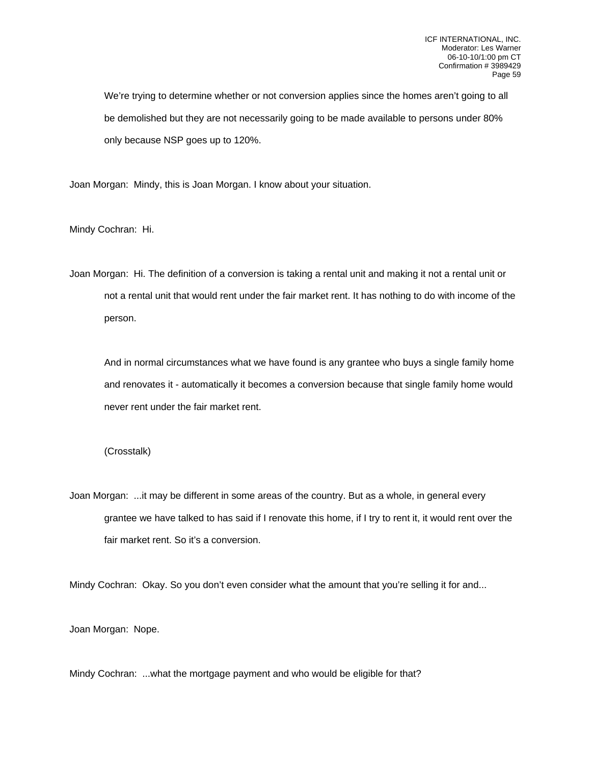We're trying to determine whether or not conversion applies since the homes aren't going to all be demolished but they are not necessarily going to be made available to persons under 80% only because NSP goes up to 120%.

Joan Morgan: Mindy, this is Joan Morgan. I know about your situation.

Mindy Cochran: Hi.

Joan Morgan: Hi. The definition of a conversion is taking a rental unit and making it not a rental unit or not a rental unit that would rent under the fair market rent. It has nothing to do with income of the person.

And in normal circumstances what we have found is any grantee who buys a single family home and renovates it - automatically it becomes a conversion because that single family home would never rent under the fair market rent.

(Crosstalk)

Joan Morgan: ...it may be different in some areas of the country. But as a whole, in general every grantee we have talked to has said if I renovate this home, if I try to rent it, it would rent over the fair market rent. So it's a conversion.

Mindy Cochran: Okay. So you don't even consider what the amount that you're selling it for and...

Joan Morgan: Nope.

Mindy Cochran: ...what the mortgage payment and who would be eligible for that?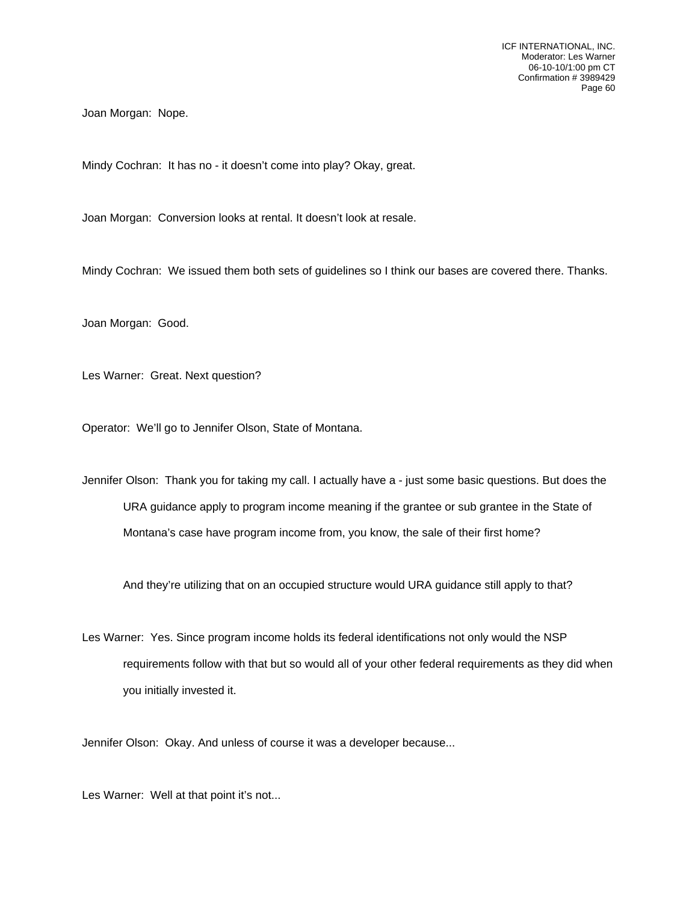Joan Morgan: Nope.

Mindy Cochran: It has no - it doesn't come into play? Okay, great.

Joan Morgan: Conversion looks at rental. It doesn't look at resale.

Mindy Cochran: We issued them both sets of guidelines so I think our bases are covered there. Thanks.

Joan Morgan: Good.

Les Warner: Great. Next question?

Operator: We'll go to Jennifer Olson, State of Montana.

Jennifer Olson: Thank you for taking my call. I actually have a - just some basic questions. But does the URA guidance apply to program income meaning if the grantee or sub grantee in the State of Montana's case have program income from, you know, the sale of their first home?

And they're utilizing that on an occupied structure would URA guidance still apply to that?

Les Warner: Yes. Since program income holds its federal identifications not only would the NSP requirements follow with that but so would all of your other federal requirements as they did when you initially invested it.

Jennifer Olson: Okay. And unless of course it was a developer because...

Les Warner: Well at that point it's not...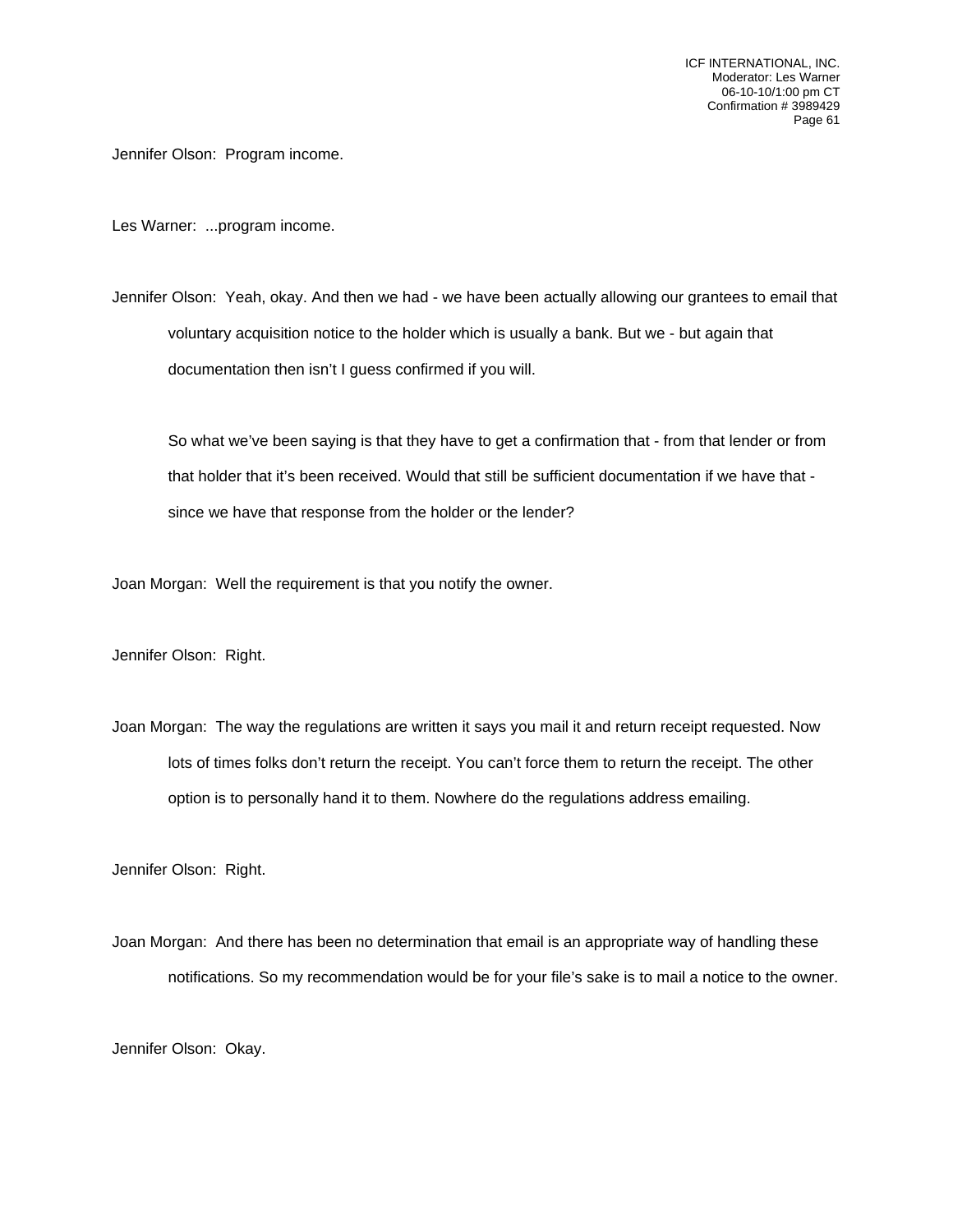Jennifer Olson: Program income.

Les Warner: ...program income.

Jennifer Olson: Yeah, okay. And then we had - we have been actually allowing our grantees to email that voluntary acquisition notice to the holder which is usually a bank. But we - but again that documentation then isn't I guess confirmed if you will.

So what we've been saying is that they have to get a confirmation that - from that lender or from that holder that it's been received. Would that still be sufficient documentation if we have that - since we have that response from the holder or the lender?

Joan Morgan: Well the requirement is that you notify the owner.

Jennifer Olson: Right.

Joan Morgan: The way the regulations are written it says you mail it and return receipt requested. Now lots of times folks don't return the receipt. You can't force them to return the receipt. The other option is to personally hand it to them. Nowhere do the regulations address emailing.

Jennifer Olson: Right.

Joan Morgan: And there has been no determination that email is an appropriate way of handling these notifications. So my recommendation would be for your file's sake is to mail a notice to the owner.

Jennifer Olson: Okay.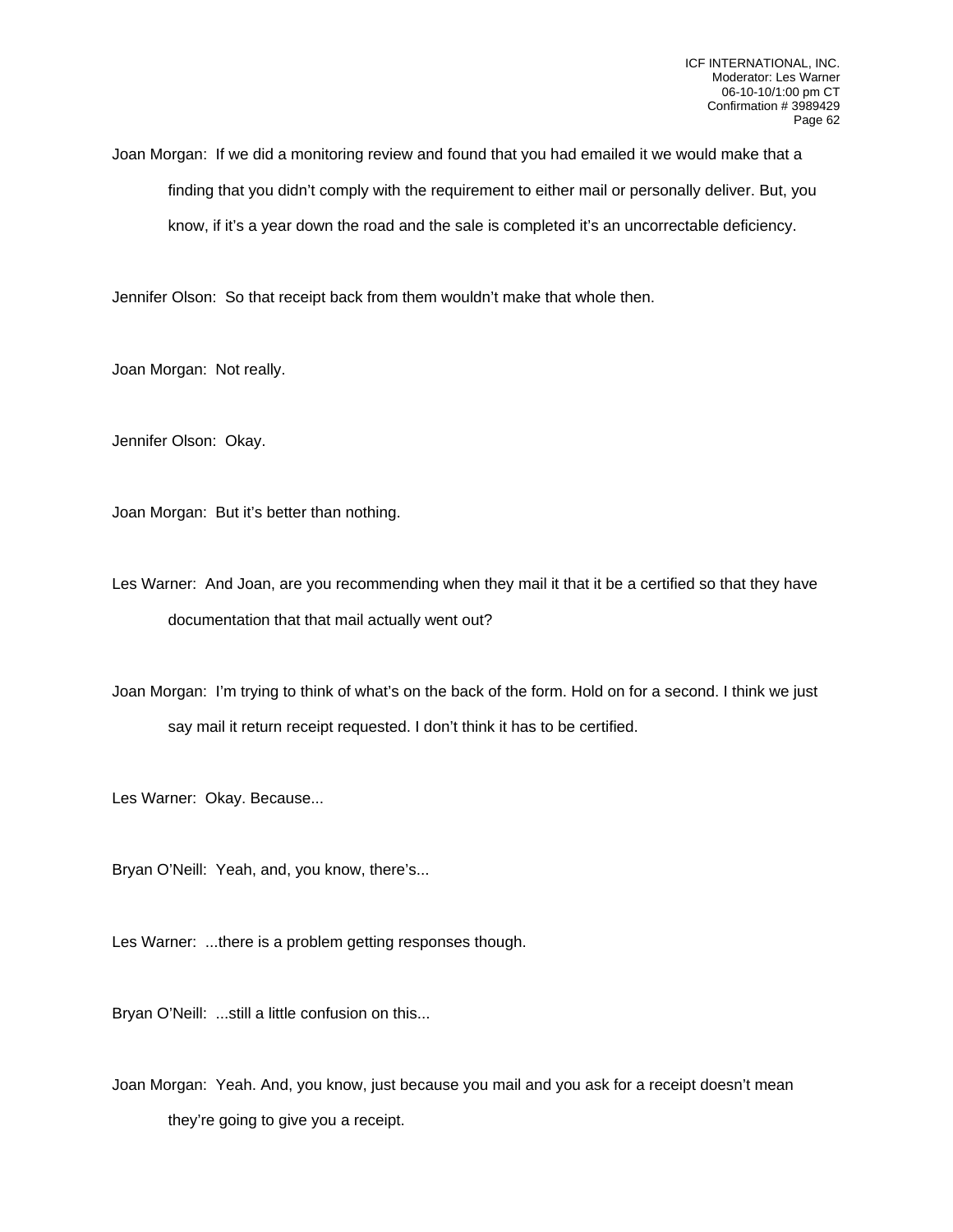Joan Morgan: If we did a monitoring review and found that you had emailed it we would make that a finding that you didn't comply with the requirement to either mail or personally deliver. But, you know, if it's a year down the road and the sale is completed it's an uncorrectable deficiency.

Jennifer Olson: So that receipt back from them wouldn't make that whole then.

Joan Morgan: Not really.

Jennifer Olson: Okay.

Joan Morgan: But it's better than nothing.

Les Warner: And Joan, are you recommending when they mail it that it be a certified so that they have documentation that that mail actually went out?

Joan Morgan: I'm trying to think of what's on the back of the form. Hold on for a second. I think we just say mail it return receipt requested. I don't think it has to be certified.

Les Warner: Okay. Because...

Bryan O'Neill: Yeah, and, you know, there's...

Les Warner: ...there is a problem getting responses though.

Bryan O'Neill: ...still a little confusion on this...

Joan Morgan: Yeah. And, you know, just because you mail and you ask for a receipt doesn't mean they're going to give you a receipt.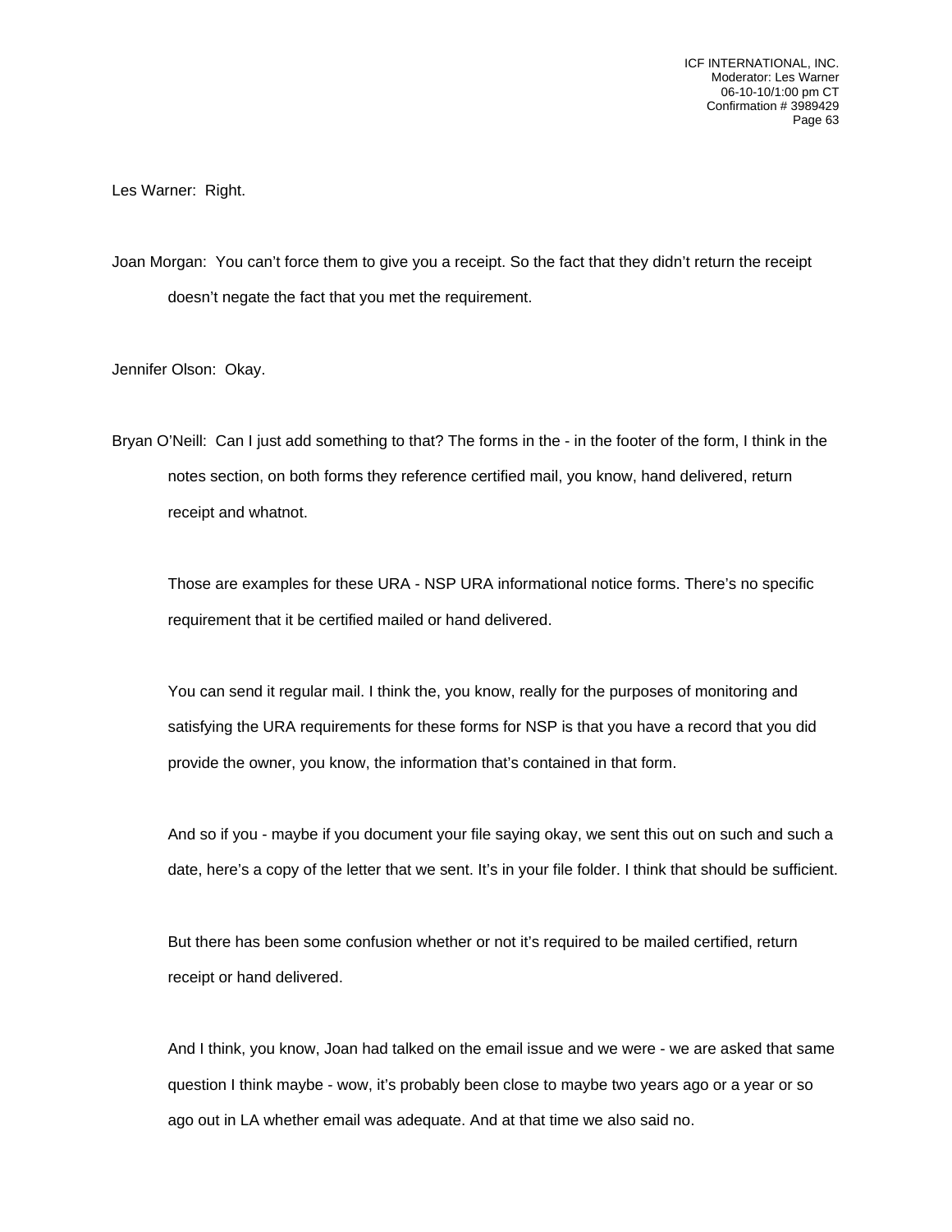Les Warner: Right.

Joan Morgan: You can't force them to give you a receipt. So the fact that they didn't return the receipt doesn't negate the fact that you met the requirement.

Jennifer Olson: Okay.

Bryan O'Neill: Can I just add something to that? The forms in the - in the footer of the form, I think in the notes section, on both forms they reference certified mail, you know, hand delivered, return receipt and whatnot.

Those are examples for these URA - NSP URA informational notice forms. There's no specific requirement that it be certified mailed or hand delivered.

You can send it regular mail. I think the, you know, really for the purposes of monitoring and satisfying the URA requirements for these forms for NSP is that you have a record that you did provide the owner, you know, the information that's contained in that form.

And so if you - maybe if you document your file saying okay, we sent this out on such and such a date, here's a copy of the letter that we sent. It's in your file folder. I think that should be sufficient.

But there has been some confusion whether or not it's required to be mailed certified, return receipt or hand delivered.

And I think, you know, Joan had talked on the email issue and we were - we are asked that same question I think maybe - wow, it's probably been close to maybe two years ago or a year or so ago out in LA whether email was adequate. And at that time we also said no.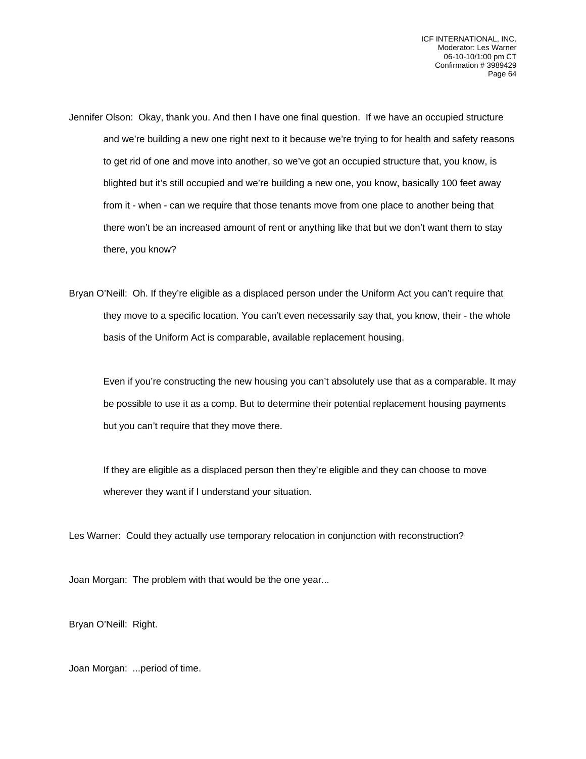Jennifer Olson: Okay, thank you. And then I have one final question. If we have an occupied structure and we're building a new one right next to it because we're trying to for health and safety reasons to get rid of one and move into another, so we've got an occupied structure that, you know, is blighted but it's still occupied and we're building a new one, you know, basically 100 feet away from it - when - can we require that those tenants move from one place to another being that there won't be an increased amount of rent or anything like that but we don't want them to stay there, you know?

Bryan O'Neill: Oh. If they're eligible as a displaced person under the Uniform Act you can't require that they move to a specific location. You can't even necessarily say that, you know, their - the whole basis of the Uniform Act is comparable, available replacement housing.

Even if you're constructing the new housing you can't absolutely use that as a comparable. It may be possible to use it as a comp. But to determine their potential replacement housing payments but you can't require that they move there.

If they are eligible as a displaced person then they're eligible and they can choose to move wherever they want if I understand your situation.

Les Warner: Could they actually use temporary relocation in conjunction with reconstruction?

Joan Morgan: The problem with that would be the one year...

Bryan O'Neill: Right.

Joan Morgan: ...period of time.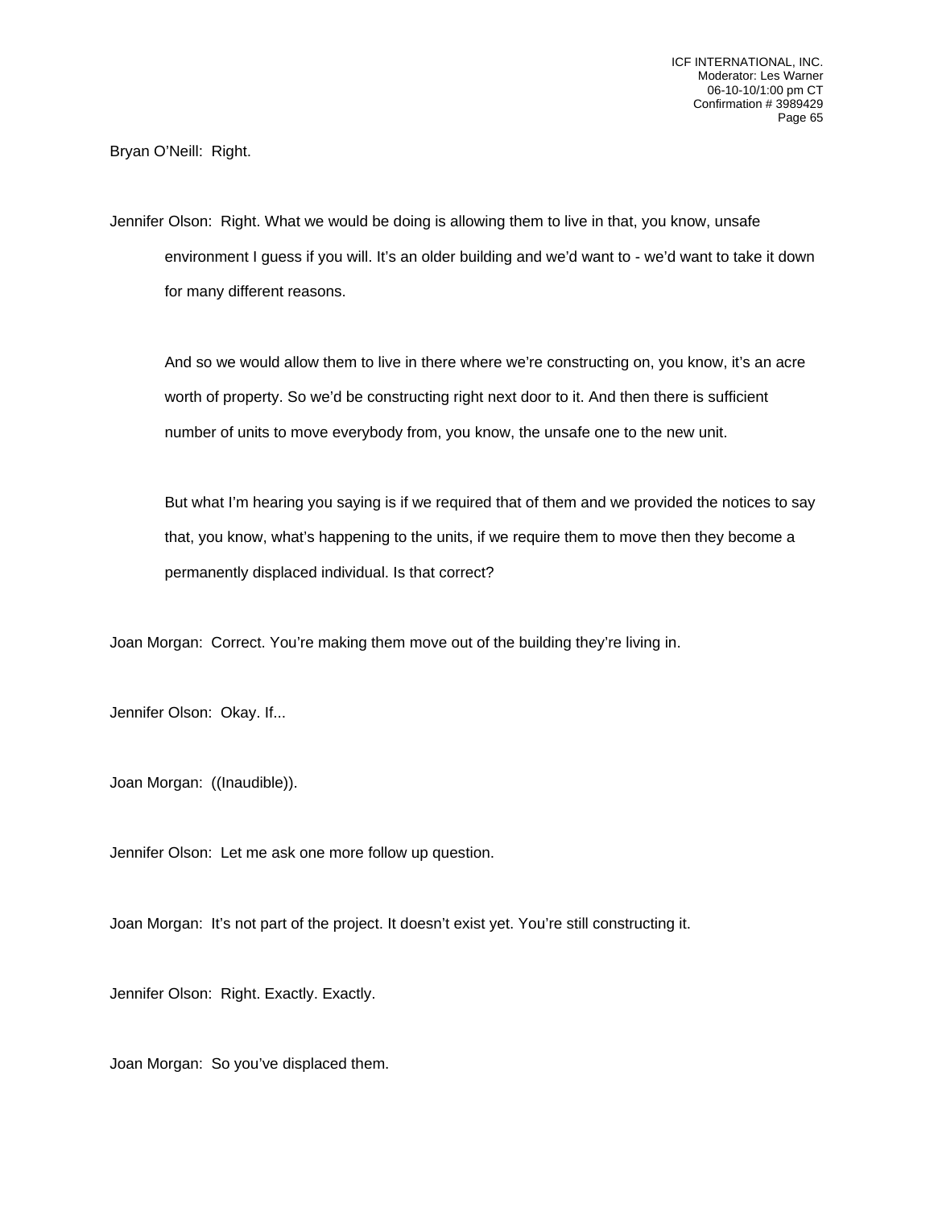Bryan O'Neill: Right.

Jennifer Olson: Right. What we would be doing is allowing them to live in that, you know, unsafe environment I guess if you will. It's an older building and we'd want to - we'd want to take it down for many different reasons.

And so we would allow them to live in there where we're constructing on, you know, it's an acre worth of property. So we'd be constructing right next door to it. And then there is sufficient number of units to move everybody from, you know, the unsafe one to the new unit.

But what I'm hearing you saying is if we required that of them and we provided the notices to say that, you know, what's happening to the units, if we require them to move then they become a permanently displaced individual. Is that correct?

Joan Morgan: Correct. You're making them move out of the building they're living in.

Jennifer Olson: Okay. If...

Joan Morgan: ((Inaudible)).

Jennifer Olson: Let me ask one more follow up question.

Joan Morgan: It's not part of the project. It doesn't exist yet. You're still constructing it.

Jennifer Olson: Right. Exactly. Exactly.

Joan Morgan: So you've displaced them.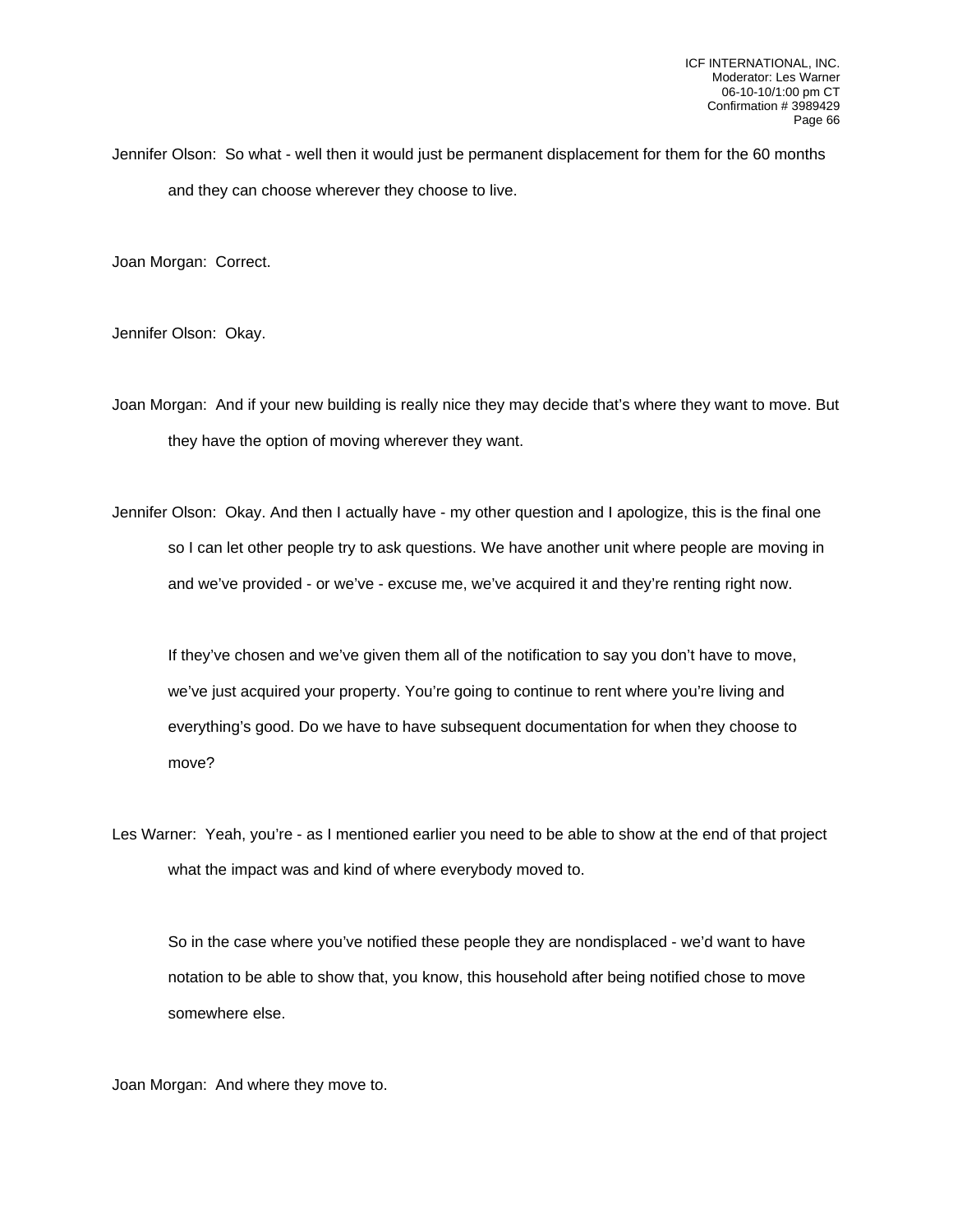Jennifer Olson: So what - well then it would just be permanent displacement for them for the 60 months and they can choose wherever they choose to live.

Joan Morgan: Correct.

Jennifer Olson: Okay.

Joan Morgan: And if your new building is really nice they may decide that's where they want to move. But they have the option of moving wherever they want.

Jennifer Olson: Okay. And then I actually have - my other question and I apologize, this is the final one so I can let other people try to ask questions. We have another unit where people are moving in and we've provided - or we've - excuse me, we've acquired it and they're renting right now.

If they've chosen and we've given them all of the notification to say you don't have to move, we've just acquired your property. You're going to continue to rent where you're living and everything's good. Do we have to have subsequent documentation for when they choose to move?

Les Warner: Yeah, you're - as I mentioned earlier you need to be able to show at the end of that project what the impact was and kind of where everybody moved to.

So in the case where you've notified these people they are nondisplaced - we'd want to have notation to be able to show that, you know, this household after being notified chose to move somewhere else.

Joan Morgan: And where they move to.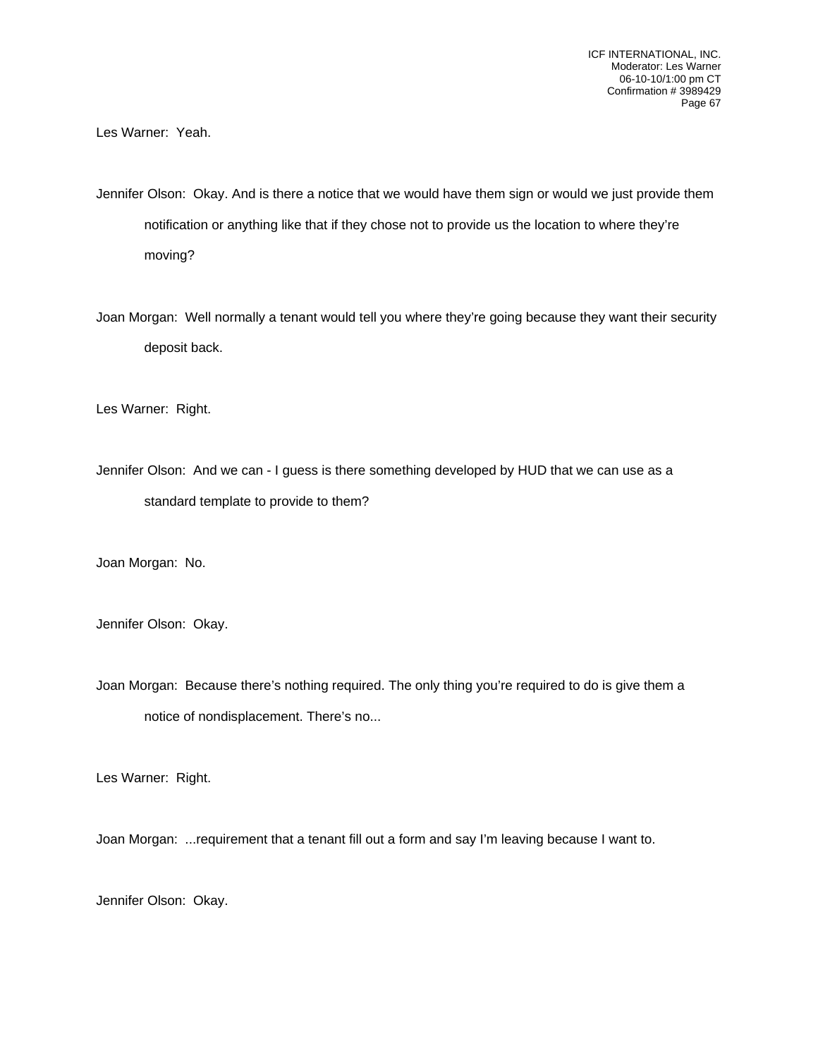Les Warner: Yeah.

Jennifer Olson: Okay. And is there a notice that we would have them sign or would we just provide them notification or anything like that if they chose not to provide us the location to where they're moving?

Joan Morgan: Well normally a tenant would tell you where they're going because they want their security deposit back.

Les Warner: Right.

Jennifer Olson: And we can - I guess is there something developed by HUD that we can use as a standard template to provide to them?

Joan Morgan: No.

Jennifer Olson: Okay.

Joan Morgan: Because there's nothing required. The only thing you're required to do is give them a notice of nondisplacement. There's no...

Les Warner: Right.

Joan Morgan: ...requirement that a tenant fill out a form and say I'm leaving because I want to.

Jennifer Olson: Okay.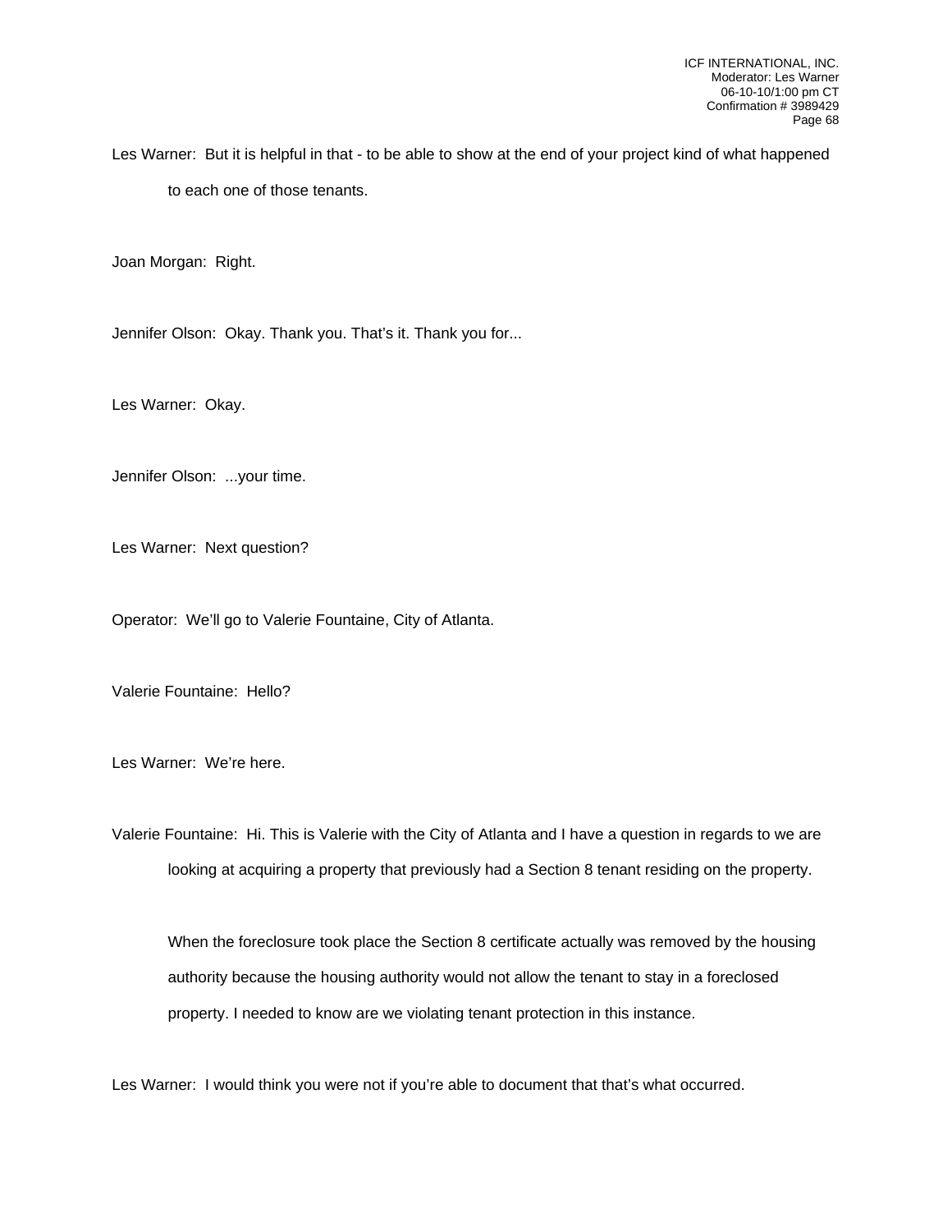Les Warner: But it is helpful in that - to be able to show at the end of your project kind of what happened to each one of those tenants.

Joan Morgan: Right.

Jennifer Olson: Okay. Thank you. That's it. Thank you for...

Les Warner: Okay.

Jennifer Olson: ...your time.

Les Warner: Next question?

Operator: We'll go to Valerie Fountaine, City of Atlanta.

Valerie Fountaine: Hello?

Les Warner: We're here.

Valerie Fountaine: Hi. This is Valerie with the City of Atlanta and I have a question in regards to we are looking at acquiring a property that previously had a Section 8 tenant residing on the property.

When the foreclosure took place the Section 8 certificate actually was removed by the housing authority because the housing authority would not allow the tenant to stay in a foreclosed property. I needed to know are we violating tenant protection in this instance.

Les Warner: I would think you were not if you're able to document that that's what occurred.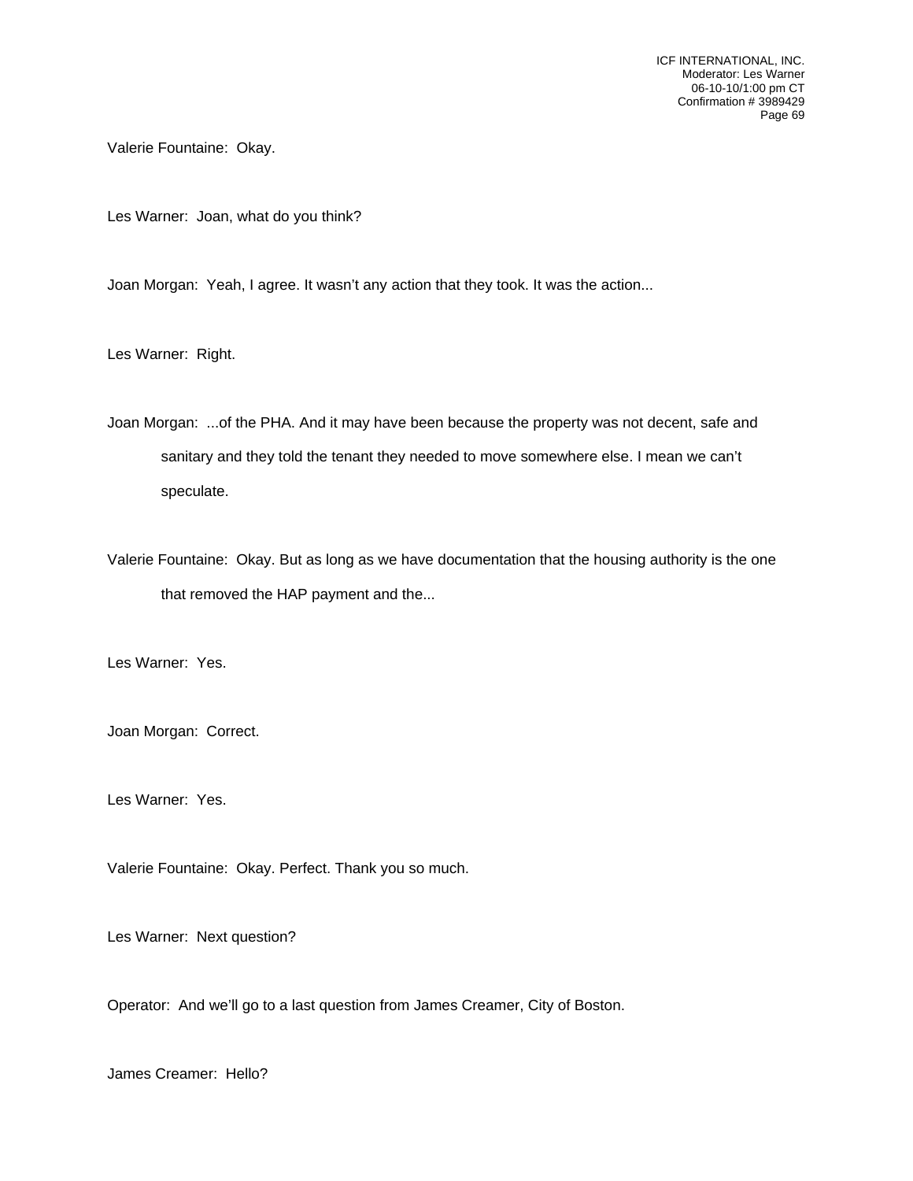Valerie Fountaine: Okay.

Les Warner: Joan, what do you think?

Joan Morgan: Yeah, I agree. It wasn't any action that they took. It was the action...

Les Warner: Right.

Joan Morgan: ...of the PHA. And it may have been because the property was not decent, safe and sanitary and they told the tenant they needed to move somewhere else. I mean we can't speculate.

Valerie Fountaine: Okay. But as long as we have documentation that the housing authority is the one that removed the HAP payment and the...

Les Warner: Yes.

Joan Morgan: Correct.

Les Warner: Yes.

Valerie Fountaine: Okay. Perfect. Thank you so much.

Les Warner: Next question?

Operator: And we'll go to a last question from James Creamer, City of Boston.

James Creamer: Hello?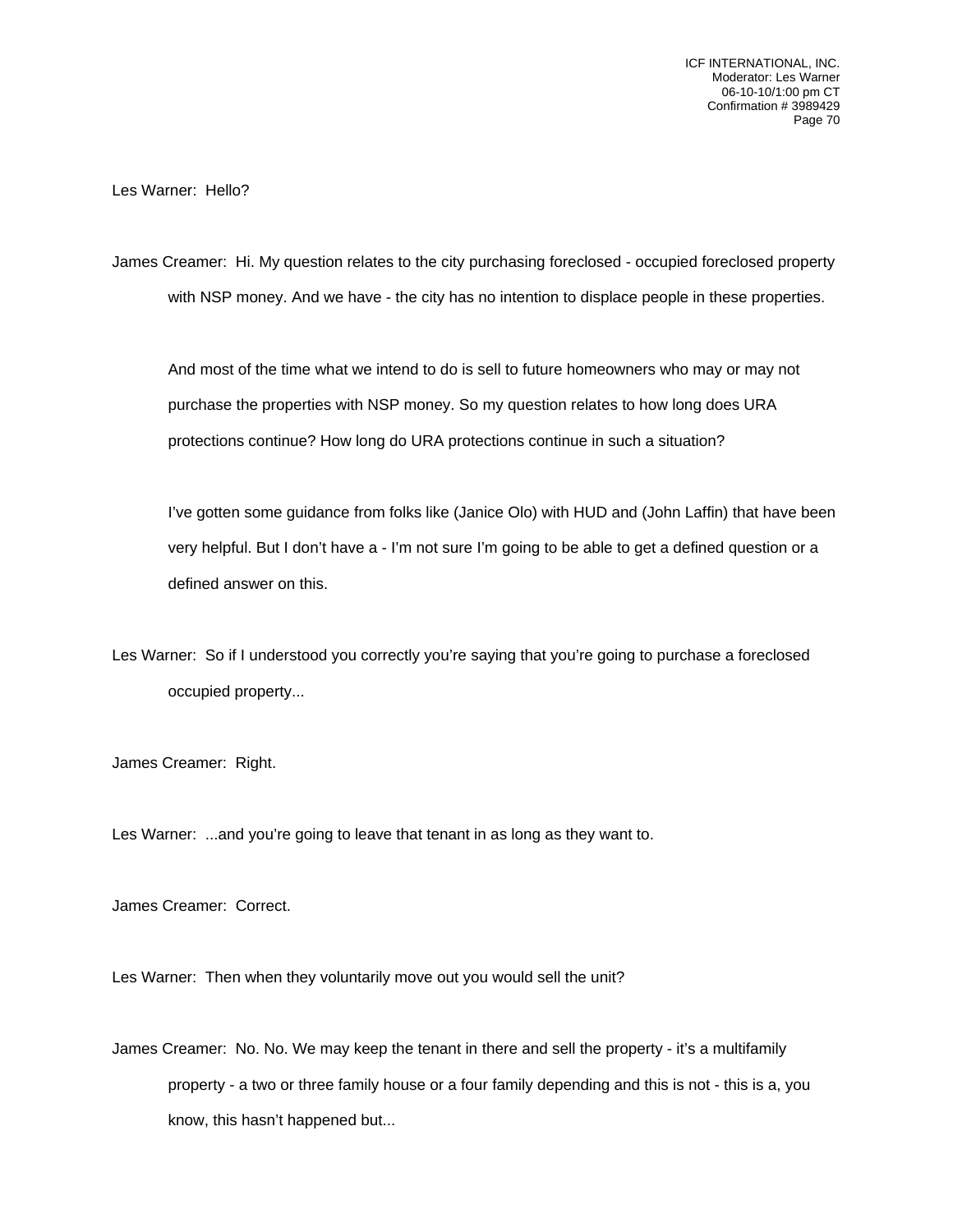Les Warner: Hello?

James Creamer: Hi. My question relates to the city purchasing foreclosed - occupied foreclosed property with NSP money. And we have - the city has no intention to displace people in these properties.

And most of the time what we intend to do is sell to future homeowners who may or may not purchase the properties with NSP money. So my question relates to how long does URA protections continue? How long do URA protections continue in such a situation?

I've gotten some guidance from folks like (Janice Olo) with HUD and (John Laffin) that have been very helpful. But I don't have a - I'm not sure I'm going to be able to get a defined question or a defined answer on this.

Les Warner: So if I understood you correctly you're saying that you're going to purchase a foreclosed occupied property...

James Creamer: Right.

Les Warner: ...and you're going to leave that tenant in as long as they want to.

James Creamer: Correct.

Les Warner: Then when they voluntarily move out you would sell the unit?

James Creamer: No. No. We may keep the tenant in there and sell the property - it's a multifamily property - a two or three family house or a four family depending and this is not - this is a, you know, this hasn't happened but...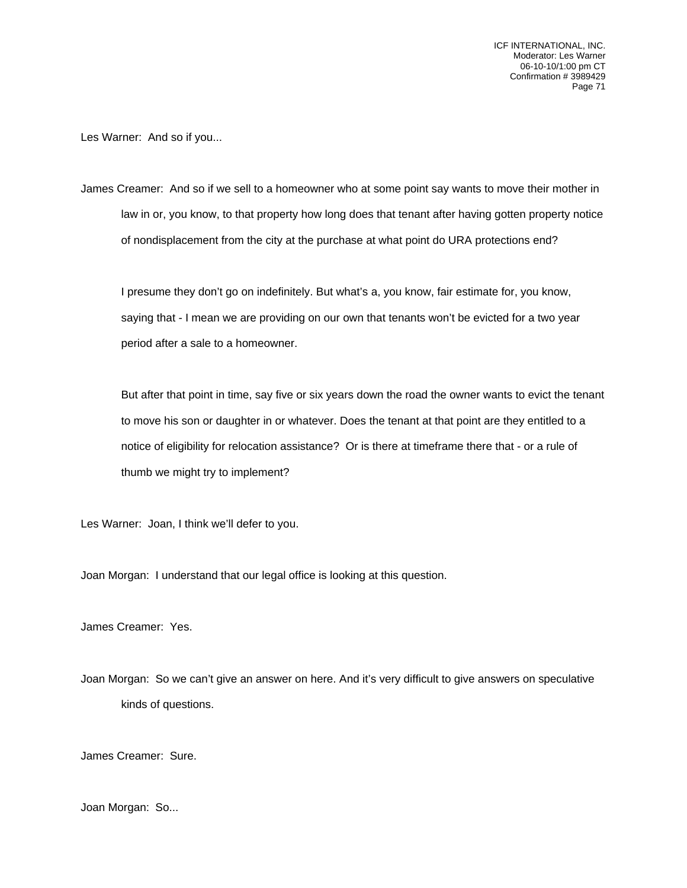Les Warner: And so if you...

James Creamer: And so if we sell to a homeowner who at some point say wants to move their mother in law in or, you know, to that property how long does that tenant after having gotten property notice of nondisplacement from the city at the purchase at what point do URA protections end?

I presume they don't go on indefinitely. But what's a, you know, fair estimate for, you know, saying that - I mean we are providing on our own that tenants won't be evicted for a two year period after a sale to a homeowner.

But after that point in time, say five or six years down the road the owner wants to evict the tenant to move his son or daughter in or whatever. Does the tenant at that point are they entitled to a notice of eligibility for relocation assistance? Or is there at timeframe there that - or a rule of thumb we might try to implement?

Les Warner: Joan, I think we'll defer to you.

Joan Morgan: I understand that our legal office is looking at this question.

James Creamer: Yes.

Joan Morgan: So we can't give an answer on here. And it's very difficult to give answers on speculative kinds of questions.

James Creamer: Sure.

Joan Morgan: So...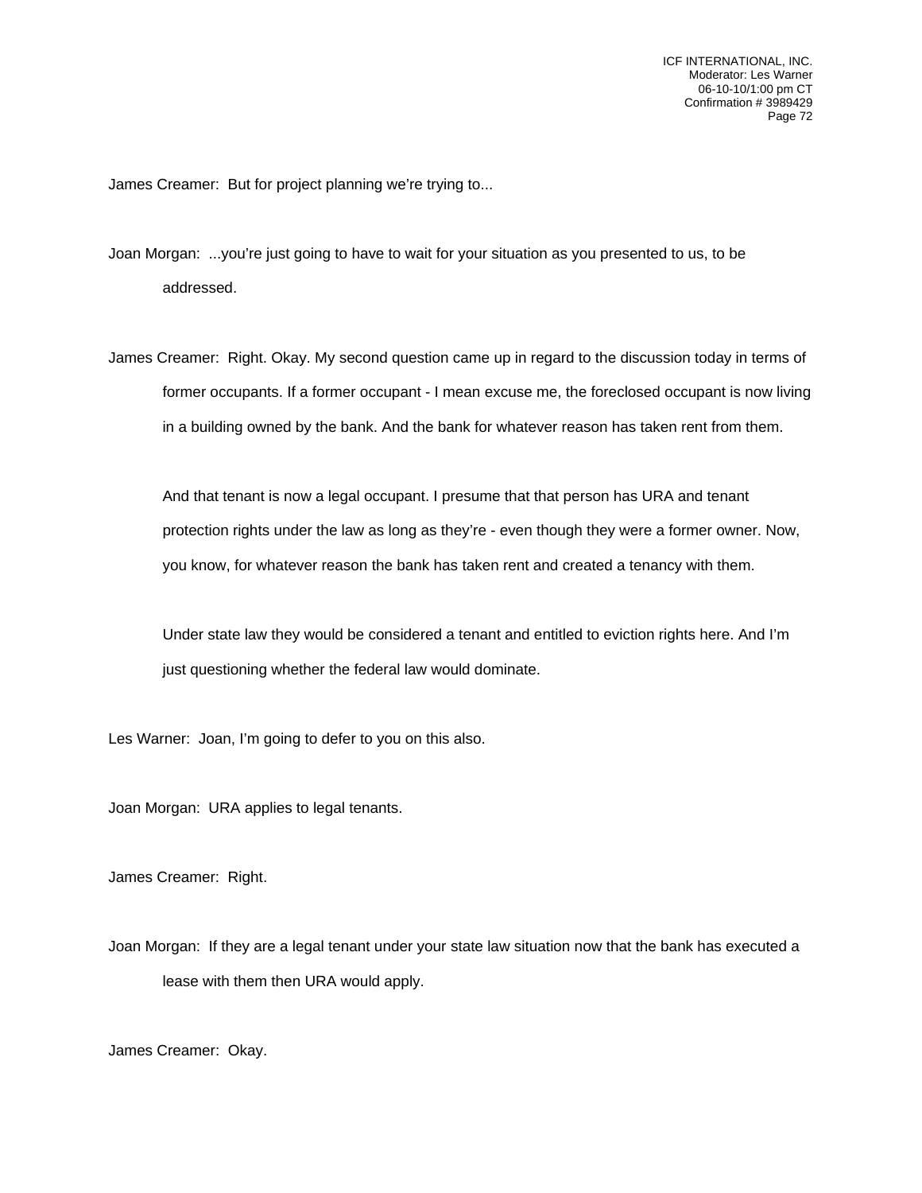James Creamer: But for project planning we're trying to...

Joan Morgan: ...you're just going to have to wait for your situation as you presented to us, to be addressed.

James Creamer: Right. Okay. My second question came up in regard to the discussion today in terms of former occupants. If a former occupant - I mean excuse me, the foreclosed occupant is now living in a building owned by the bank. And the bank for whatever reason has taken rent from them.

And that tenant is now a legal occupant. I presume that that person has URA and tenant protection rights under the law as long as they're - even though they were a former owner. Now, you know, for whatever reason the bank has taken rent and created a tenancy with them.

Under state law they would be considered a tenant and entitled to eviction rights here. And I'm just questioning whether the federal law would dominate.

Les Warner: Joan, I'm going to defer to you on this also.

Joan Morgan: URA applies to legal tenants.

James Creamer: Right.

Joan Morgan: If they are a legal tenant under your state law situation now that the bank has executed a lease with them then URA would apply.

James Creamer: Okay.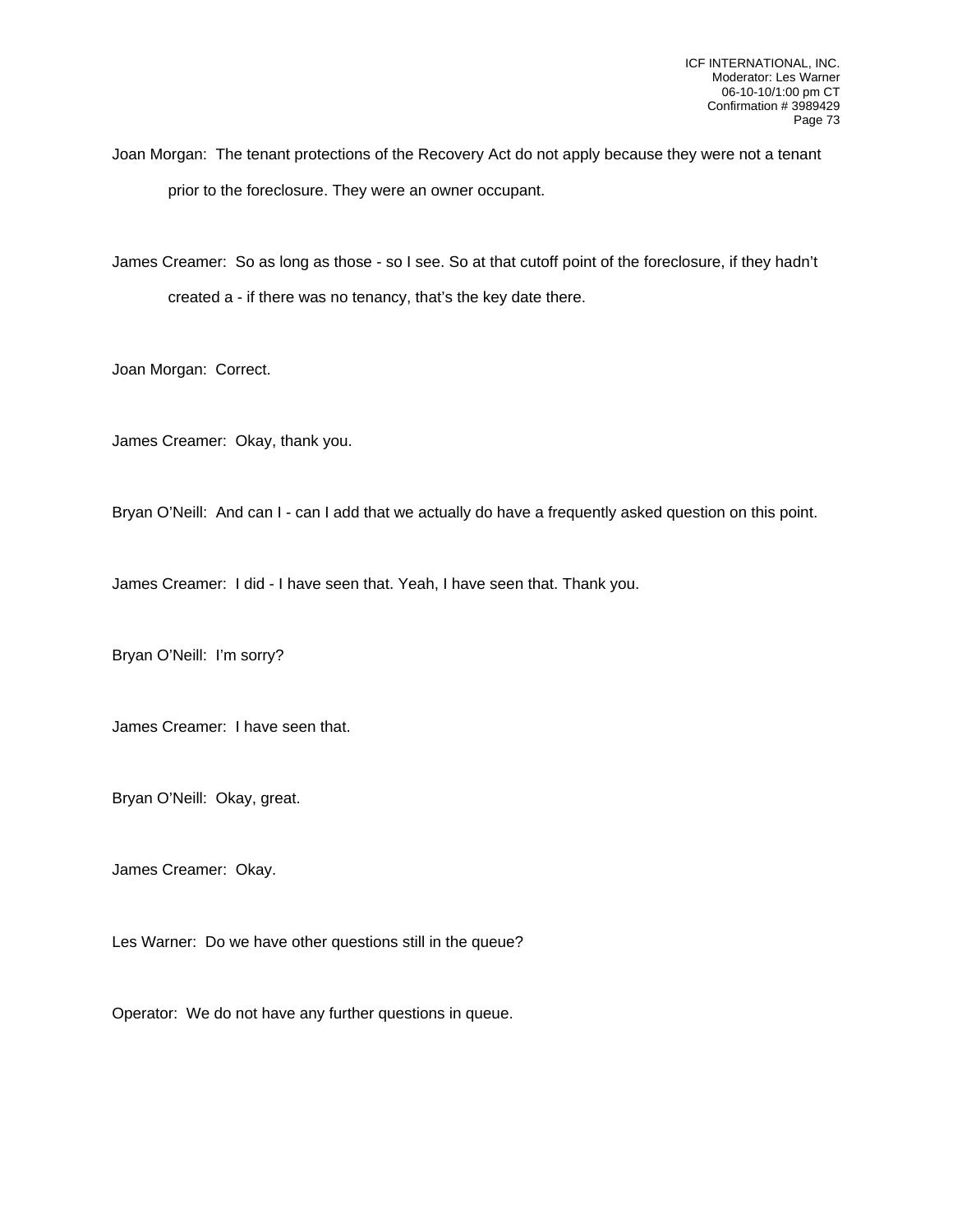Joan Morgan: The tenant protections of the Recovery Act do not apply because they were not a tenant prior to the foreclosure. They were an owner occupant.

James Creamer: So as long as those - so I see. So at that cutoff point of the foreclosure, if they hadn't created a - if there was no tenancy, that's the key date there.

Joan Morgan: Correct.

James Creamer: Okay, thank you.

Bryan O'Neill: And can I - can I add that we actually do have a frequently asked question on this point.

James Creamer: I did - I have seen that. Yeah, I have seen that. Thank you.

Bryan O'Neill: I'm sorry?

James Creamer: I have seen that.

Bryan O'Neill: Okay, great.

James Creamer: Okay.

Les Warner: Do we have other questions still in the queue?

Operator: We do not have any further questions in queue.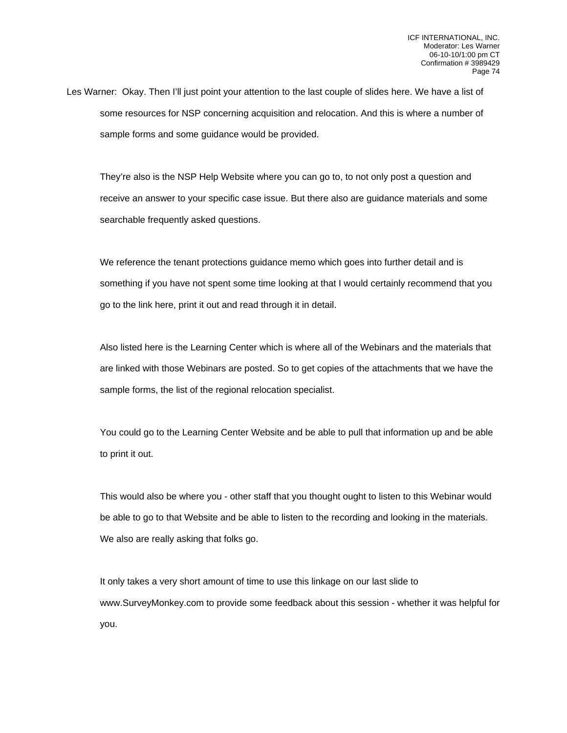Les Warner: Okay. Then I'll just point your attention to the last couple of slides here. We have a list of some resources for NSP concerning acquisition and relocation. And this is where a number of sample forms and some guidance would be provided.

They're also is the NSP Help Website where you can go to, to not only post a question and receive an answer to your specific case issue. But there also are guidance materials and some searchable frequently asked questions.

We reference the tenant protections guidance memo which goes into further detail and is something if you have not spent some time looking at that I would certainly recommend that you go to the link here, print it out and read through it in detail.

Also listed here is the Learning Center which is where all of the Webinars and the materials that are linked with those Webinars are posted. So to get copies of the attachments that we have the sample forms, the list of the regional relocation specialist.

You could go to the Learning Center Website and be able to pull that information up and be able to print it out.

This would also be where you - other staff that you thought ought to listen to this Webinar would be able to go to that Website and be able to listen to the recording and looking in the materials. We also are really asking that folks go.

It only takes a very short amount of time to use this linkage on our last slide to www.SurveyMonkey.com to provide some feedback about this session - whether it was helpful for you.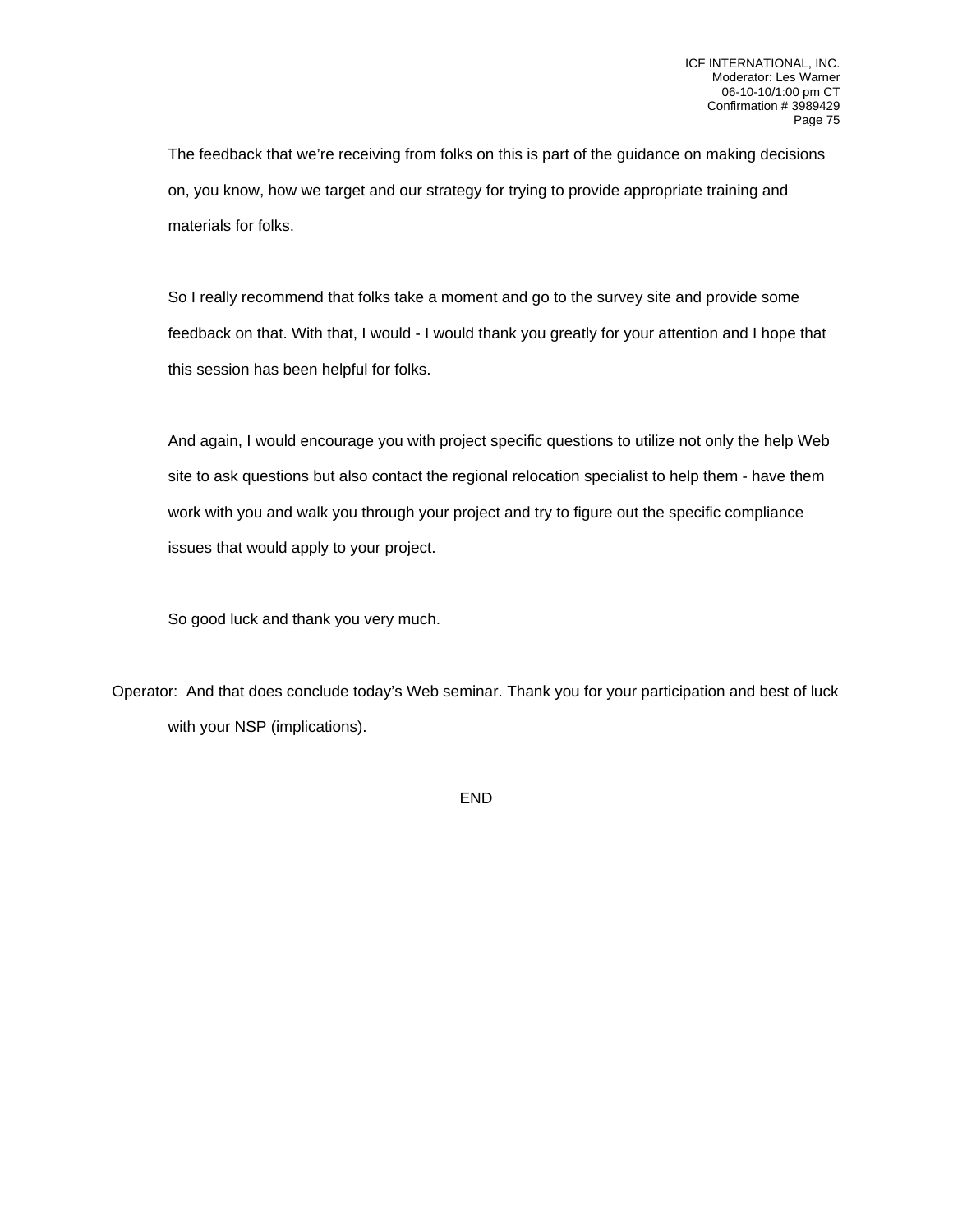The feedback that we're receiving from folks on this is part of the guidance on making decisions on, you know, how we target and our strategy for trying to provide appropriate training and materials for folks.

So I really recommend that folks take a moment and go to the survey site and provide some feedback on that. With that, I would - I would thank you greatly for your attention and I hope that this session has been helpful for folks.

And again, I would encourage you with project specific questions to utilize not only the help Web site to ask questions but also contact the regional relocation specialist to help them - have them work with you and walk you through your project and try to figure out the specific compliance issues that would apply to your project.

So good luck and thank you very much.

Operator: And that does conclude today's Web seminar. Thank you for your participation and best of luck with your NSP (implications).

END